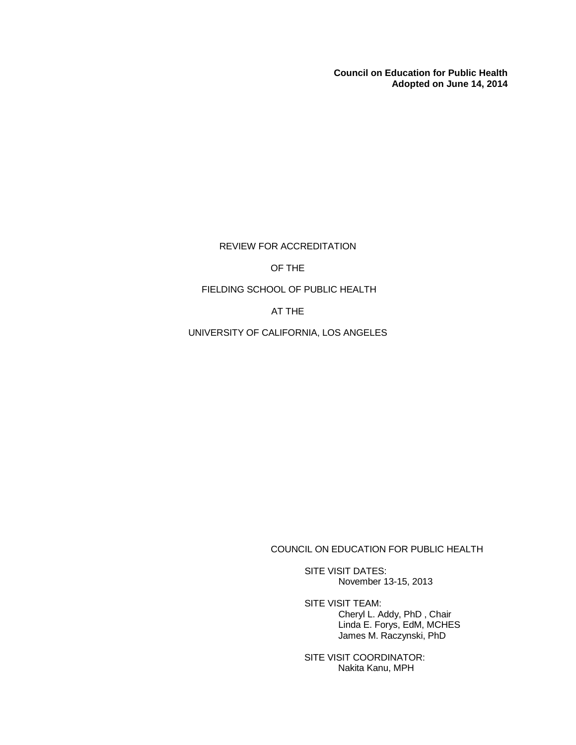**Council on Education for Public Health**
**Adopted on June 14, 2014**

# REVIEW FOR ACCREDITATION

# OF THE

# FIELDING SCHOOL OF PUBLIC HEALTH

# AT THE

# UNIVERSITY OF CALIFORNIA, LOS ANGELES

COUNCIL ON EDUCATION FOR PUBLIC HEALTH

SITE VISIT DATES:
November 13-15, 2013

SITE VISIT TEAM:
Cheryl L. Addy, PhD , Chair
Linda E. Forys, EdM, MCHES
James M. Raczynski, PhD

SITE VISIT COORDINATOR:
Nakita Kanu, MPH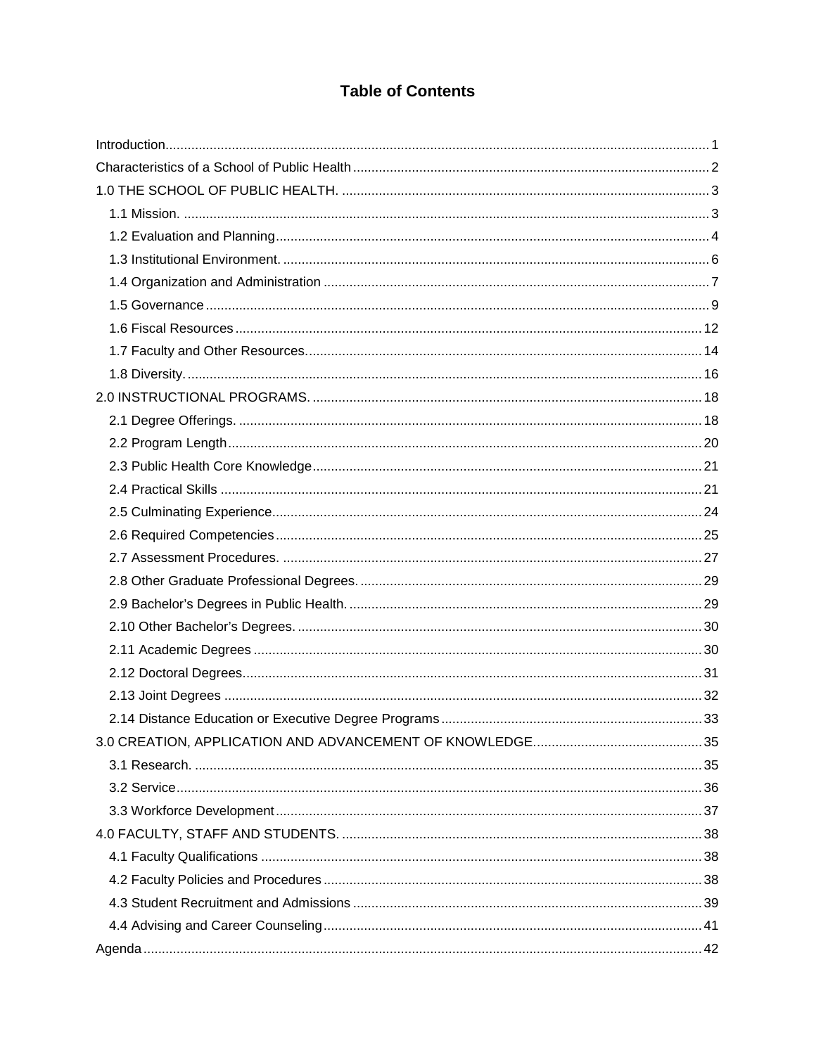# Table of Contents

Introduction....1

Characteristics of a School of Public Health....2

1.0 THE SCHOOL OF PUBLIC HEALTH. ....3

- 1.1 Mission. ....3
- 1.2 Evaluation and Planning....4
- 1.3 Institutional Environment. ....6
- 1.4 Organization and Administration ....7
- 1.5 Governance....9
- 1.6 Fiscal Resources....12
- 1.7 Faculty and Other Resources....14
- 1.8 Diversity....16

2.0 INSTRUCTIONAL PROGRAMS. ....18

- 2.1 Degree Offerings. ....18
- 2.2 Program Length....20
- 2.3 Public Health Core Knowledge....21
- 2.4 Practical Skills ....21
- 2.5 Culminating Experience....24
- 2.6 Required Competencies....25
- 2.7 Assessment Procedures. ....27
- 2.8 Other Graduate Professional Degrees. ....29
- 2.9 Bachelor's Degrees in Public Health. ....29
- 2.10 Other Bachelor's Degrees. ....30
- 2.11 Academic Degrees ....30
- 2.12 Doctoral Degrees....31
- 2.13 Joint Degrees ....32
- 2.14 Distance Education or Executive Degree Programs....33

3.0 CREATION, APPLICATION AND ADVANCEMENT OF KNOWLEDGE....35

- 3.1 Research. ....35
- 3.2 Service....36
- 3.3 Workforce Development....37

4.0 FACULTY, STAFF AND STUDENTS. ....38

- 4.1 Faculty Qualifications ....38
- 4.2 Faculty Policies and Procedures....38
- 4.3 Student Recruitment and Admissions ....39
- 4.4 Advising and Career Counseling....41

Agenda....42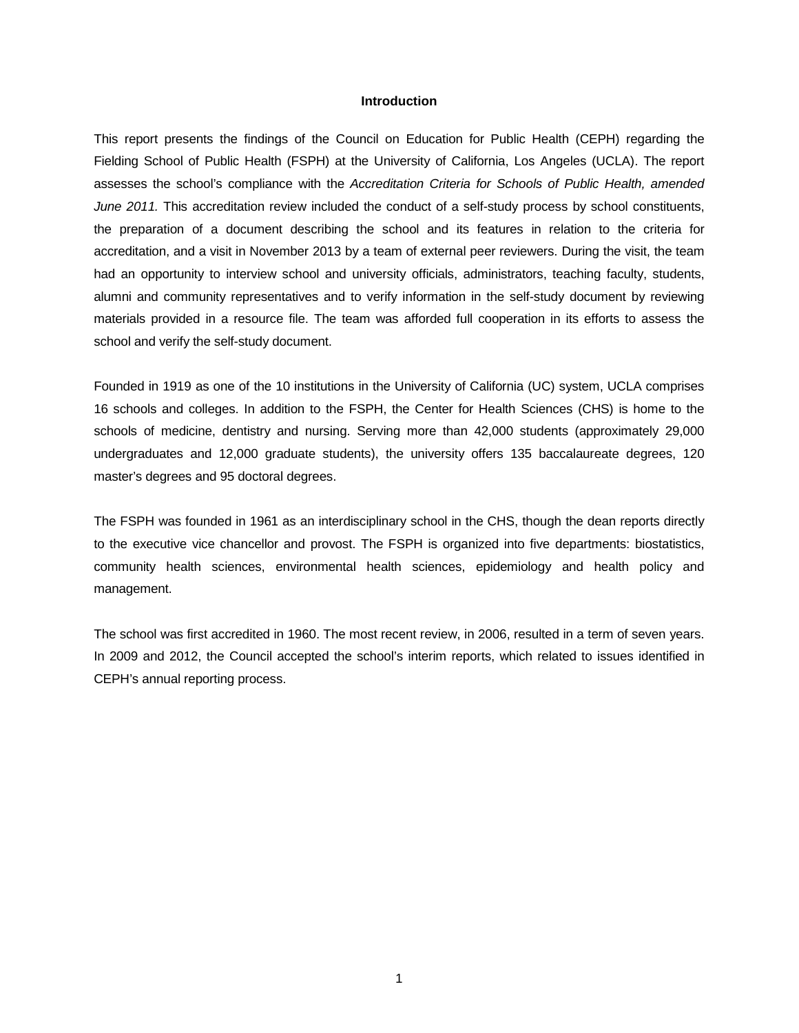## Introduction

This report presents the findings of the Council on Education for Public Health (CEPH) regarding the Fielding School of Public Health (FSPH) at the University of California, Los Angeles (UCLA). The report assesses the school's compliance with the *Accreditation Criteria for Schools of Public Health, amended June 2011.* This accreditation review included the conduct of a self-study process by school constituents, the preparation of a document describing the school and its features in relation to the criteria for accreditation, and a visit in November 2013 by a team of external peer reviewers. During the visit, the team had an opportunity to interview school and university officials, administrators, teaching faculty, students, alumni and community representatives and to verify information in the self-study document by reviewing materials provided in a resource file. The team was afforded full cooperation in its efforts to assess the school and verify the self-study document.

Founded in 1919 as one of the 10 institutions in the University of California (UC) system, UCLA comprises 16 schools and colleges. In addition to the FSPH, the Center for Health Sciences (CHS) is home to the schools of medicine, dentistry and nursing. Serving more than 42,000 students (approximately 29,000 undergraduates and 12,000 graduate students), the university offers 135 baccalaureate degrees, 120 master's degrees and 95 doctoral degrees.

The FSPH was founded in 1961 as an interdisciplinary school in the CHS, though the dean reports directly to the executive vice chancellor and provost. The FSPH is organized into five departments: biostatistics, community health sciences, environmental health sciences, epidemiology and health policy and management.

The school was first accredited in 1960. The most recent review, in 2006, resulted in a term of seven years. In 2009 and 2012, the Council accepted the school's interim reports, which related to issues identified in CEPH's annual reporting process.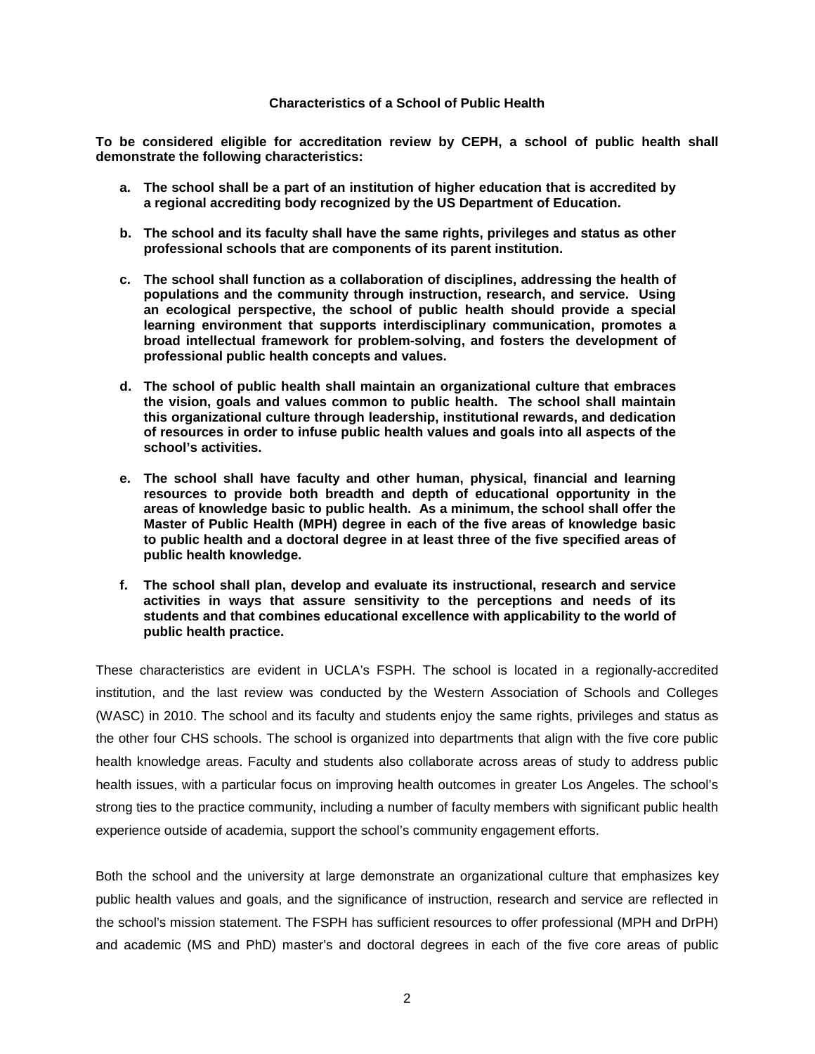**Characteristics of a School of Public Health**

**To be considered eligible for accreditation review by CEPH, a school of public health shall demonstrate the following characteristics:**

- **a. The school shall be a part of an institution of higher education that is accredited by a regional accrediting body recognized by the US Department of Education.**

- **b. The school and its faculty shall have the same rights, privileges and status as other professional schools that are components of its parent institution.**

- **c. The school shall function as a collaboration of disciplines, addressing the health of populations and the community through instruction, research, and service. Using an ecological perspective, the school of public health should provide a special learning environment that supports interdisciplinary communication, promotes a broad intellectual framework for problem-solving, and fosters the development of professional public health concepts and values.**

- **d. The school of public health shall maintain an organizational culture that embraces the vision, goals and values common to public health. The school shall maintain this organizational culture through leadership, institutional rewards, and dedication of resources in order to infuse public health values and goals into all aspects of the school's activities.**

- **e. The school shall have faculty and other human, physical, financial and learning resources to provide both breadth and depth of educational opportunity in the areas of knowledge basic to public health. As a minimum, the school shall offer the Master of Public Health (MPH) degree in each of the five areas of knowledge basic to public health and a doctoral degree in at least three of the five specified areas of public health knowledge.**

- **f. The school shall plan, develop and evaluate its instructional, research and service activities in ways that assure sensitivity to the perceptions and needs of its students and that combines educational excellence with applicability to the world of public health practice.**

These characteristics are evident in UCLA's FSPH. The school is located in a regionally-accredited institution, and the last review was conducted by the Western Association of Schools and Colleges (WASC) in 2010. The school and its faculty and students enjoy the same rights, privileges and status as the other four CHS schools. The school is organized into departments that align with the five core public health knowledge areas. Faculty and students also collaborate across areas of study to address public health issues, with a particular focus on improving health outcomes in greater Los Angeles. The school's strong ties to the practice community, including a number of faculty members with significant public health experience outside of academia, support the school's community engagement efforts.

Both the school and the university at large demonstrate an organizational culture that emphasizes key public health values and goals, and the significance of instruction, research and service are reflected in the school's mission statement. The FSPH has sufficient resources to offer professional (MPH and DrPH) and academic (MS and PhD) master's and doctoral degrees in each of the five core areas of public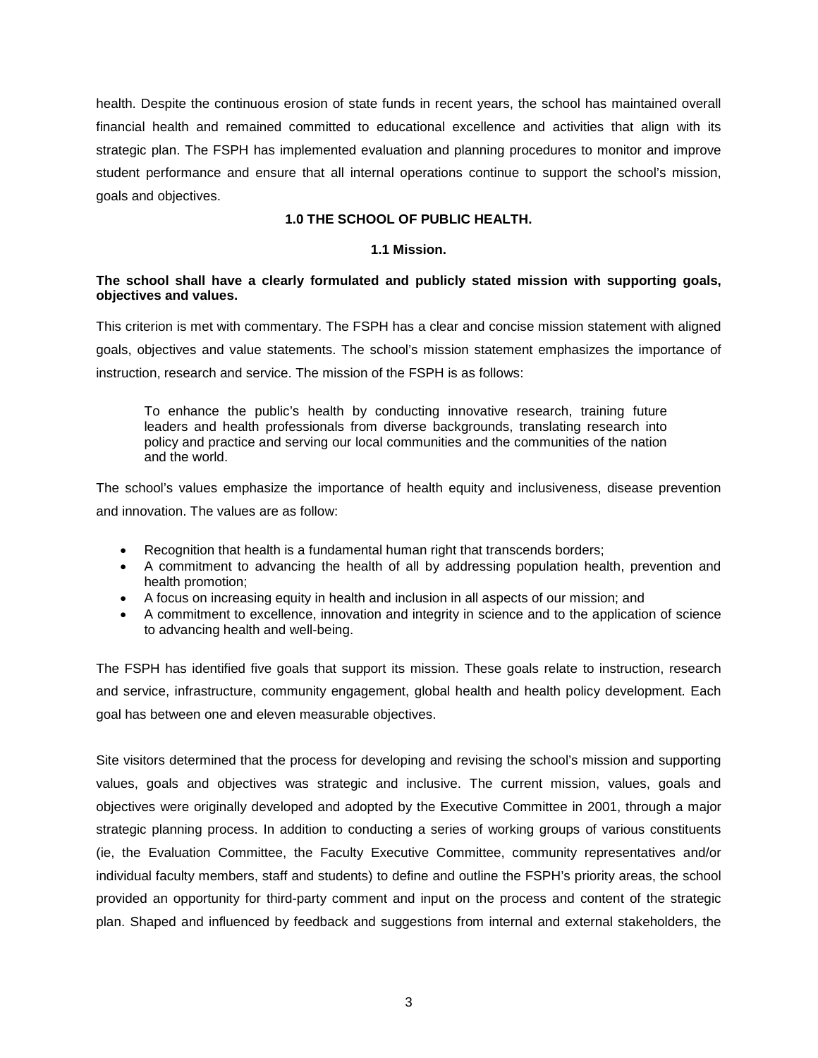health. Despite the continuous erosion of state funds in recent years, the school has maintained overall financial health and remained committed to educational excellence and activities that align with its strategic plan. The FSPH has implemented evaluation and planning procedures to monitor and improve student performance and ensure that all internal operations continue to support the school's mission, goals and objectives.

## 1.0 THE SCHOOL OF PUBLIC HEALTH.

### 1.1 Mission.

**The school shall have a clearly formulated and publicly stated mission with supporting goals, objectives and values.**

This criterion is met with commentary. The FSPH has a clear and concise mission statement with aligned goals, objectives and value statements. The school's mission statement emphasizes the importance of instruction, research and service. The mission of the FSPH is as follows:

> To enhance the public's health by conducting innovative research, training future leaders and health professionals from diverse backgrounds, translating research into policy and practice and serving our local communities and the communities of the nation and the world.

The school's values emphasize the importance of health equity and inclusiveness, disease prevention and innovation. The values are as follow:

- Recognition that health is a fundamental human right that transcends borders;
- A commitment to advancing the health of all by addressing population health, prevention and health promotion;
- A focus on increasing equity in health and inclusion in all aspects of our mission; and
- A commitment to excellence, innovation and integrity in science and to the application of science to advancing health and well-being.

The FSPH has identified five goals that support its mission. These goals relate to instruction, research and service, infrastructure, community engagement, global health and health policy development. Each goal has between one and eleven measurable objectives.

Site visitors determined that the process for developing and revising the school's mission and supporting values, goals and objectives was strategic and inclusive. The current mission, values, goals and objectives were originally developed and adopted by the Executive Committee in 2001, through a major strategic planning process. In addition to conducting a series of working groups of various constituents (ie, the Evaluation Committee, the Faculty Executive Committee, community representatives and/or individual faculty members, staff and students) to define and outline the FSPH's priority areas, the school provided an opportunity for third-party comment and input on the process and content of the strategic plan. Shaped and influenced by feedback and suggestions from internal and external stakeholders, the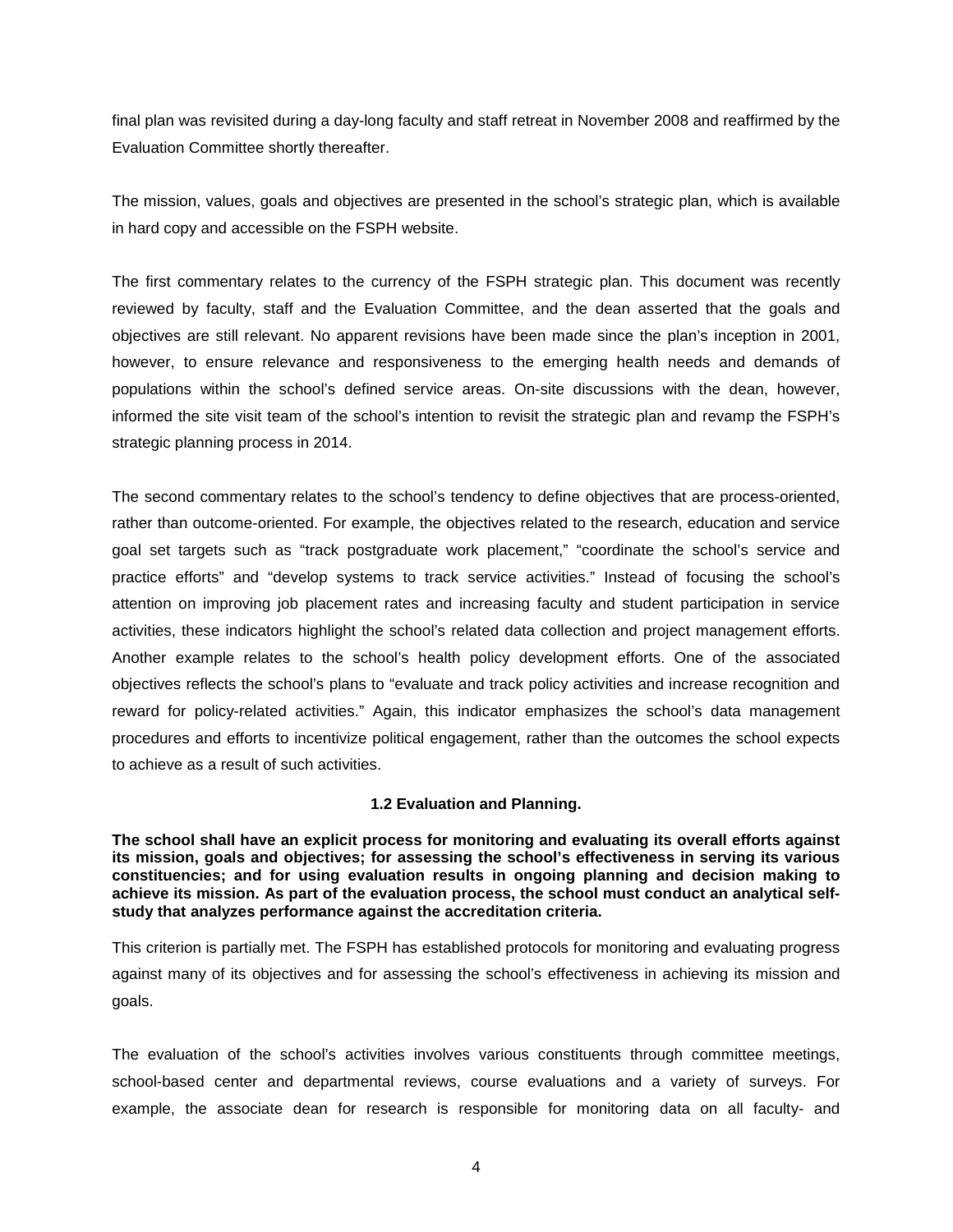final plan was revisited during a day-long faculty and staff retreat in November 2008 and reaffirmed by the Evaluation Committee shortly thereafter.

The mission, values, goals and objectives are presented in the school's strategic plan, which is available in hard copy and accessible on the FSPH website.

The first commentary relates to the currency of the FSPH strategic plan. This document was recently reviewed by faculty, staff and the Evaluation Committee, and the dean asserted that the goals and objectives are still relevant. No apparent revisions have been made since the plan's inception in 2001, however, to ensure relevance and responsiveness to the emerging health needs and demands of populations within the school's defined service areas. On-site discussions with the dean, however, informed the site visit team of the school's intention to revisit the strategic plan and revamp the FSPH's strategic planning process in 2014.

The second commentary relates to the school's tendency to define objectives that are process-oriented, rather than outcome-oriented. For example, the objectives related to the research, education and service goal set targets such as "track postgraduate work placement," "coordinate the school's service and practice efforts" and "develop systems to track service activities." Instead of focusing the school's attention on improving job placement rates and increasing faculty and student participation in service activities, these indicators highlight the school's related data collection and project management efforts. Another example relates to the school's health policy development efforts. One of the associated objectives reflects the school's plans to "evaluate and track policy activities and increase recognition and reward for policy-related activities." Again, this indicator emphasizes the school's data management procedures and efforts to incentivize political engagement, rather than the outcomes the school expects to achieve as a result of such activities.

### 1.2 Evaluation and Planning.

**The school shall have an explicit process for monitoring and evaluating its overall efforts against its mission, goals and objectives; for assessing the school's effectiveness in serving its various constituencies; and for using evaluation results in ongoing planning and decision making to achieve its mission. As part of the evaluation process, the school must conduct an analytical self-study that analyzes performance against the accreditation criteria.**

This criterion is partially met. The FSPH has established protocols for monitoring and evaluating progress against many of its objectives and for assessing the school's effectiveness in achieving its mission and goals.

The evaluation of the school's activities involves various constituents through committee meetings, school-based center and departmental reviews, course evaluations and a variety of surveys. For example, the associate dean for research is responsible for monitoring data on all faculty- and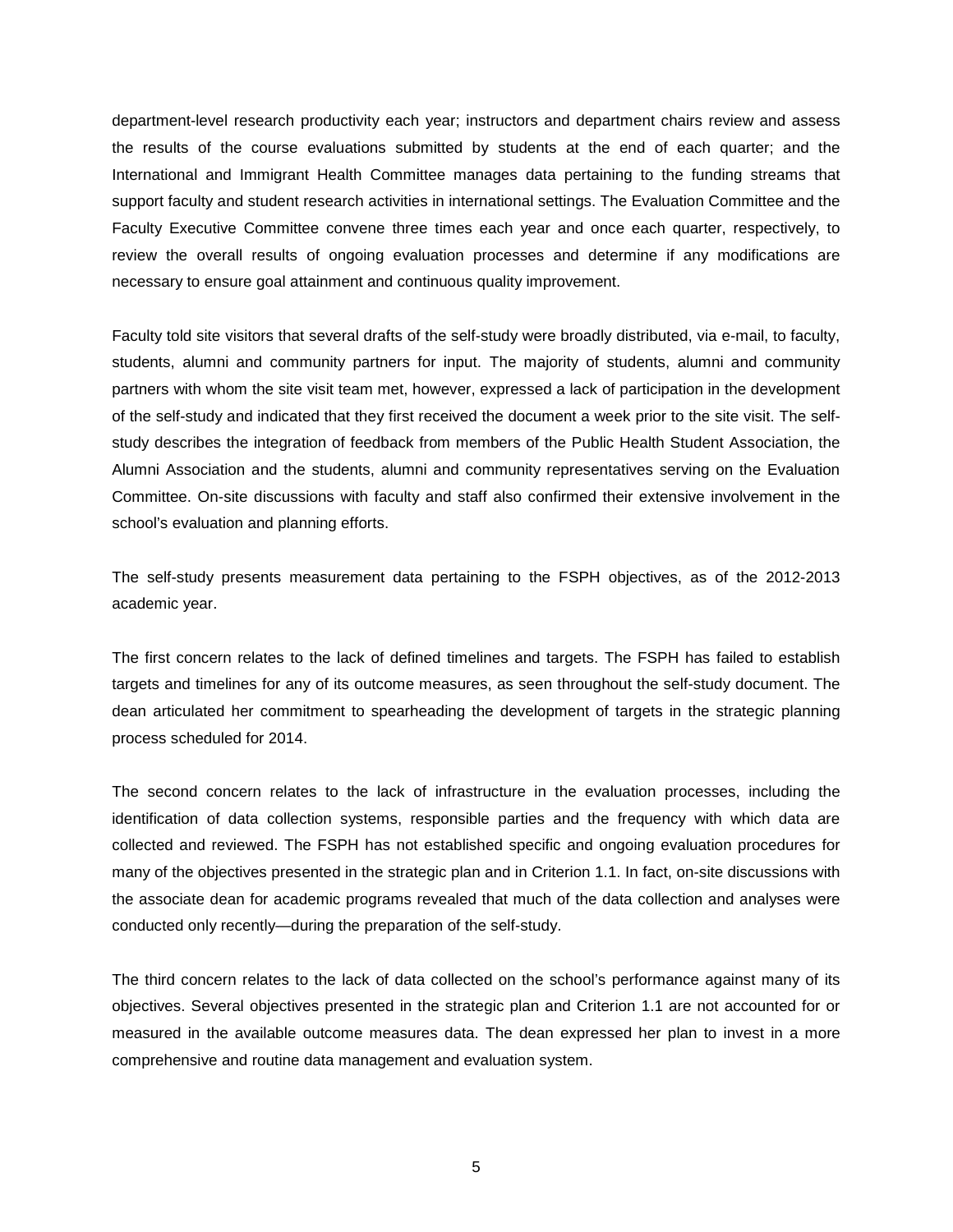department-level research productivity each year; instructors and department chairs review and assess the results of the course evaluations submitted by students at the end of each quarter; and the International and Immigrant Health Committee manages data pertaining to the funding streams that support faculty and student research activities in international settings. The Evaluation Committee and the Faculty Executive Committee convene three times each year and once each quarter, respectively, to review the overall results of ongoing evaluation processes and determine if any modifications are necessary to ensure goal attainment and continuous quality improvement.

Faculty told site visitors that several drafts of the self-study were broadly distributed, via e-mail, to faculty, students, alumni and community partners for input. The majority of students, alumni and community partners with whom the site visit team met, however, expressed a lack of participation in the development of the self-study and indicated that they first received the document a week prior to the site visit. The self-study describes the integration of feedback from members of the Public Health Student Association, the Alumni Association and the students, alumni and community representatives serving on the Evaluation Committee. On-site discussions with faculty and staff also confirmed their extensive involvement in the school's evaluation and planning efforts.

The self-study presents measurement data pertaining to the FSPH objectives, as of the 2012-2013 academic year.

The first concern relates to the lack of defined timelines and targets. The FSPH has failed to establish targets and timelines for any of its outcome measures, as seen throughout the self-study document. The dean articulated her commitment to spearheading the development of targets in the strategic planning process scheduled for 2014.

The second concern relates to the lack of infrastructure in the evaluation processes, including the identification of data collection systems, responsible parties and the frequency with which data are collected and reviewed. The FSPH has not established specific and ongoing evaluation procedures for many of the objectives presented in the strategic plan and in Criterion 1.1. In fact, on-site discussions with the associate dean for academic programs revealed that much of the data collection and analyses were conducted only recently—during the preparation of the self-study.

The third concern relates to the lack of data collected on the school's performance against many of its objectives. Several objectives presented in the strategic plan and Criterion 1.1 are not accounted for or measured in the available outcome measures data. The dean expressed her plan to invest in a more comprehensive and routine data management and evaluation system.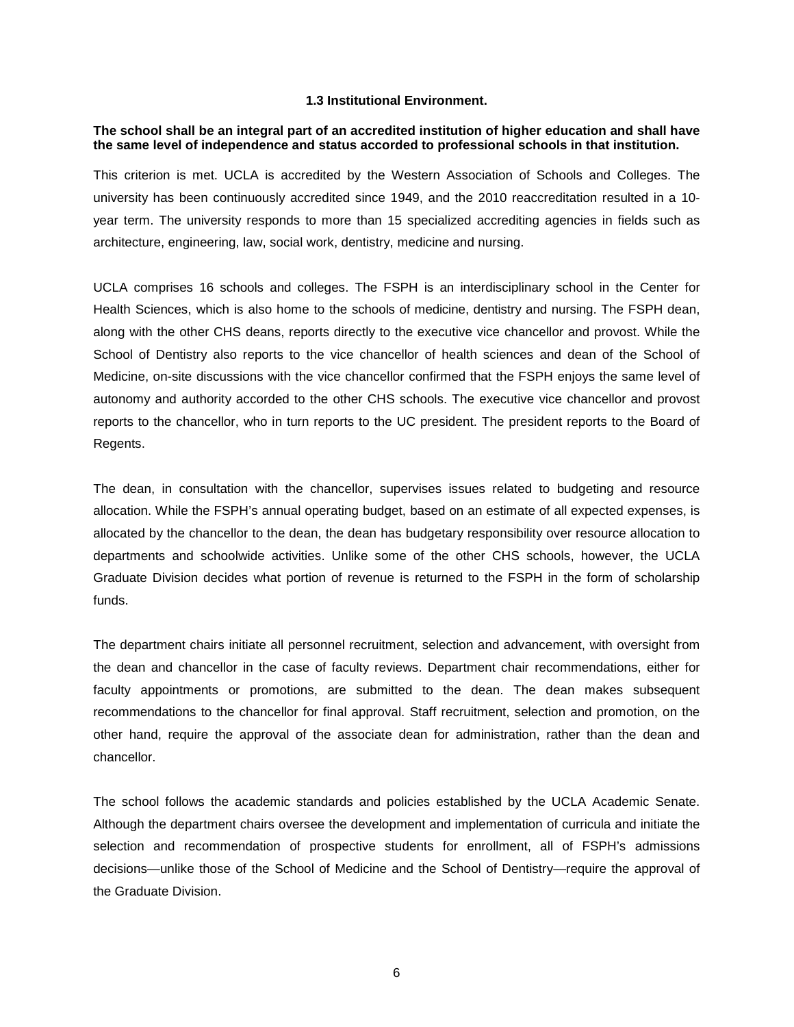### 1.3 Institutional Environment.

**The school shall be an integral part of an accredited institution of higher education and shall have the same level of independence and status accorded to professional schools in that institution.**

This criterion is met. UCLA is accredited by the Western Association of Schools and Colleges. The university has been continuously accredited since 1949, and the 2010 reaccreditation resulted in a 10-year term. The university responds to more than 15 specialized accrediting agencies in fields such as architecture, engineering, law, social work, dentistry, medicine and nursing.

UCLA comprises 16 schools and colleges. The FSPH is an interdisciplinary school in the Center for Health Sciences, which is also home to the schools of medicine, dentistry and nursing. The FSPH dean, along with the other CHS deans, reports directly to the executive vice chancellor and provost. While the School of Dentistry also reports to the vice chancellor of health sciences and dean of the School of Medicine, on-site discussions with the vice chancellor confirmed that the FSPH enjoys the same level of autonomy and authority accorded to the other CHS schools. The executive vice chancellor and provost reports to the chancellor, who in turn reports to the UC president. The president reports to the Board of Regents.

The dean, in consultation with the chancellor, supervises issues related to budgeting and resource allocation. While the FSPH's annual operating budget, based on an estimate of all expected expenses, is allocated by the chancellor to the dean, the dean has budgetary responsibility over resource allocation to departments and schoolwide activities. Unlike some of the other CHS schools, however, the UCLA Graduate Division decides what portion of revenue is returned to the FSPH in the form of scholarship funds.

The department chairs initiate all personnel recruitment, selection and advancement, with oversight from the dean and chancellor in the case of faculty reviews. Department chair recommendations, either for faculty appointments or promotions, are submitted to the dean. The dean makes subsequent recommendations to the chancellor for final approval. Staff recruitment, selection and promotion, on the other hand, require the approval of the associate dean for administration, rather than the dean and chancellor.

The school follows the academic standards and policies established by the UCLA Academic Senate. Although the department chairs oversee the development and implementation of curricula and initiate the selection and recommendation of prospective students for enrollment, all of FSPH's admissions decisions—unlike those of the School of Medicine and the School of Dentistry—require the approval of the Graduate Division.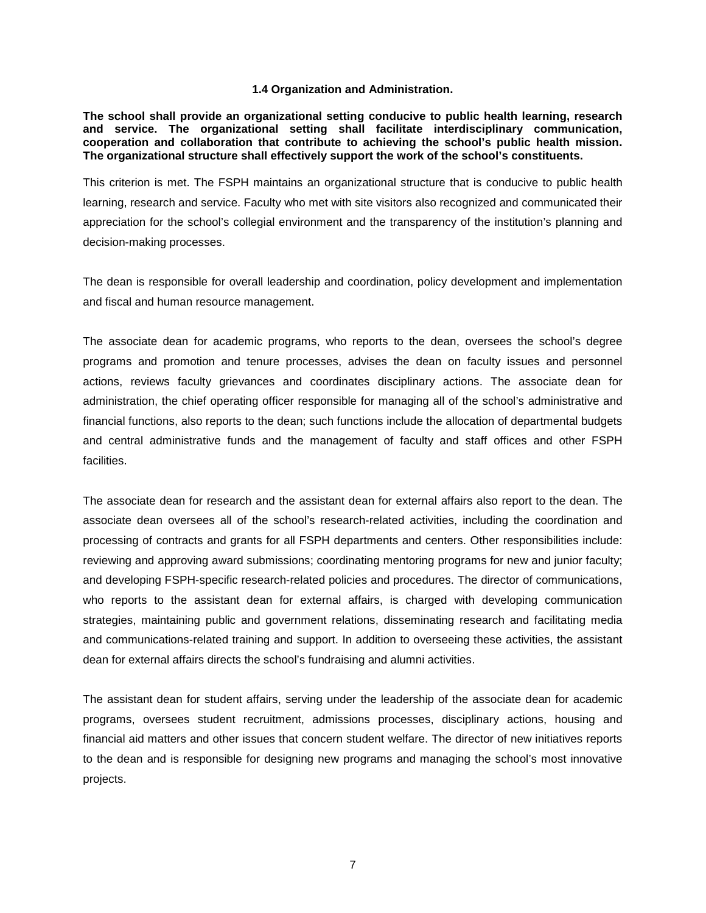### 1.4 Organization and Administration.

**The school shall provide an organizational setting conducive to public health learning, research and service. The organizational setting shall facilitate interdisciplinary communication, cooperation and collaboration that contribute to achieving the school's public health mission. The organizational structure shall effectively support the work of the school's constituents.**

This criterion is met. The FSPH maintains an organizational structure that is conducive to public health learning, research and service. Faculty who met with site visitors also recognized and communicated their appreciation for the school's collegial environment and the transparency of the institution's planning and decision-making processes.

The dean is responsible for overall leadership and coordination, policy development and implementation and fiscal and human resource management.

The associate dean for academic programs, who reports to the dean, oversees the school's degree programs and promotion and tenure processes, advises the dean on faculty issues and personnel actions, reviews faculty grievances and coordinates disciplinary actions. The associate dean for administration, the chief operating officer responsible for managing all of the school's administrative and financial functions, also reports to the dean; such functions include the allocation of departmental budgets and central administrative funds and the management of faculty and staff offices and other FSPH facilities.

The associate dean for research and the assistant dean for external affairs also report to the dean. The associate dean oversees all of the school's research-related activities, including the coordination and processing of contracts and grants for all FSPH departments and centers. Other responsibilities include: reviewing and approving award submissions; coordinating mentoring programs for new and junior faculty; and developing FSPH-specific research-related policies and procedures. The director of communications, who reports to the assistant dean for external affairs, is charged with developing communication strategies, maintaining public and government relations, disseminating research and facilitating media and communications-related training and support. In addition to overseeing these activities, the assistant dean for external affairs directs the school's fundraising and alumni activities.

The assistant dean for student affairs, serving under the leadership of the associate dean for academic programs, oversees student recruitment, admissions processes, disciplinary actions, housing and financial aid matters and other issues that concern student welfare. The director of new initiatives reports to the dean and is responsible for designing new programs and managing the school's most innovative projects.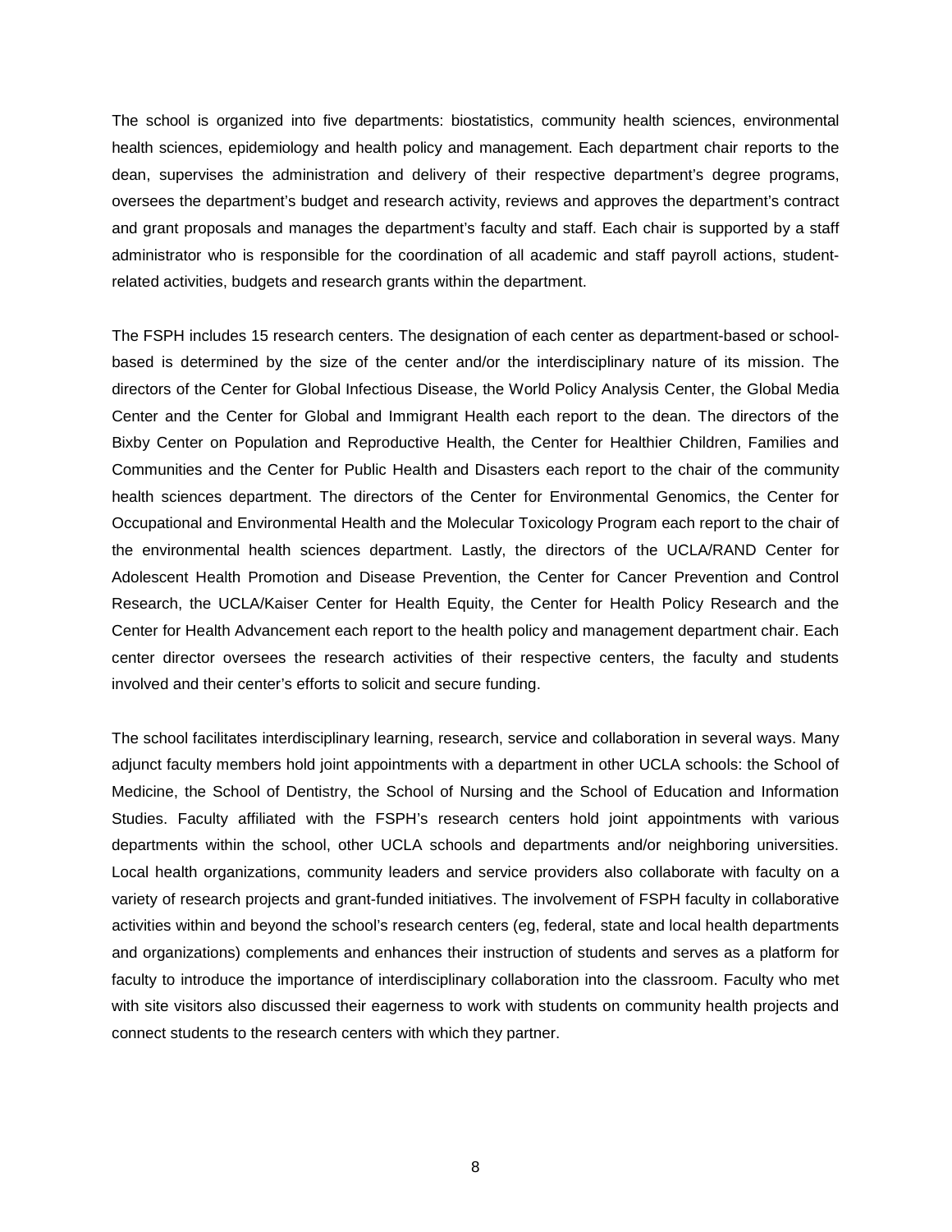The school is organized into five departments: biostatistics, community health sciences, environmental health sciences, epidemiology and health policy and management. Each department chair reports to the dean, supervises the administration and delivery of their respective department's degree programs, oversees the department's budget and research activity, reviews and approves the department's contract and grant proposals and manages the department's faculty and staff. Each chair is supported by a staff administrator who is responsible for the coordination of all academic and staff payroll actions, student-related activities, budgets and research grants within the department.

The FSPH includes 15 research centers. The designation of each center as department-based or school-based is determined by the size of the center and/or the interdisciplinary nature of its mission. The directors of the Center for Global Infectious Disease, the World Policy Analysis Center, the Global Media Center and the Center for Global and Immigrant Health each report to the dean. The directors of the Bixby Center on Population and Reproductive Health, the Center for Healthier Children, Families and Communities and the Center for Public Health and Disasters each report to the chair of the community health sciences department. The directors of the Center for Environmental Genomics, the Center for Occupational and Environmental Health and the Molecular Toxicology Program each report to the chair of the environmental health sciences department. Lastly, the directors of the UCLA/RAND Center for Adolescent Health Promotion and Disease Prevention, the Center for Cancer Prevention and Control Research, the UCLA/Kaiser Center for Health Equity, the Center for Health Policy Research and the Center for Health Advancement each report to the health policy and management department chair. Each center director oversees the research activities of their respective centers, the faculty and students involved and their center's efforts to solicit and secure funding.

The school facilitates interdisciplinary learning, research, service and collaboration in several ways. Many adjunct faculty members hold joint appointments with a department in other UCLA schools: the School of Medicine, the School of Dentistry, the School of Nursing and the School of Education and Information Studies. Faculty affiliated with the FSPH's research centers hold joint appointments with various departments within the school, other UCLA schools and departments and/or neighboring universities. Local health organizations, community leaders and service providers also collaborate with faculty on a variety of research projects and grant-funded initiatives. The involvement of FSPH faculty in collaborative activities within and beyond the school's research centers (eg, federal, state and local health departments and organizations) complements and enhances their instruction of students and serves as a platform for faculty to introduce the importance of interdisciplinary collaboration into the classroom. Faculty who met with site visitors also discussed their eagerness to work with students on community health projects and connect students to the research centers with which they partner.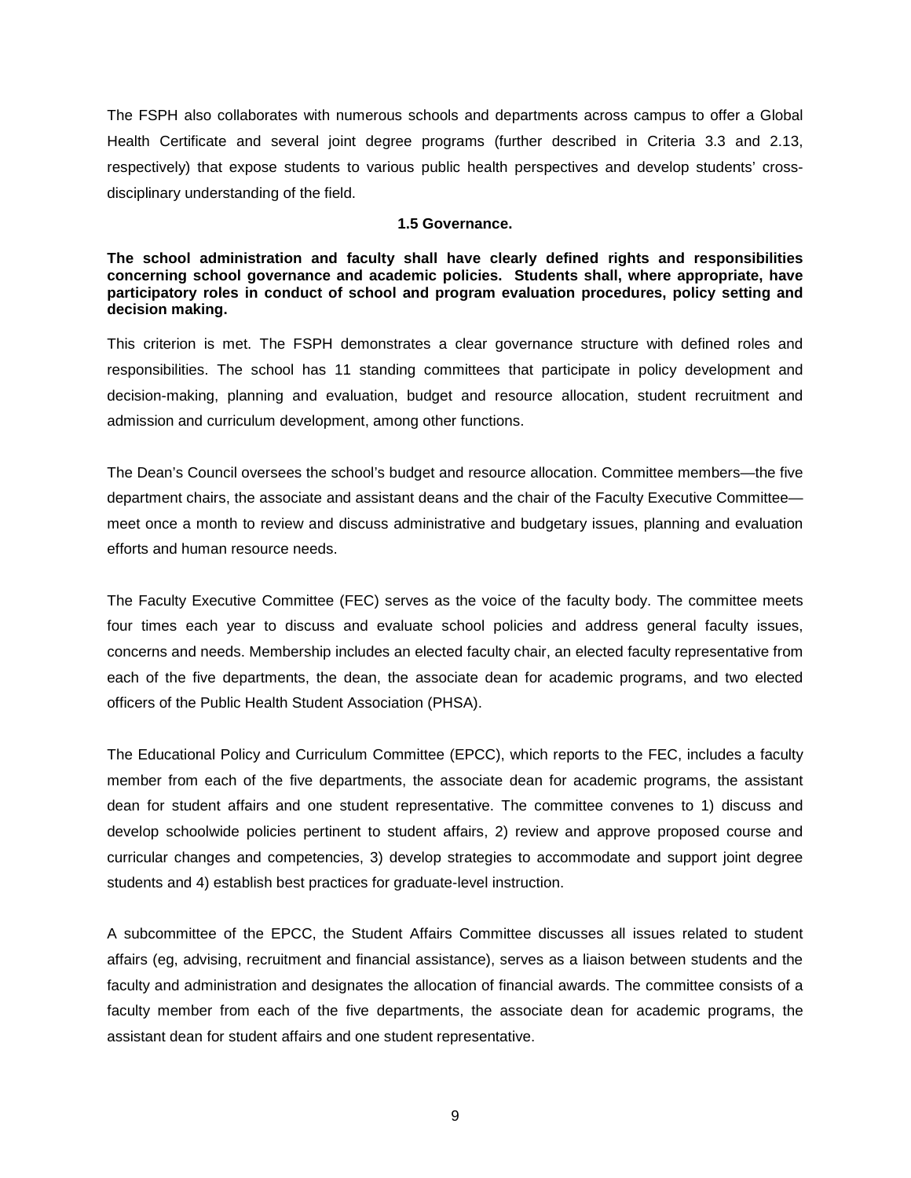The FSPH also collaborates with numerous schools and departments across campus to offer a Global Health Certificate and several joint degree programs (further described in Criteria 3.3 and 2.13, respectively) that expose students to various public health perspectives and develop students' cross-disciplinary understanding of the field.

### 1.5 Governance.

**The school administration and faculty shall have clearly defined rights and responsibilities concerning school governance and academic policies. Students shall, where appropriate, have participatory roles in conduct of school and program evaluation procedures, policy setting and decision making.**

This criterion is met. The FSPH demonstrates a clear governance structure with defined roles and responsibilities. The school has 11 standing committees that participate in policy development and decision-making, planning and evaluation, budget and resource allocation, student recruitment and admission and curriculum development, among other functions.

The Dean's Council oversees the school's budget and resource allocation. Committee members—the five department chairs, the associate and assistant deans and the chair of the Faculty Executive Committee—meet once a month to review and discuss administrative and budgetary issues, planning and evaluation efforts and human resource needs.

The Faculty Executive Committee (FEC) serves as the voice of the faculty body. The committee meets four times each year to discuss and evaluate school policies and address general faculty issues, concerns and needs. Membership includes an elected faculty chair, an elected faculty representative from each of the five departments, the dean, the associate dean for academic programs, and two elected officers of the Public Health Student Association (PHSA).

The Educational Policy and Curriculum Committee (EPCC), which reports to the FEC, includes a faculty member from each of the five departments, the associate dean for academic programs, the assistant dean for student affairs and one student representative. The committee convenes to 1) discuss and develop schoolwide policies pertinent to student affairs, 2) review and approve proposed course and curricular changes and competencies, 3) develop strategies to accommodate and support joint degree students and 4) establish best practices for graduate-level instruction.

A subcommittee of the EPCC, the Student Affairs Committee discusses all issues related to student affairs (eg, advising, recruitment and financial assistance), serves as a liaison between students and the faculty and administration and designates the allocation of financial awards. The committee consists of a faculty member from each of the five departments, the associate dean for academic programs, the assistant dean for student affairs and one student representative.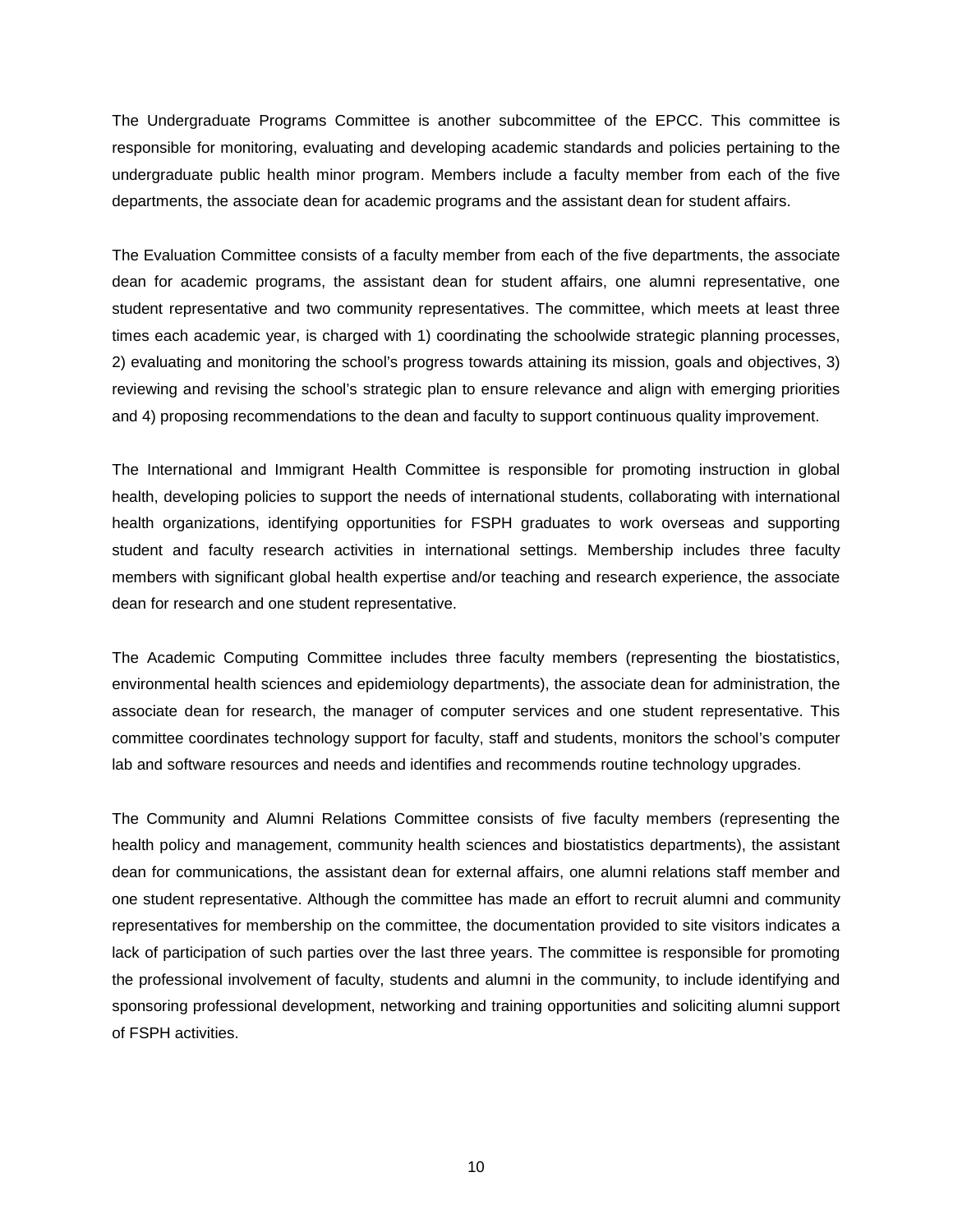The Undergraduate Programs Committee is another subcommittee of the EPCC. This committee is responsible for monitoring, evaluating and developing academic standards and policies pertaining to the undergraduate public health minor program. Members include a faculty member from each of the five departments, the associate dean for academic programs and the assistant dean for student affairs.

The Evaluation Committee consists of a faculty member from each of the five departments, the associate dean for academic programs, the assistant dean for student affairs, one alumni representative, one student representative and two community representatives. The committee, which meets at least three times each academic year, is charged with 1) coordinating the schoolwide strategic planning processes, 2) evaluating and monitoring the school's progress towards attaining its mission, goals and objectives, 3) reviewing and revising the school's strategic plan to ensure relevance and align with emerging priorities and 4) proposing recommendations to the dean and faculty to support continuous quality improvement.

The International and Immigrant Health Committee is responsible for promoting instruction in global health, developing policies to support the needs of international students, collaborating with international health organizations, identifying opportunities for FSPH graduates to work overseas and supporting student and faculty research activities in international settings. Membership includes three faculty members with significant global health expertise and/or teaching and research experience, the associate dean for research and one student representative.

The Academic Computing Committee includes three faculty members (representing the biostatistics, environmental health sciences and epidemiology departments), the associate dean for administration, the associate dean for research, the manager of computer services and one student representative. This committee coordinates technology support for faculty, staff and students, monitors the school's computer lab and software resources and needs and identifies and recommends routine technology upgrades.

The Community and Alumni Relations Committee consists of five faculty members (representing the health policy and management, community health sciences and biostatistics departments), the assistant dean for communications, the assistant dean for external affairs, one alumni relations staff member and one student representative. Although the committee has made an effort to recruit alumni and community representatives for membership on the committee, the documentation provided to site visitors indicates a lack of participation of such parties over the last three years. The committee is responsible for promoting the professional involvement of faculty, students and alumni in the community, to include identifying and sponsoring professional development, networking and training opportunities and soliciting alumni support of FSPH activities.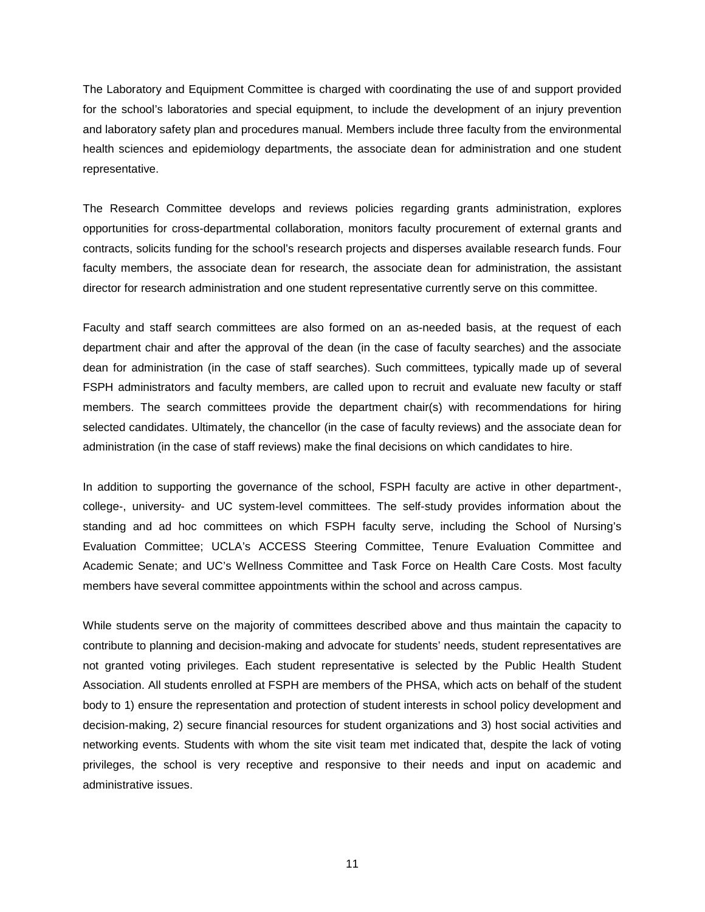The Laboratory and Equipment Committee is charged with coordinating the use of and support provided for the school's laboratories and special equipment, to include the development of an injury prevention and laboratory safety plan and procedures manual. Members include three faculty from the environmental health sciences and epidemiology departments, the associate dean for administration and one student representative.

The Research Committee develops and reviews policies regarding grants administration, explores opportunities for cross-departmental collaboration, monitors faculty procurement of external grants and contracts, solicits funding for the school's research projects and disperses available research funds. Four faculty members, the associate dean for research, the associate dean for administration, the assistant director for research administration and one student representative currently serve on this committee.

Faculty and staff search committees are also formed on an as-needed basis, at the request of each department chair and after the approval of the dean (in the case of faculty searches) and the associate dean for administration (in the case of staff searches). Such committees, typically made up of several FSPH administrators and faculty members, are called upon to recruit and evaluate new faculty or staff members. The search committees provide the department chair(s) with recommendations for hiring selected candidates. Ultimately, the chancellor (in the case of faculty reviews) and the associate dean for administration (in the case of staff reviews) make the final decisions on which candidates to hire.

In addition to supporting the governance of the school, FSPH faculty are active in other department-, college-, university- and UC system-level committees. The self-study provides information about the standing and ad hoc committees on which FSPH faculty serve, including the School of Nursing's Evaluation Committee; UCLA's ACCESS Steering Committee, Tenure Evaluation Committee and Academic Senate; and UC's Wellness Committee and Task Force on Health Care Costs. Most faculty members have several committee appointments within the school and across campus.

While students serve on the majority of committees described above and thus maintain the capacity to contribute to planning and decision-making and advocate for students' needs, student representatives are not granted voting privileges. Each student representative is selected by the Public Health Student Association. All students enrolled at FSPH are members of the PHSA, which acts on behalf of the student body to 1) ensure the representation and protection of student interests in school policy development and decision-making, 2) secure financial resources for student organizations and 3) host social activities and networking events. Students with whom the site visit team met indicated that, despite the lack of voting privileges, the school is very receptive and responsive to their needs and input on academic and administrative issues.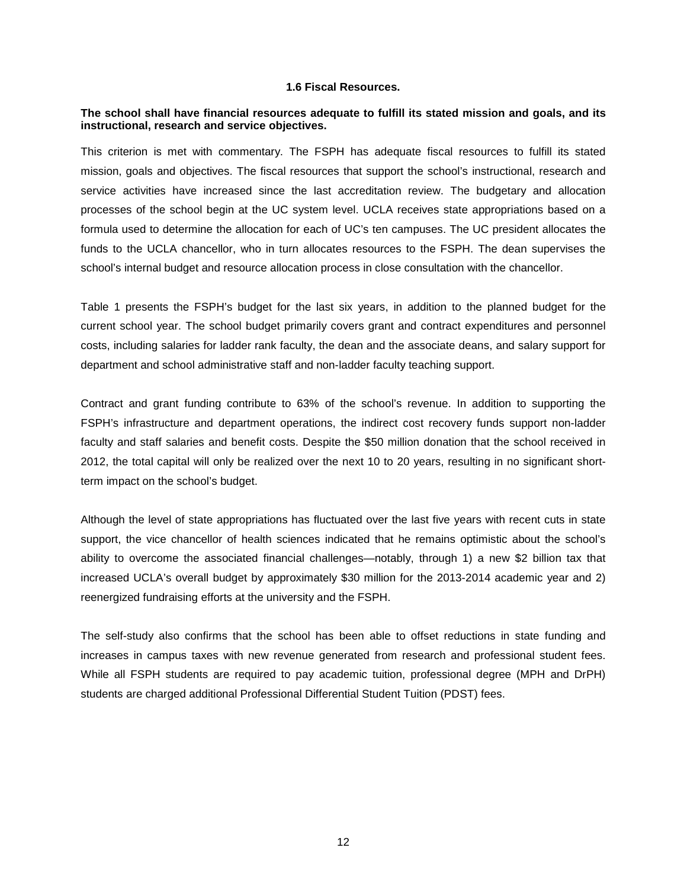### 1.6 Fiscal Resources.

**The school shall have financial resources adequate to fulfill its stated mission and goals, and its instructional, research and service objectives.**

This criterion is met with commentary. The FSPH has adequate fiscal resources to fulfill its stated mission, goals and objectives. The fiscal resources that support the school's instructional, research and service activities have increased since the last accreditation review. The budgetary and allocation processes of the school begin at the UC system level. UCLA receives state appropriations based on a formula used to determine the allocation for each of UC's ten campuses. The UC president allocates the funds to the UCLA chancellor, who in turn allocates resources to the FSPH. The dean supervises the school's internal budget and resource allocation process in close consultation with the chancellor.

Table 1 presents the FSPH's budget for the last six years, in addition to the planned budget for the current school year. The school budget primarily covers grant and contract expenditures and personnel costs, including salaries for ladder rank faculty, the dean and the associate deans, and salary support for department and school administrative staff and non-ladder faculty teaching support.

Contract and grant funding contribute to 63% of the school's revenue. In addition to supporting the FSPH's infrastructure and department operations, the indirect cost recovery funds support non-ladder faculty and staff salaries and benefit costs. Despite the $50 million donation that the school received in 2012, the total capital will only be realized over the next 10 to 20 years, resulting in no significant short-term impact on the school's budget.

Although the level of state appropriations has fluctuated over the last five years with recent cuts in state support, the vice chancellor of health sciences indicated that he remains optimistic about the school's ability to overcome the associated financial challenges—notably, through 1) a new $2 billion tax that increased UCLA's overall budget by approximately $30 million for the 2013-2014 academic year and 2) reenergized fundraising efforts at the university and the FSPH.

The self-study also confirms that the school has been able to offset reductions in state funding and increases in campus taxes with new revenue generated from research and professional student fees. While all FSPH students are required to pay academic tuition, professional degree (MPH and DrPH) students are charged additional Professional Differential Student Tuition (PDST) fees.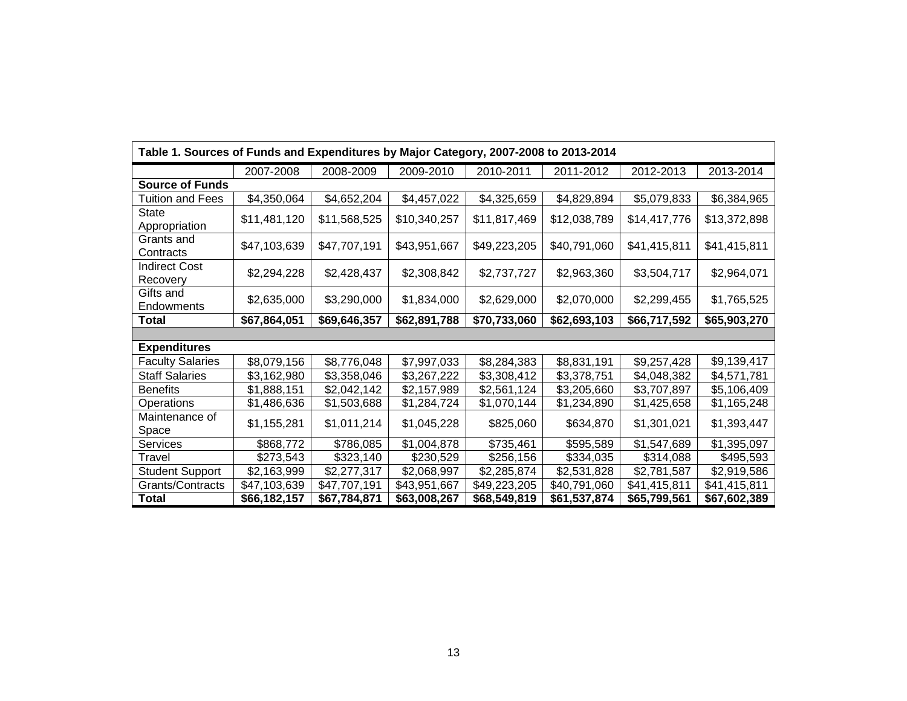**Table 1. Sources of Funds and Expenditures by Major Category, 2007-2008 to 2013-2014**

| | 2007-2008 | 2008-2009 | 2009-2010 | 2010-2011 | 2011-2012 | 2012-2013 | 2013-2014 |
|---|---|---|---|---|---|---|---|
| **Source of Funds** | | | | | | | |
| Tuition and Fees | $4,350,064 | $4,652,204 | $4,457,022 | $4,325,659 | $4,829,894 | $5,079,833 | $6,384,965 |
| State Appropriation | $11,481,120 | $11,568,525 | $10,340,257 | $11,817,469 | $12,038,789 | $14,417,776 | $13,372,898 |
| Grants and Contracts | $47,103,639 | $47,707,191 | $43,951,667 | $49,223,205 | $40,791,060 | $41,415,811 | $41,415,811 |
| Indirect Cost Recovery | $2,294,228 | $2,428,437 | $2,308,842 | $2,737,727 | $2,963,360 | $3,504,717 | $2,964,071 |
| Gifts and Endowments | $2,635,000 | $3,290,000 | $1,834,000 | $2,629,000 | $2,070,000 | $2,299,455 | $1,765,525 |
| **Total** | **$67,864,051** | **$69,646,357** | **$62,891,788** | **$70,733,060** | **$62,693,103** | **$66,717,592** | **$65,903,270** |
| | | | | | | | |
| **Expenditures** | | | | | | | |
| Faculty Salaries | $8,079,156 | $8,776,048 | $7,997,033 | $8,284,383 | $8,831,191 | $9,257,428 | $9,139,417 |
| Staff Salaries | $3,162,980 | $3,358,046 | $3,267,222 | $3,308,412 | $3,378,751 | $4,048,382 | $4,571,781 |
| Benefits | $1,888,151 | $2,042,142 | $2,157,989 | $2,561,124 | $3,205,660 | $3,707,897 | $5,106,409 |
| Operations | $1,486,636 | $1,503,688 | $1,284,724 | $1,070,144 | $1,234,890 | $1,425,658 | $1,165,248 |
| Maintenance of Space | $1,155,281 | $1,011,214 | $1,045,228 | $825,060 | $634,870 | $1,301,021 | $1,393,447 |
| Services | $868,772 | $786,085 | $1,004,878 | $735,461 | $595,589 | $1,547,689 | $1,395,097 |
| Travel | $273,543 | $323,140 | $230,529 | $256,156 | $334,035 | $314,088 | $495,593 |
| Student Support | $2,163,999 | $2,277,317 | $2,068,997 | $2,285,874 | $2,531,828 | $2,781,587 | $2,919,586 |
| Grants/Contracts | $47,103,639 | $47,707,191 | $43,951,667 | $49,223,205 | $40,791,060 | $41,415,811 | $41,415,811 |
| **Total** | **$66,182,157** | **$67,784,871** | **$63,008,267** | **$68,549,819** | **$61,537,874** | **$65,799,561** | **$67,602,389** |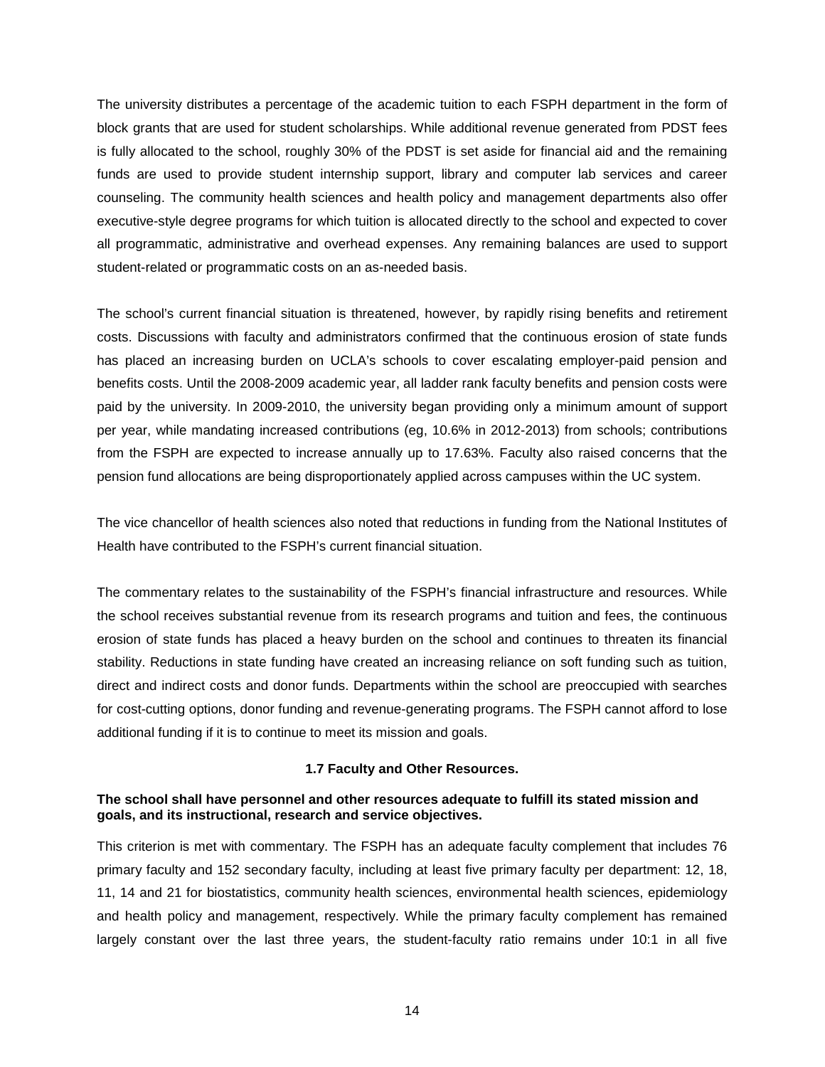The university distributes a percentage of the academic tuition to each FSPH department in the form of block grants that are used for student scholarships. While additional revenue generated from PDST fees is fully allocated to the school, roughly 30% of the PDST is set aside for financial aid and the remaining funds are used to provide student internship support, library and computer lab services and career counseling. The community health sciences and health policy and management departments also offer executive-style degree programs for which tuition is allocated directly to the school and expected to cover all programmatic, administrative and overhead expenses. Any remaining balances are used to support student-related or programmatic costs on an as-needed basis.

The school's current financial situation is threatened, however, by rapidly rising benefits and retirement costs. Discussions with faculty and administrators confirmed that the continuous erosion of state funds has placed an increasing burden on UCLA's schools to cover escalating employer-paid pension and benefits costs. Until the 2008-2009 academic year, all ladder rank faculty benefits and pension costs were paid by the university. In 2009-2010, the university began providing only a minimum amount of support per year, while mandating increased contributions (eg, 10.6% in 2012-2013) from schools; contributions from the FSPH are expected to increase annually up to 17.63%. Faculty also raised concerns that the pension fund allocations are being disproportionately applied across campuses within the UC system.

The vice chancellor of health sciences also noted that reductions in funding from the National Institutes of Health have contributed to the FSPH's current financial situation.

The commentary relates to the sustainability of the FSPH's financial infrastructure and resources. While the school receives substantial revenue from its research programs and tuition and fees, the continuous erosion of state funds has placed a heavy burden on the school and continues to threaten its financial stability. Reductions in state funding have created an increasing reliance on soft funding such as tuition, direct and indirect costs and donor funds. Departments within the school are preoccupied with searches for cost-cutting options, donor funding and revenue-generating programs. The FSPH cannot afford to lose additional funding if it is to continue to meet its mission and goals.

### 1.7 Faculty and Other Resources.

**The school shall have personnel and other resources adequate to fulfill its stated mission and goals, and its instructional, research and service objectives.**

This criterion is met with commentary. The FSPH has an adequate faculty complement that includes 76 primary faculty and 152 secondary faculty, including at least five primary faculty per department: 12, 18, 11, 14 and 21 for biostatistics, community health sciences, environmental health sciences, epidemiology and health policy and management, respectively. While the primary faculty complement has remained largely constant over the last three years, the student-faculty ratio remains under 10:1 in all five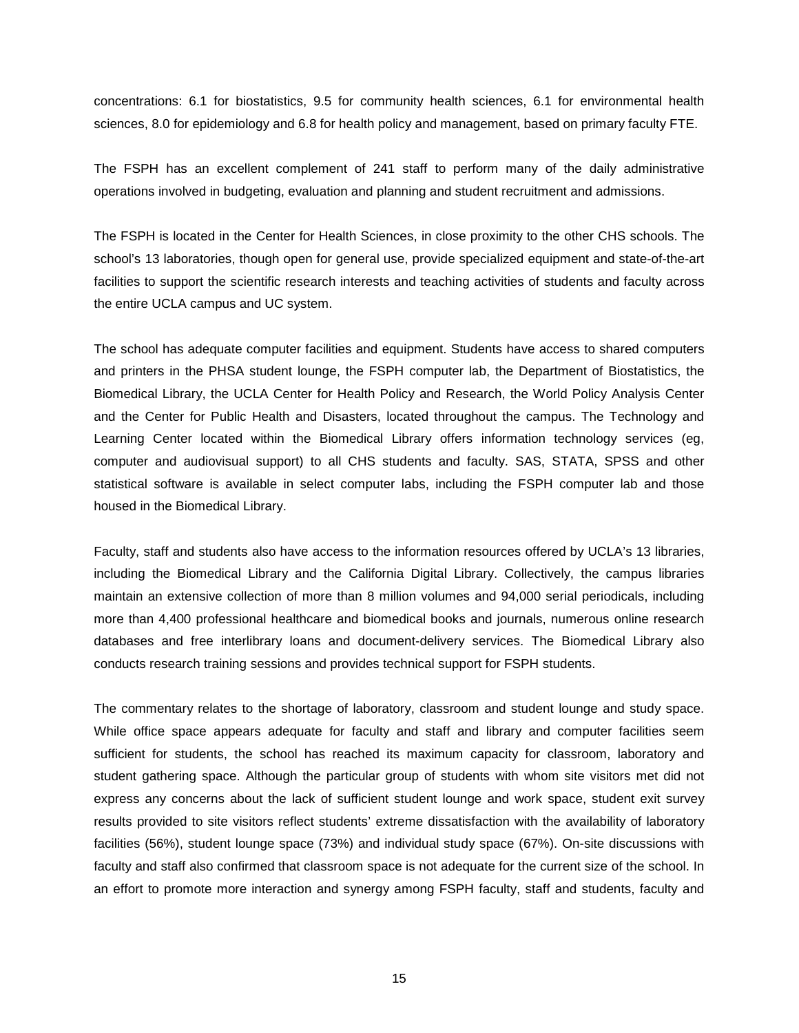concentrations: 6.1 for biostatistics, 9.5 for community health sciences, 6.1 for environmental health sciences, 8.0 for epidemiology and 6.8 for health policy and management, based on primary faculty FTE.

The FSPH has an excellent complement of 241 staff to perform many of the daily administrative operations involved in budgeting, evaluation and planning and student recruitment and admissions.

The FSPH is located in the Center for Health Sciences, in close proximity to the other CHS schools. The school's 13 laboratories, though open for general use, provide specialized equipment and state-of-the-art facilities to support the scientific research interests and teaching activities of students and faculty across the entire UCLA campus and UC system.

The school has adequate computer facilities and equipment. Students have access to shared computers and printers in the PHSA student lounge, the FSPH computer lab, the Department of Biostatistics, the Biomedical Library, the UCLA Center for Health Policy and Research, the World Policy Analysis Center and the Center for Public Health and Disasters, located throughout the campus. The Technology and Learning Center located within the Biomedical Library offers information technology services (eg, computer and audiovisual support) to all CHS students and faculty. SAS, STATA, SPSS and other statistical software is available in select computer labs, including the FSPH computer lab and those housed in the Biomedical Library.

Faculty, staff and students also have access to the information resources offered by UCLA's 13 libraries, including the Biomedical Library and the California Digital Library. Collectively, the campus libraries maintain an extensive collection of more than 8 million volumes and 94,000 serial periodicals, including more than 4,400 professional healthcare and biomedical books and journals, numerous online research databases and free interlibrary loans and document-delivery services. The Biomedical Library also conducts research training sessions and provides technical support for FSPH students.

The commentary relates to the shortage of laboratory, classroom and student lounge and study space. While office space appears adequate for faculty and staff and library and computer facilities seem sufficient for students, the school has reached its maximum capacity for classroom, laboratory and student gathering space. Although the particular group of students with whom site visitors met did not express any concerns about the lack of sufficient student lounge and work space, student exit survey results provided to site visitors reflect students' extreme dissatisfaction with the availability of laboratory facilities (56%), student lounge space (73%) and individual study space (67%). On-site discussions with faculty and staff also confirmed that classroom space is not adequate for the current size of the school. In an effort to promote more interaction and synergy among FSPH faculty, staff and students, faculty and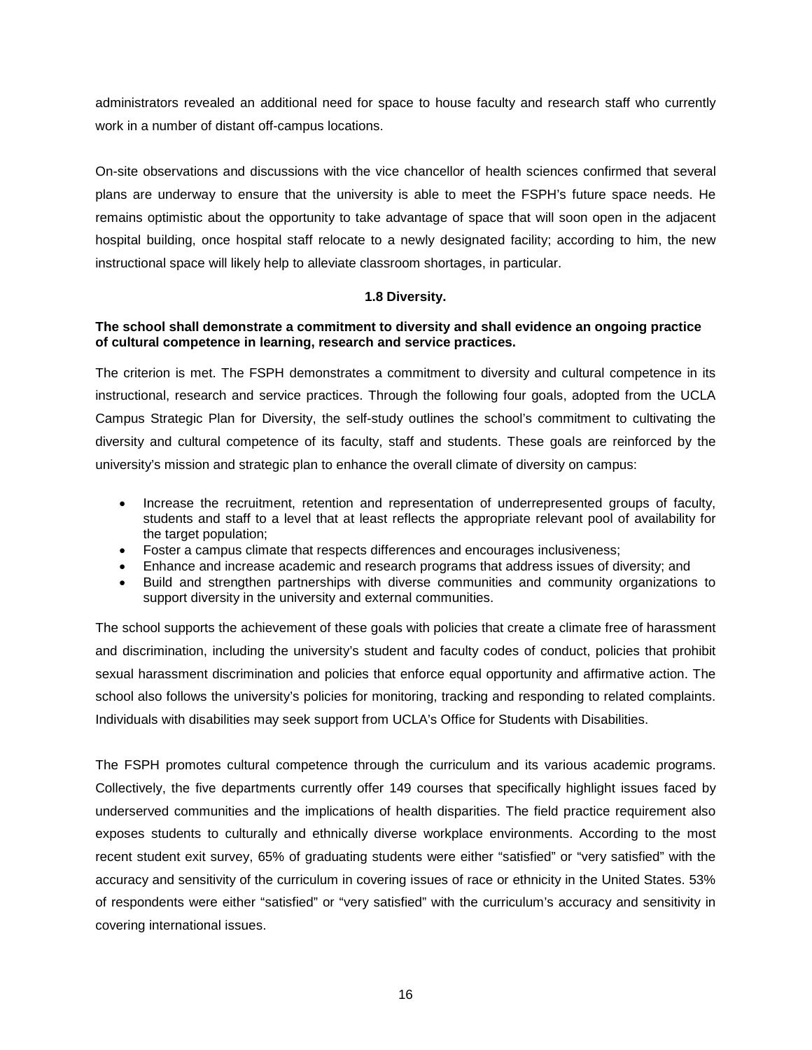administrators revealed an additional need for space to house faculty and research staff who currently work in a number of distant off-campus locations.

On-site observations and discussions with the vice chancellor of health sciences confirmed that several plans are underway to ensure that the university is able to meet the FSPH's future space needs. He remains optimistic about the opportunity to take advantage of space that will soon open in the adjacent hospital building, once hospital staff relocate to a newly designated facility; according to him, the new instructional space will likely help to alleviate classroom shortages, in particular.

### 1.8 Diversity.

**The school shall demonstrate a commitment to diversity and shall evidence an ongoing practice of cultural competence in learning, research and service practices.**

The criterion is met. The FSPH demonstrates a commitment to diversity and cultural competence in its instructional, research and service practices. Through the following four goals, adopted from the UCLA Campus Strategic Plan for Diversity, the self-study outlines the school's commitment to cultivating the diversity and cultural competence of its faculty, staff and students. These goals are reinforced by the university's mission and strategic plan to enhance the overall climate of diversity on campus:

- Increase the recruitment, retention and representation of underrepresented groups of faculty, students and staff to a level that at least reflects the appropriate relevant pool of availability for the target population;
- Foster a campus climate that respects differences and encourages inclusiveness;
- Enhance and increase academic and research programs that address issues of diversity; and
- Build and strengthen partnerships with diverse communities and community organizations to support diversity in the university and external communities.

The school supports the achievement of these goals with policies that create a climate free of harassment and discrimination, including the university's student and faculty codes of conduct, policies that prohibit sexual harassment discrimination and policies that enforce equal opportunity and affirmative action. The school also follows the university's policies for monitoring, tracking and responding to related complaints. Individuals with disabilities may seek support from UCLA's Office for Students with Disabilities.

The FSPH promotes cultural competence through the curriculum and its various academic programs. Collectively, the five departments currently offer 149 courses that specifically highlight issues faced by underserved communities and the implications of health disparities. The field practice requirement also exposes students to culturally and ethnically diverse workplace environments. According to the most recent student exit survey, 65% of graduating students were either "satisfied" or "very satisfied" with the accuracy and sensitivity of the curriculum in covering issues of race or ethnicity in the United States. 53% of respondents were either "satisfied" or "very satisfied" with the curriculum's accuracy and sensitivity in covering international issues.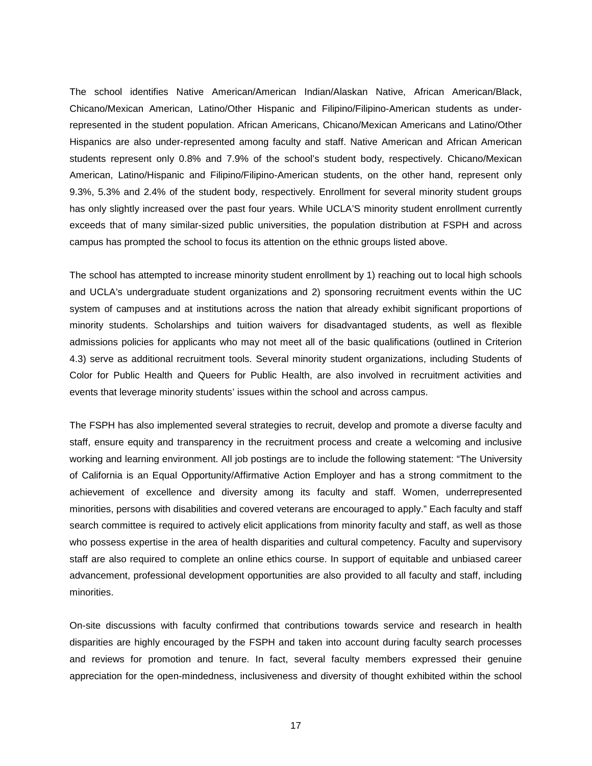The school identifies Native American/American Indian/Alaskan Native, African American/Black, Chicano/Mexican American, Latino/Other Hispanic and Filipino/Filipino-American students as under-represented in the student population. African Americans, Chicano/Mexican Americans and Latino/Other Hispanics are also under-represented among faculty and staff. Native American and African American students represent only 0.8% and 7.9% of the school's student body, respectively. Chicano/Mexican American, Latino/Hispanic and Filipino/Filipino-American students, on the other hand, represent only 9.3%, 5.3% and 2.4% of the student body, respectively. Enrollment for several minority student groups has only slightly increased over the past four years. While UCLA'S minority student enrollment currently exceeds that of many similar-sized public universities, the population distribution at FSPH and across campus has prompted the school to focus its attention on the ethnic groups listed above.

The school has attempted to increase minority student enrollment by 1) reaching out to local high schools and UCLA's undergraduate student organizations and 2) sponsoring recruitment events within the UC system of campuses and at institutions across the nation that already exhibit significant proportions of minority students. Scholarships and tuition waivers for disadvantaged students, as well as flexible admissions policies for applicants who may not meet all of the basic qualifications (outlined in Criterion 4.3) serve as additional recruitment tools. Several minority student organizations, including Students of Color for Public Health and Queers for Public Health, are also involved in recruitment activities and events that leverage minority students' issues within the school and across campus.

The FSPH has also implemented several strategies to recruit, develop and promote a diverse faculty and staff, ensure equity and transparency in the recruitment process and create a welcoming and inclusive working and learning environment. All job postings are to include the following statement: "The University of California is an Equal Opportunity/Affirmative Action Employer and has a strong commitment to the achievement of excellence and diversity among its faculty and staff. Women, underrepresented minorities, persons with disabilities and covered veterans are encouraged to apply." Each faculty and staff search committee is required to actively elicit applications from minority faculty and staff, as well as those who possess expertise in the area of health disparities and cultural competency. Faculty and supervisory staff are also required to complete an online ethics course. In support of equitable and unbiased career advancement, professional development opportunities are also provided to all faculty and staff, including minorities.

On-site discussions with faculty confirmed that contributions towards service and research in health disparities are highly encouraged by the FSPH and taken into account during faculty search processes and reviews for promotion and tenure. In fact, several faculty members expressed their genuine appreciation for the open-mindedness, inclusiveness and diversity of thought exhibited within the school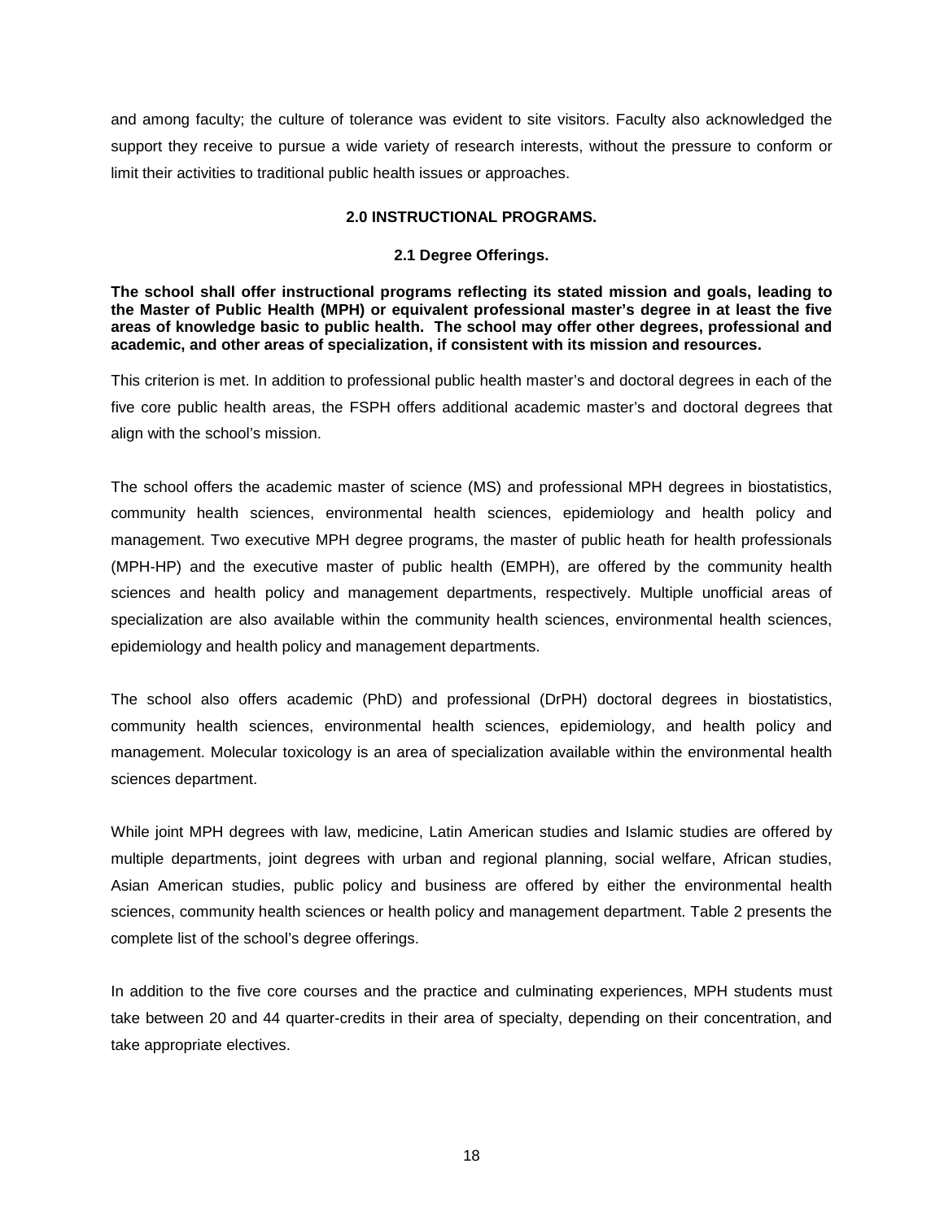and among faculty; the culture of tolerance was evident to site visitors. Faculty also acknowledged the support they receive to pursue a wide variety of research interests, without the pressure to conform or limit their activities to traditional public health issues or approaches.

## 2.0 INSTRUCTIONAL PROGRAMS.

### 2.1 Degree Offerings.

**The school shall offer instructional programs reflecting its stated mission and goals, leading to the Master of Public Health (MPH) or equivalent professional master's degree in at least the five areas of knowledge basic to public health. The school may offer other degrees, professional and academic, and other areas of specialization, if consistent with its mission and resources.**

This criterion is met. In addition to professional public health master's and doctoral degrees in each of the five core public health areas, the FSPH offers additional academic master's and doctoral degrees that align with the school's mission.

The school offers the academic master of science (MS) and professional MPH degrees in biostatistics, community health sciences, environmental health sciences, epidemiology and health policy and management. Two executive MPH degree programs, the master of public heath for health professionals (MPH-HP) and the executive master of public health (EMPH), are offered by the community health sciences and health policy and management departments, respectively. Multiple unofficial areas of specialization are also available within the community health sciences, environmental health sciences, epidemiology and health policy and management departments.

The school also offers academic (PhD) and professional (DrPH) doctoral degrees in biostatistics, community health sciences, environmental health sciences, epidemiology, and health policy and management. Molecular toxicology is an area of specialization available within the environmental health sciences department.

While joint MPH degrees with law, medicine, Latin American studies and Islamic studies are offered by multiple departments, joint degrees with urban and regional planning, social welfare, African studies, Asian American studies, public policy and business are offered by either the environmental health sciences, community health sciences or health policy and management department. Table 2 presents the complete list of the school's degree offerings.

In addition to the five core courses and the practice and culminating experiences, MPH students must take between 20 and 44 quarter-credits in their area of specialty, depending on their concentration, and take appropriate electives.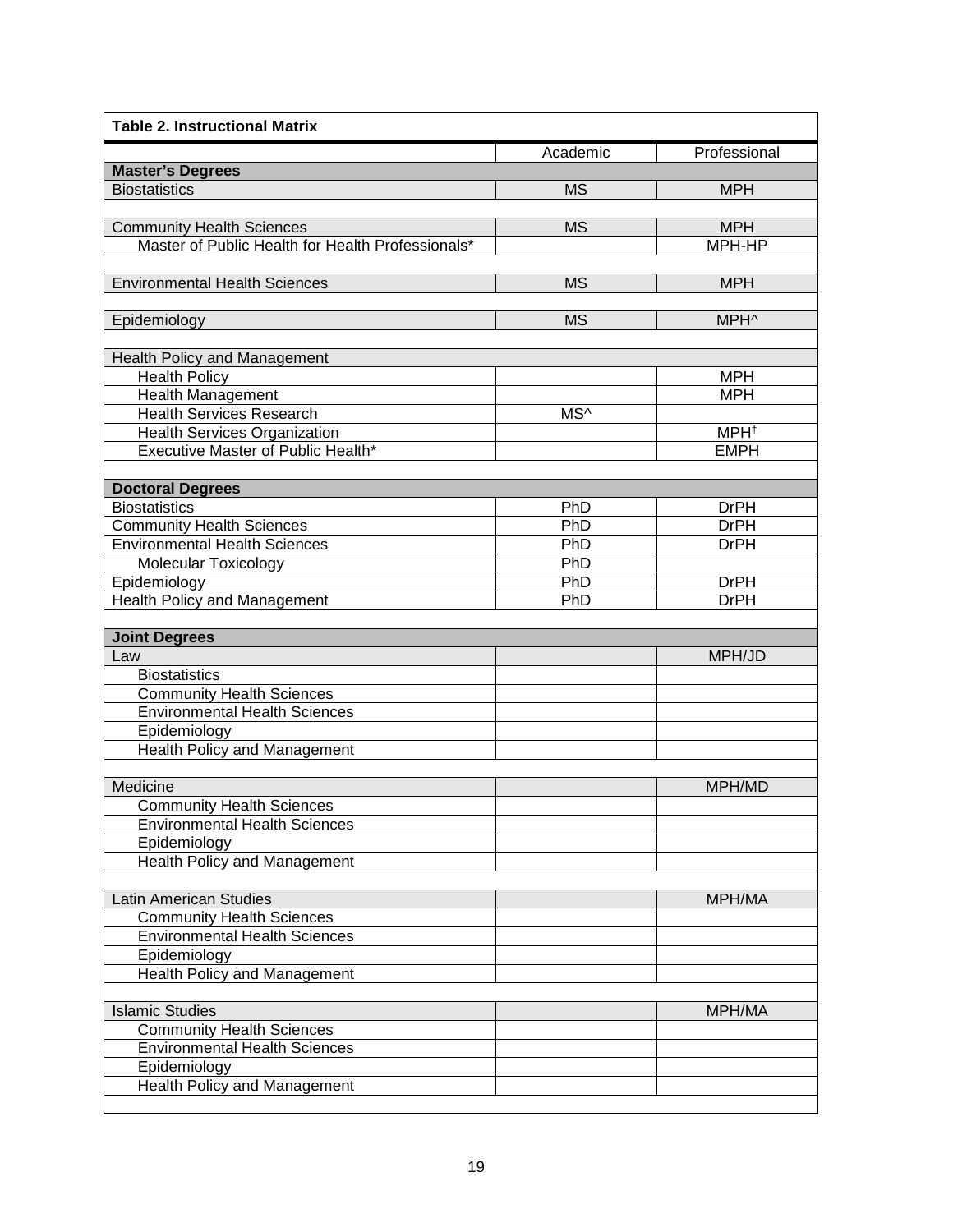**Table 2. Instructional Matrix**

| | Academic | Professional |
|---|---|---|
| **Master's Degrees** | | |
| Biostatistics | MS | MPH |
| | | |
| Community Health Sciences | MS | MPH |
| Master of Public Health for Health Professionals* | | MPH-HP |
| | | |
| Environmental Health Sciences | MS | MPH |
| | | |
| Epidemiology | MS | MPH^ |
| | | |
| Health Policy and Management | | |
| Health Policy | | MPH |
| Health Management | | MPH |
| Health Services Research | MS^ | |
| Health Services Organization | | MPH† |
| Executive Master of Public Health* | | EMPH |
| | | |
| **Doctoral Degrees** | | |
| Biostatistics | PhD | DrPH |
| Community Health Sciences | PhD | DrPH |
| Environmental Health Sciences | PhD | DrPH |
| Molecular Toxicology | PhD | |
| Epidemiology | PhD | DrPH |
| Health Policy and Management | PhD | DrPH |
| | | |
| **Joint Degrees** | | |
| Law | | MPH/JD |
| Biostatistics | | |
| Community Health Sciences | | |
| Environmental Health Sciences | | |
| Epidemiology | | |
| Health Policy and Management | | |
| | | |
| Medicine | | MPH/MD |
| Community Health Sciences | | |
| Environmental Health Sciences | | |
| Epidemiology | | |
| Health Policy and Management | | |
| | | |
| Latin American Studies | | MPH/MA |
| Community Health Sciences | | |
| Environmental Health Sciences | | |
| Epidemiology | | |
| Health Policy and Management | | |
| | | |
| Islamic Studies | | MPH/MA |
| Community Health Sciences | | |
| Environmental Health Sciences | | |
| Epidemiology | | |
| Health Policy and Management | | |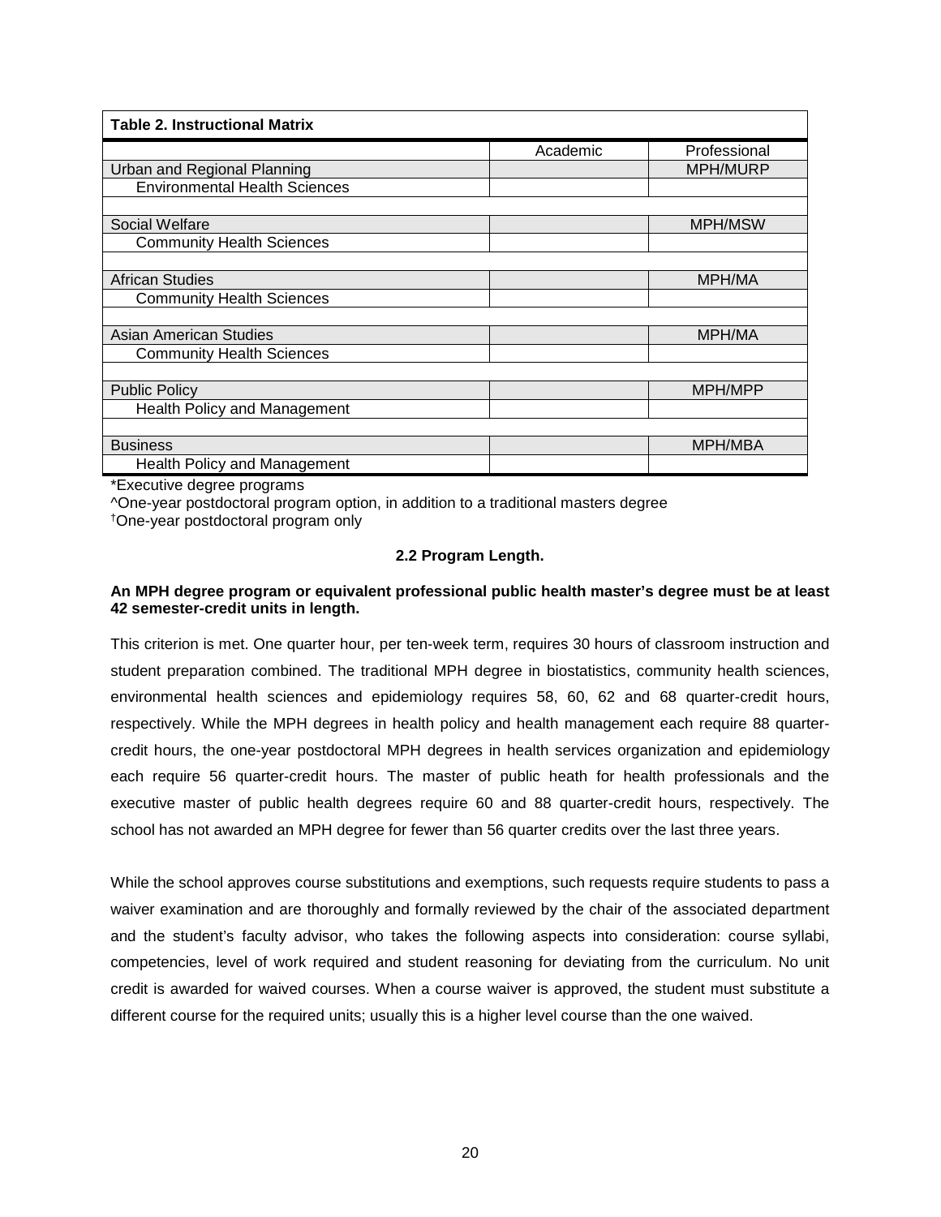| Table 2. Instructional Matrix | | |
|---|---|---|
| | Academic | Professional |
| Urban and Regional Planning | | MPH/MURP |
| Environmental Health Sciences | | |
| | | |
| Social Welfare | | MPH/MSW |
| Community Health Sciences | | |
| | | |
| African Studies | | MPH/MA |
| Community Health Sciences | | |
| | | |
| Asian American Studies | | MPH/MA |
| Community Health Sciences | | |
| | | |
| Public Policy | | MPH/MPP |
| Health Policy and Management | | |
| | | |
| Business | | MPH/MBA |
| Health Policy and Management | | |

*Executive degree programs
^One-year postdoctoral program option, in addition to a traditional masters degree
†One-year postdoctoral program only

### 2.2 Program Length.

**An MPH degree program or equivalent professional public health master's degree must be at least 42 semester-credit units in length.**

This criterion is met. One quarter hour, per ten-week term, requires 30 hours of classroom instruction and student preparation combined. The traditional MPH degree in biostatistics, community health sciences, environmental health sciences and epidemiology requires 58, 60, 62 and 68 quarter-credit hours, respectively. While the MPH degrees in health policy and health management each require 88 quarter-credit hours, the one-year postdoctoral MPH degrees in health services organization and epidemiology each require 56 quarter-credit hours. The master of public heath for health professionals and the executive master of public health degrees require 60 and 88 quarter-credit hours, respectively. The school has not awarded an MPH degree for fewer than 56 quarter credits over the last three years.

While the school approves course substitutions and exemptions, such requests require students to pass a waiver examination and are thoroughly and formally reviewed by the chair of the associated department and the student's faculty advisor, who takes the following aspects into consideration: course syllabi, competencies, level of work required and student reasoning for deviating from the curriculum. No unit credit is awarded for waived courses. When a course waiver is approved, the student must substitute a different course for the required units; usually this is a higher level course than the one waived.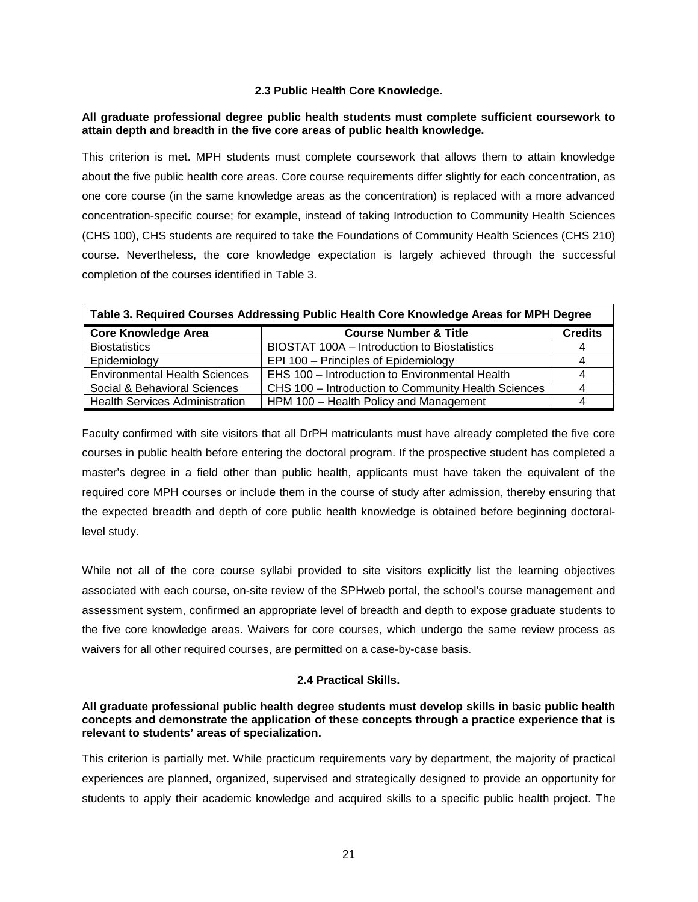### 2.3 Public Health Core Knowledge.

**All graduate professional degree public health students must complete sufficient coursework to attain depth and breadth in the five core areas of public health knowledge.**

This criterion is met. MPH students must complete coursework that allows them to attain knowledge about the five public health core areas. Core course requirements differ slightly for each concentration, as one core course (in the same knowledge areas as the concentration) is replaced with a more advanced concentration-specific course; for example, instead of taking Introduction to Community Health Sciences (CHS 100), CHS students are required to take the Foundations of Community Health Sciences (CHS 210) course. Nevertheless, the core knowledge expectation is largely achieved through the successful completion of the courses identified in Table 3.

**Table 3. Required Courses Addressing Public Health Core Knowledge Areas for MPH Degree**

| Core Knowledge Area | Course Number & Title | Credits |
|---|---|---|
| Biostatistics | BIOSTAT 100A – Introduction to Biostatistics | 4 |
| Epidemiology | EPI 100 – Principles of Epidemiology | 4 |
| Environmental Health Sciences | EHS 100 – Introduction to Environmental Health | 4 |
| Social & Behavioral Sciences | CHS 100 – Introduction to Community Health Sciences | 4 |
| Health Services Administration | HPM 100 – Health Policy and Management | 4 |

Faculty confirmed with site visitors that all DrPH matriculants must have already completed the five core courses in public health before entering the doctoral program. If the prospective student has completed a master's degree in a field other than public health, applicants must have taken the equivalent of the required core MPH courses or include them in the course of study after admission, thereby ensuring that the expected breadth and depth of core public health knowledge is obtained before beginning doctoral-level study.

While not all of the core course syllabi provided to site visitors explicitly list the learning objectives associated with each course, on-site review of the SPHweb portal, the school's course management and assessment system, confirmed an appropriate level of breadth and depth to expose graduate students to the five core knowledge areas. Waivers for core courses, which undergo the same review process as waivers for all other required courses, are permitted on a case-by-case basis.

### 2.4 Practical Skills.

**All graduate professional public health degree students must develop skills in basic public health concepts and demonstrate the application of these concepts through a practice experience that is relevant to students' areas of specialization.**

This criterion is partially met. While practicum requirements vary by department, the majority of practical experiences are planned, organized, supervised and strategically designed to provide an opportunity for students to apply their academic knowledge and acquired skills to a specific public health project. The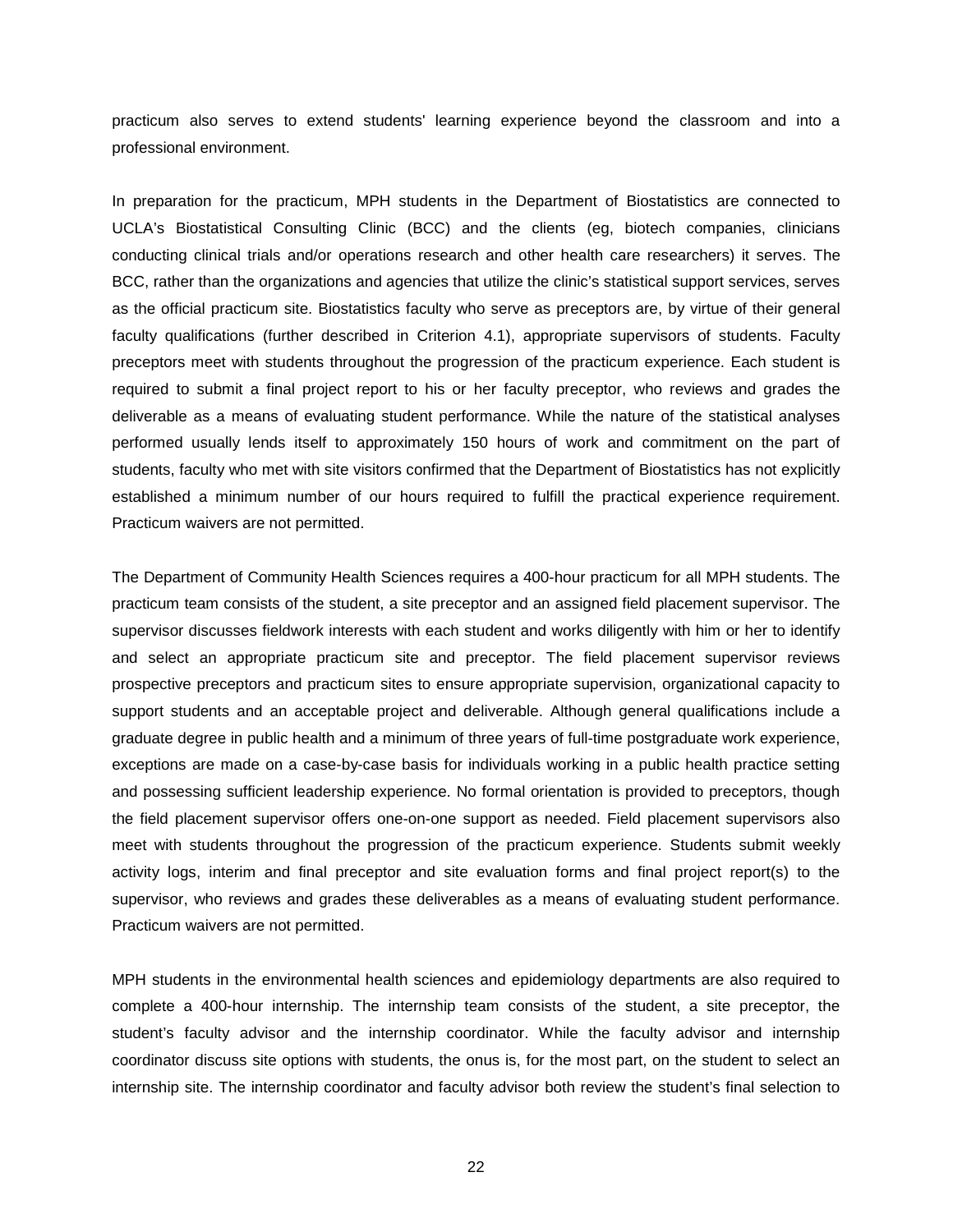practicum also serves to extend students' learning experience beyond the classroom and into a professional environment.

In preparation for the practicum, MPH students in the Department of Biostatistics are connected to UCLA's Biostatistical Consulting Clinic (BCC) and the clients (eg, biotech companies, clinicians conducting clinical trials and/or operations research and other health care researchers) it serves. The BCC, rather than the organizations and agencies that utilize the clinic's statistical support services, serves as the official practicum site. Biostatistics faculty who serve as preceptors are, by virtue of their general faculty qualifications (further described in Criterion 4.1), appropriate supervisors of students. Faculty preceptors meet with students throughout the progression of the practicum experience. Each student is required to submit a final project report to his or her faculty preceptor, who reviews and grades the deliverable as a means of evaluating student performance. While the nature of the statistical analyses performed usually lends itself to approximately 150 hours of work and commitment on the part of students, faculty who met with site visitors confirmed that the Department of Biostatistics has not explicitly established a minimum number of our hours required to fulfill the practical experience requirement. Practicum waivers are not permitted.

The Department of Community Health Sciences requires a 400-hour practicum for all MPH students. The practicum team consists of the student, a site preceptor and an assigned field placement supervisor. The supervisor discusses fieldwork interests with each student and works diligently with him or her to identify and select an appropriate practicum site and preceptor. The field placement supervisor reviews prospective preceptors and practicum sites to ensure appropriate supervision, organizational capacity to support students and an acceptable project and deliverable. Although general qualifications include a graduate degree in public health and a minimum of three years of full-time postgraduate work experience, exceptions are made on a case-by-case basis for individuals working in a public health practice setting and possessing sufficient leadership experience. No formal orientation is provided to preceptors, though the field placement supervisor offers one-on-one support as needed. Field placement supervisors also meet with students throughout the progression of the practicum experience. Students submit weekly activity logs, interim and final preceptor and site evaluation forms and final project report(s) to the supervisor, who reviews and grades these deliverables as a means of evaluating student performance. Practicum waivers are not permitted.

MPH students in the environmental health sciences and epidemiology departments are also required to complete a 400-hour internship. The internship team consists of the student, a site preceptor, the student's faculty advisor and the internship coordinator. While the faculty advisor and internship coordinator discuss site options with students, the onus is, for the most part, on the student to select an internship site. The internship coordinator and faculty advisor both review the student's final selection to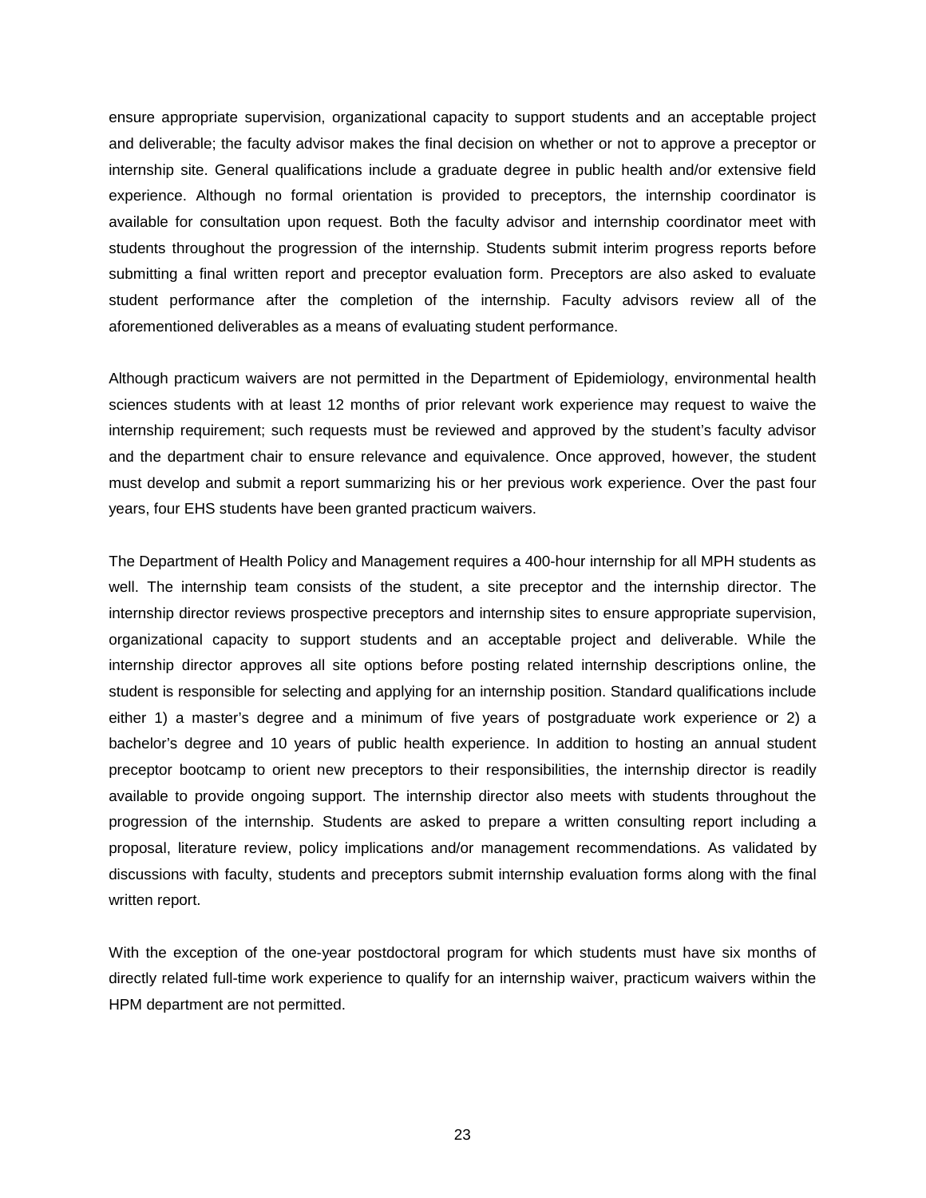ensure appropriate supervision, organizational capacity to support students and an acceptable project and deliverable; the faculty advisor makes the final decision on whether or not to approve a preceptor or internship site. General qualifications include a graduate degree in public health and/or extensive field experience. Although no formal orientation is provided to preceptors, the internship coordinator is available for consultation upon request. Both the faculty advisor and internship coordinator meet with students throughout the progression of the internship. Students submit interim progress reports before submitting a final written report and preceptor evaluation form. Preceptors are also asked to evaluate student performance after the completion of the internship. Faculty advisors review all of the aforementioned deliverables as a means of evaluating student performance.

Although practicum waivers are not permitted in the Department of Epidemiology, environmental health sciences students with at least 12 months of prior relevant work experience may request to waive the internship requirement; such requests must be reviewed and approved by the student's faculty advisor and the department chair to ensure relevance and equivalence. Once approved, however, the student must develop and submit a report summarizing his or her previous work experience. Over the past four years, four EHS students have been granted practicum waivers.

The Department of Health Policy and Management requires a 400-hour internship for all MPH students as well. The internship team consists of the student, a site preceptor and the internship director. The internship director reviews prospective preceptors and internship sites to ensure appropriate supervision, organizational capacity to support students and an acceptable project and deliverable. While the internship director approves all site options before posting related internship descriptions online, the student is responsible for selecting and applying for an internship position. Standard qualifications include either 1) a master's degree and a minimum of five years of postgraduate work experience or 2) a bachelor's degree and 10 years of public health experience. In addition to hosting an annual student preceptor bootcamp to orient new preceptors to their responsibilities, the internship director is readily available to provide ongoing support. The internship director also meets with students throughout the progression of the internship. Students are asked to prepare a written consulting report including a proposal, literature review, policy implications and/or management recommendations. As validated by discussions with faculty, students and preceptors submit internship evaluation forms along with the final written report.

With the exception of the one-year postdoctoral program for which students must have six months of directly related full-time work experience to qualify for an internship waiver, practicum waivers within the HPM department are not permitted.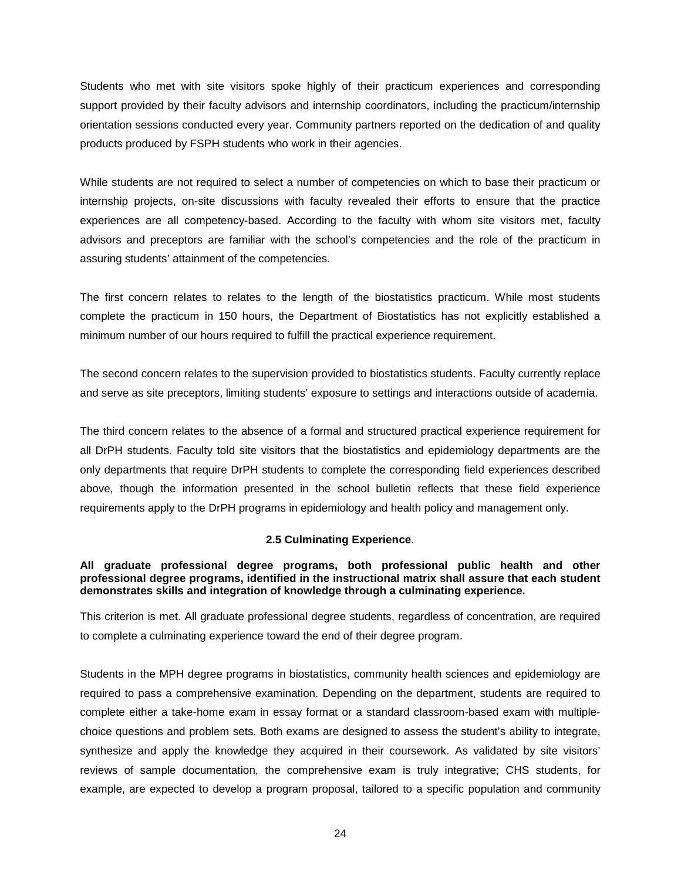Students who met with site visitors spoke highly of their practicum experiences and corresponding support provided by their faculty advisors and internship coordinators, including the practicum/internship orientation sessions conducted every year. Community partners reported on the dedication of and quality products produced by FSPH students who work in their agencies.

While students are not required to select a number of competencies on which to base their practicum or internship projects, on-site discussions with faculty revealed their efforts to ensure that the practice experiences are all competency-based. According to the faculty with whom site visitors met, faculty advisors and preceptors are familiar with the school's competencies and the role of the practicum in assuring students' attainment of the competencies.

The first concern relates to relates to the length of the biostatistics practicum. While most students complete the practicum in 150 hours, the Department of Biostatistics has not explicitly established a minimum number of our hours required to fulfill the practical experience requirement.

The second concern relates to the supervision provided to biostatistics students. Faculty currently replace and serve as site preceptors, limiting students' exposure to settings and interactions outside of academia.

The third concern relates to the absence of a formal and structured practical experience requirement for all DrPH students. Faculty told site visitors that the biostatistics and epidemiology departments are the only departments that require DrPH students to complete the corresponding field experiences described above, though the information presented in the school bulletin reflects that these field experience requirements apply to the DrPH programs in epidemiology and health policy and management only.

### 2.5 Culminating Experience.

**All graduate professional degree programs, both professional public health and other professional degree programs, identified in the instructional matrix shall assure that each student demonstrates skills and integration of knowledge through a culminating experience.**

This criterion is met. All graduate professional degree students, regardless of concentration, are required to complete a culminating experience toward the end of their degree program.

Students in the MPH degree programs in biostatistics, community health sciences and epidemiology are required to pass a comprehensive examination. Depending on the department, students are required to complete either a take-home exam in essay format or a standard classroom-based exam with multiple-choice questions and problem sets. Both exams are designed to assess the student's ability to integrate, synthesize and apply the knowledge they acquired in their coursework. As validated by site visitors' reviews of sample documentation, the comprehensive exam is truly integrative; CHS students, for example, are expected to develop a program proposal, tailored to a specific population and community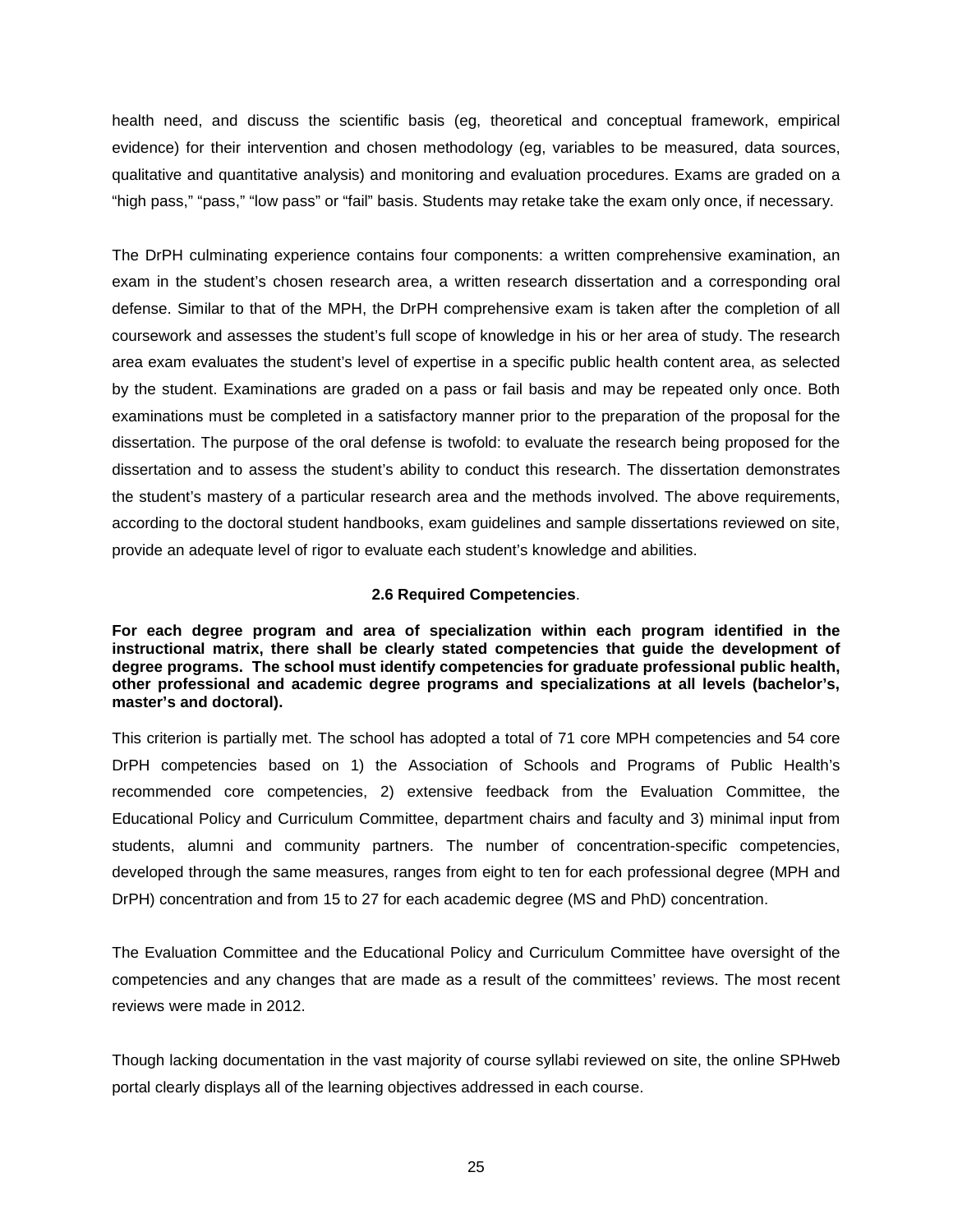health need, and discuss the scientific basis (eg, theoretical and conceptual framework, empirical evidence) for their intervention and chosen methodology (eg, variables to be measured, data sources, qualitative and quantitative analysis) and monitoring and evaluation procedures. Exams are graded on a "high pass," "pass," "low pass" or "fail" basis. Students may retake take the exam only once, if necessary.

The DrPH culminating experience contains four components: a written comprehensive examination, an exam in the student's chosen research area, a written research dissertation and a corresponding oral defense. Similar to that of the MPH, the DrPH comprehensive exam is taken after the completion of all coursework and assesses the student's full scope of knowledge in his or her area of study. The research area exam evaluates the student's level of expertise in a specific public health content area, as selected by the student. Examinations are graded on a pass or fail basis and may be repeated only once. Both examinations must be completed in a satisfactory manner prior to the preparation of the proposal for the dissertation. The purpose of the oral defense is twofold: to evaluate the research being proposed for the dissertation and to assess the student's ability to conduct this research. The dissertation demonstrates the student's mastery of a particular research area and the methods involved. The above requirements, according to the doctoral student handbooks, exam guidelines and sample dissertations reviewed on site, provide an adequate level of rigor to evaluate each student's knowledge and abilities.

### 2.6 Required Competencies.

**For each degree program and area of specialization within each program identified in the instructional matrix, there shall be clearly stated competencies that guide the development of degree programs. The school must identify competencies for graduate professional public health, other professional and academic degree programs and specializations at all levels (bachelor's, master's and doctoral).**

This criterion is partially met. The school has adopted a total of 71 core MPH competencies and 54 core DrPH competencies based on 1) the Association of Schools and Programs of Public Health's recommended core competencies, 2) extensive feedback from the Evaluation Committee, the Educational Policy and Curriculum Committee, department chairs and faculty and 3) minimal input from students, alumni and community partners. The number of concentration-specific competencies, developed through the same measures, ranges from eight to ten for each professional degree (MPH and DrPH) concentration and from 15 to 27 for each academic degree (MS and PhD) concentration.

The Evaluation Committee and the Educational Policy and Curriculum Committee have oversight of the competencies and any changes that are made as a result of the committees' reviews. The most recent reviews were made in 2012.

Though lacking documentation in the vast majority of course syllabi reviewed on site, the online SPHweb portal clearly displays all of the learning objectives addressed in each course.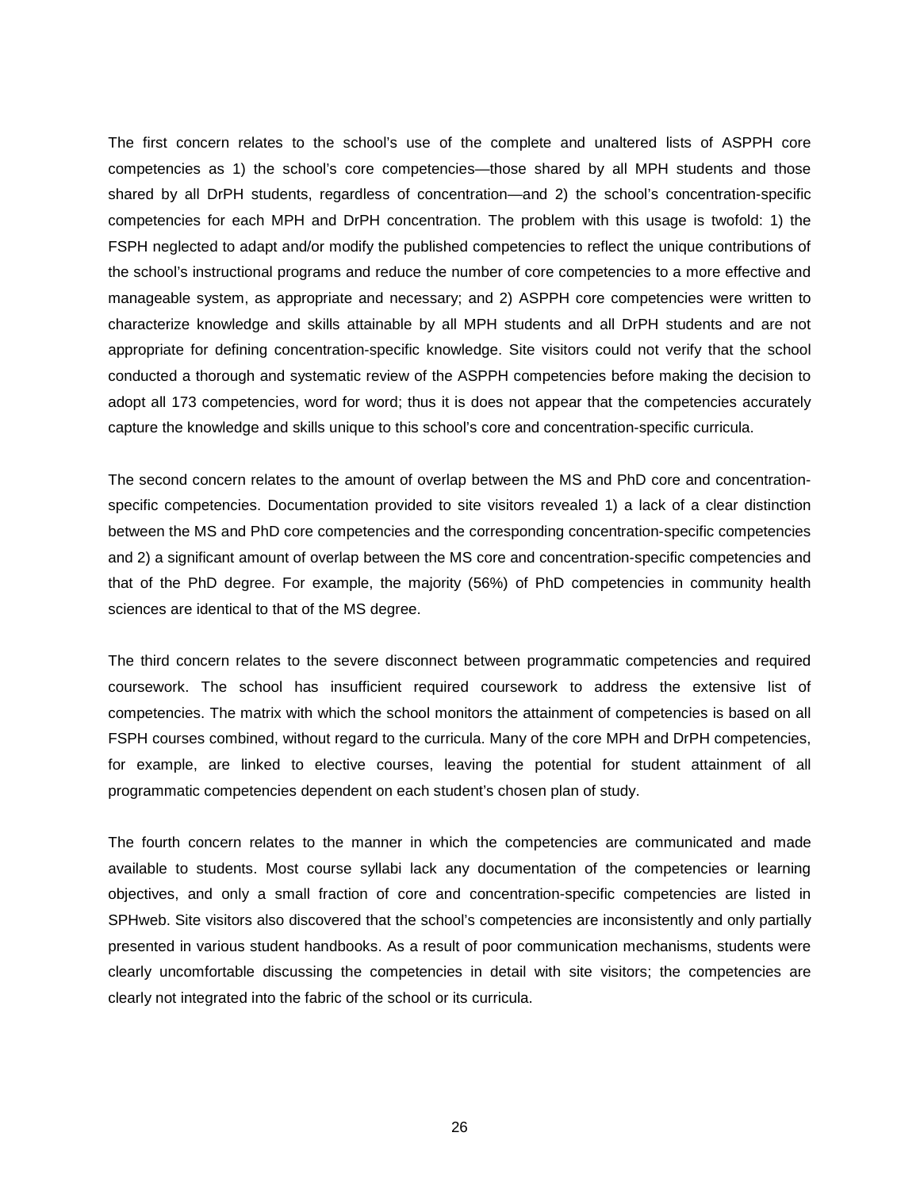The first concern relates to the school's use of the complete and unaltered lists of ASPPH core competencies as 1) the school's core competencies—those shared by all MPH students and those shared by all DrPH students, regardless of concentration—and 2) the school's concentration-specific competencies for each MPH and DrPH concentration. The problem with this usage is twofold: 1) the FSPH neglected to adapt and/or modify the published competencies to reflect the unique contributions of the school's instructional programs and reduce the number of core competencies to a more effective and manageable system, as appropriate and necessary; and 2) ASPPH core competencies were written to characterize knowledge and skills attainable by all MPH students and all DrPH students and are not appropriate for defining concentration-specific knowledge. Site visitors could not verify that the school conducted a thorough and systematic review of the ASPPH competencies before making the decision to adopt all 173 competencies, word for word; thus it is does not appear that the competencies accurately capture the knowledge and skills unique to this school's core and concentration-specific curricula.

The second concern relates to the amount of overlap between the MS and PhD core and concentration-specific competencies. Documentation provided to site visitors revealed 1) a lack of a clear distinction between the MS and PhD core competencies and the corresponding concentration-specific competencies and 2) a significant amount of overlap between the MS core and concentration-specific competencies and that of the PhD degree. For example, the majority (56%) of PhD competencies in community health sciences are identical to that of the MS degree.

The third concern relates to the severe disconnect between programmatic competencies and required coursework. The school has insufficient required coursework to address the extensive list of competencies. The matrix with which the school monitors the attainment of competencies is based on all FSPH courses combined, without regard to the curricula. Many of the core MPH and DrPH competencies, for example, are linked to elective courses, leaving the potential for student attainment of all programmatic competencies dependent on each student's chosen plan of study.

The fourth concern relates to the manner in which the competencies are communicated and made available to students. Most course syllabi lack any documentation of the competencies or learning objectives, and only a small fraction of core and concentration-specific competencies are listed in SPHweb. Site visitors also discovered that the school's competencies are inconsistently and only partially presented in various student handbooks. As a result of poor communication mechanisms, students were clearly uncomfortable discussing the competencies in detail with site visitors; the competencies are clearly not integrated into the fabric of the school or its curricula.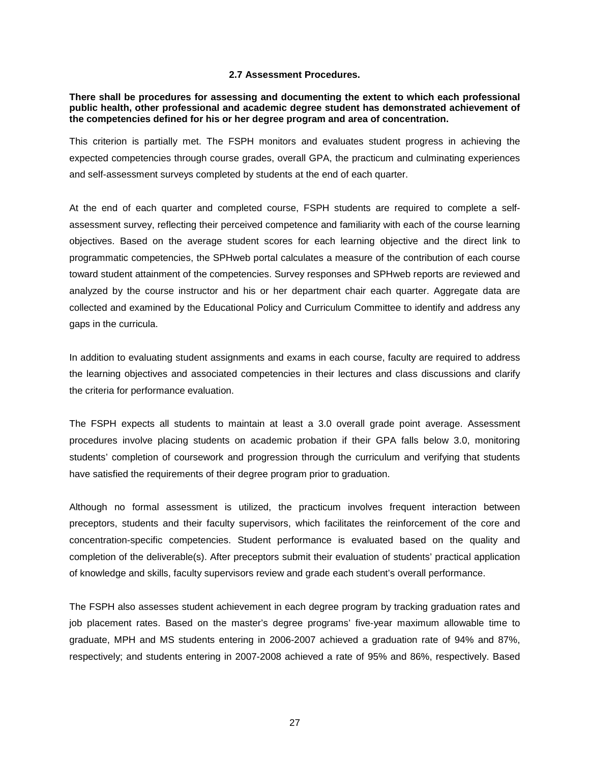### 2.7 Assessment Procedures.

**There shall be procedures for assessing and documenting the extent to which each professional public health, other professional and academic degree student has demonstrated achievement of the competencies defined for his or her degree program and area of concentration.**

This criterion is partially met. The FSPH monitors and evaluates student progress in achieving the expected competencies through course grades, overall GPA, the practicum and culminating experiences and self-assessment surveys completed by students at the end of each quarter.

At the end of each quarter and completed course, FSPH students are required to complete a self-assessment survey, reflecting their perceived competence and familiarity with each of the course learning objectives. Based on the average student scores for each learning objective and the direct link to programmatic competencies, the SPHweb portal calculates a measure of the contribution of each course toward student attainment of the competencies. Survey responses and SPHweb reports are reviewed and analyzed by the course instructor and his or her department chair each quarter. Aggregate data are collected and examined by the Educational Policy and Curriculum Committee to identify and address any gaps in the curricula.

In addition to evaluating student assignments and exams in each course, faculty are required to address the learning objectives and associated competencies in their lectures and class discussions and clarify the criteria for performance evaluation.

The FSPH expects all students to maintain at least a 3.0 overall grade point average. Assessment procedures involve placing students on academic probation if their GPA falls below 3.0, monitoring students' completion of coursework and progression through the curriculum and verifying that students have satisfied the requirements of their degree program prior to graduation.

Although no formal assessment is utilized, the practicum involves frequent interaction between preceptors, students and their faculty supervisors, which facilitates the reinforcement of the core and concentration-specific competencies. Student performance is evaluated based on the quality and completion of the deliverable(s). After preceptors submit their evaluation of students' practical application of knowledge and skills, faculty supervisors review and grade each student's overall performance.

The FSPH also assesses student achievement in each degree program by tracking graduation rates and job placement rates. Based on the master's degree programs' five-year maximum allowable time to graduate, MPH and MS students entering in 2006-2007 achieved a graduation rate of 94% and 87%, respectively; and students entering in 2007-2008 achieved a rate of 95% and 86%, respectively. Based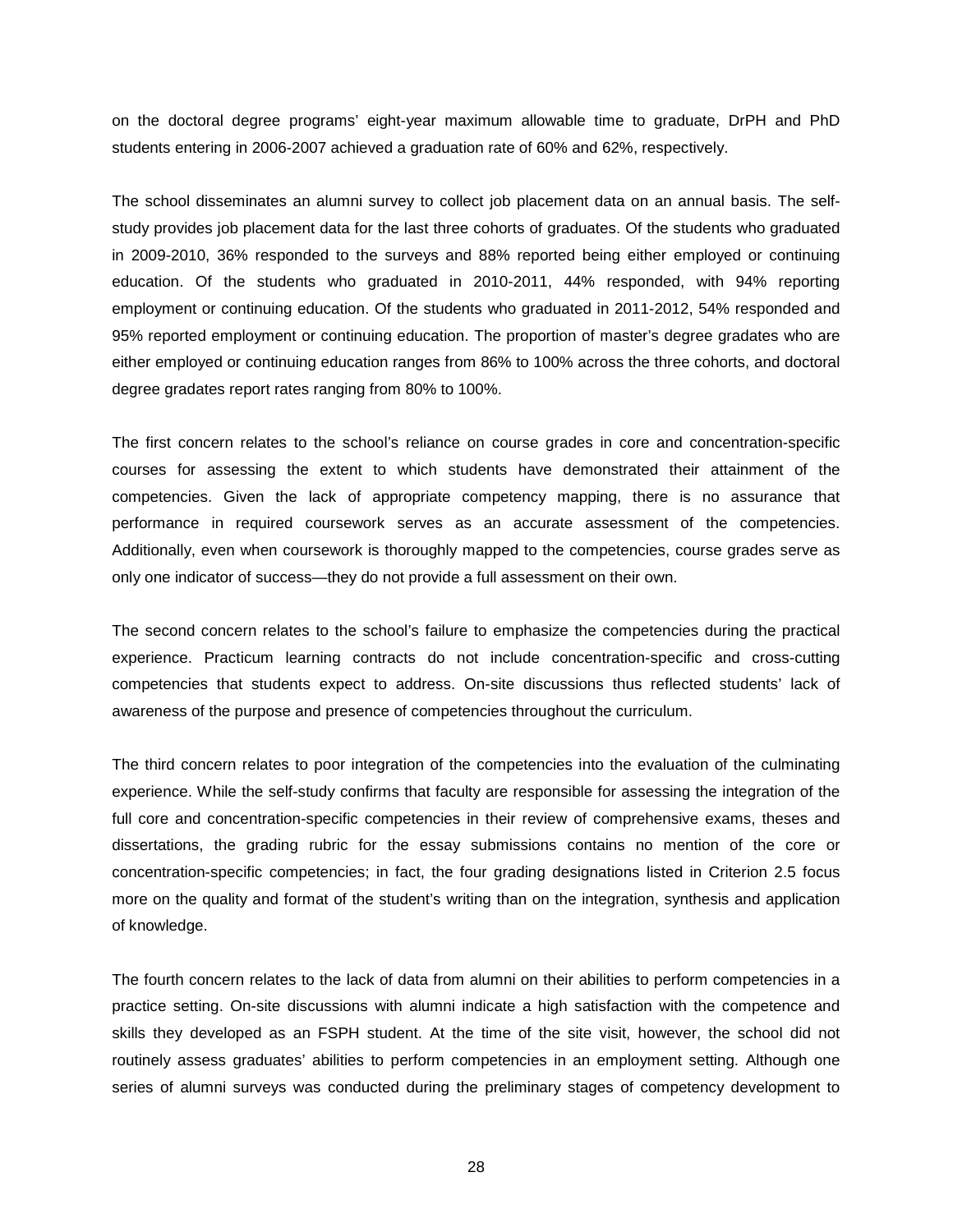on the doctoral degree programs' eight-year maximum allowable time to graduate, DrPH and PhD students entering in 2006-2007 achieved a graduation rate of 60% and 62%, respectively.

The school disseminates an alumni survey to collect job placement data on an annual basis. The self-study provides job placement data for the last three cohorts of graduates. Of the students who graduated in 2009-2010, 36% responded to the surveys and 88% reported being either employed or continuing education. Of the students who graduated in 2010-2011, 44% responded, with 94% reporting employment or continuing education. Of the students who graduated in 2011-2012, 54% responded and 95% reported employment or continuing education. The proportion of master's degree gradates who are either employed or continuing education ranges from 86% to 100% across the three cohorts, and doctoral degree gradates report rates ranging from 80% to 100%.

The first concern relates to the school's reliance on course grades in core and concentration-specific courses for assessing the extent to which students have demonstrated their attainment of the competencies. Given the lack of appropriate competency mapping, there is no assurance that performance in required coursework serves as an accurate assessment of the competencies. Additionally, even when coursework is thoroughly mapped to the competencies, course grades serve as only one indicator of success—they do not provide a full assessment on their own.

The second concern relates to the school's failure to emphasize the competencies during the practical experience. Practicum learning contracts do not include concentration-specific and cross-cutting competencies that students expect to address. On-site discussions thus reflected students' lack of awareness of the purpose and presence of competencies throughout the curriculum.

The third concern relates to poor integration of the competencies into the evaluation of the culminating experience. While the self-study confirms that faculty are responsible for assessing the integration of the full core and concentration-specific competencies in their review of comprehensive exams, theses and dissertations, the grading rubric for the essay submissions contains no mention of the core or concentration-specific competencies; in fact, the four grading designations listed in Criterion 2.5 focus more on the quality and format of the student's writing than on the integration, synthesis and application of knowledge.

The fourth concern relates to the lack of data from alumni on their abilities to perform competencies in a practice setting. On-site discussions with alumni indicate a high satisfaction with the competence and skills they developed as an FSPH student. At the time of the site visit, however, the school did not routinely assess graduates' abilities to perform competencies in an employment setting. Although one series of alumni surveys was conducted during the preliminary stages of competency development to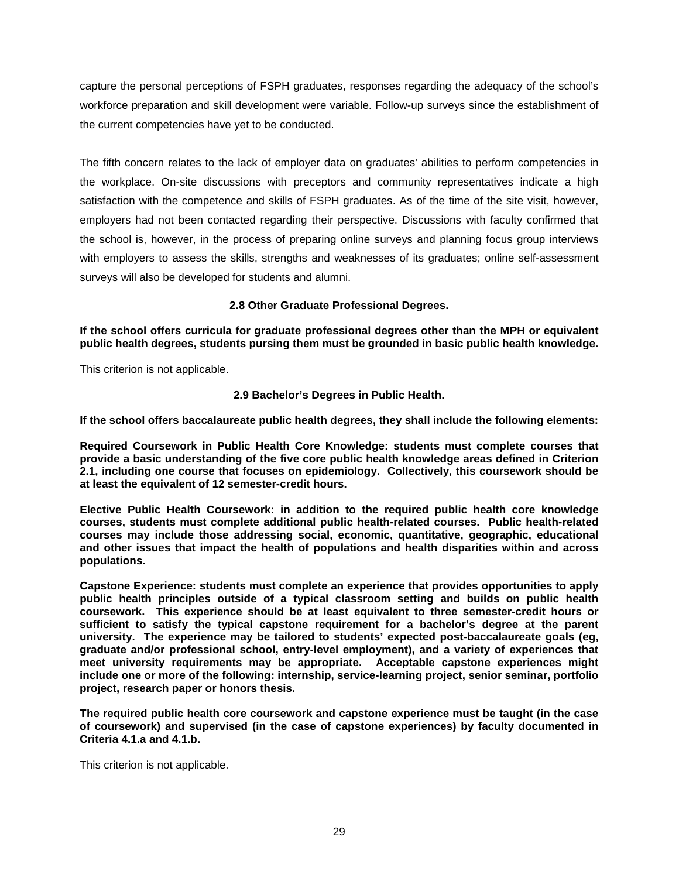capture the personal perceptions of FSPH graduates, responses regarding the adequacy of the school's workforce preparation and skill development were variable. Follow-up surveys since the establishment of the current competencies have yet to be conducted.

The fifth concern relates to the lack of employer data on graduates' abilities to perform competencies in the workplace. On-site discussions with preceptors and community representatives indicate a high satisfaction with the competence and skills of FSPH graduates. As of the time of the site visit, however, employers had not been contacted regarding their perspective. Discussions with faculty confirmed that the school is, however, in the process of preparing online surveys and planning focus group interviews with employers to assess the skills, strengths and weaknesses of its graduates; online self-assessment surveys will also be developed for students and alumni.

### 2.8 Other Graduate Professional Degrees.

**If the school offers curricula for graduate professional degrees other than the MPH or equivalent public health degrees, students pursing them must be grounded in basic public health knowledge.**

This criterion is not applicable.

### 2.9 Bachelor's Degrees in Public Health.

**If the school offers baccalaureate public health degrees, they shall include the following elements:**

**Required Coursework in Public Health Core Knowledge: students must complete courses that provide a basic understanding of the five core public health knowledge areas defined in Criterion 2.1, including one course that focuses on epidemiology. Collectively, this coursework should be at least the equivalent of 12 semester-credit hours.**

**Elective Public Health Coursework: in addition to the required public health core knowledge courses, students must complete additional public health-related courses. Public health-related courses may include those addressing social, economic, quantitative, geographic, educational and other issues that impact the health of populations and health disparities within and across populations.**

**Capstone Experience: students must complete an experience that provides opportunities to apply public health principles outside of a typical classroom setting and builds on public health coursework. This experience should be at least equivalent to three semester-credit hours or sufficient to satisfy the typical capstone requirement for a bachelor's degree at the parent university. The experience may be tailored to students' expected post-baccalaureate goals (eg, graduate and/or professional school, entry-level employment), and a variety of experiences that meet university requirements may be appropriate. Acceptable capstone experiences might include one or more of the following: internship, service-learning project, senior seminar, portfolio project, research paper or honors thesis.**

**The required public health core coursework and capstone experience must be taught (in the case of coursework) and supervised (in the case of capstone experiences) by faculty documented in Criteria 4.1.a and 4.1.b.**

This criterion is not applicable.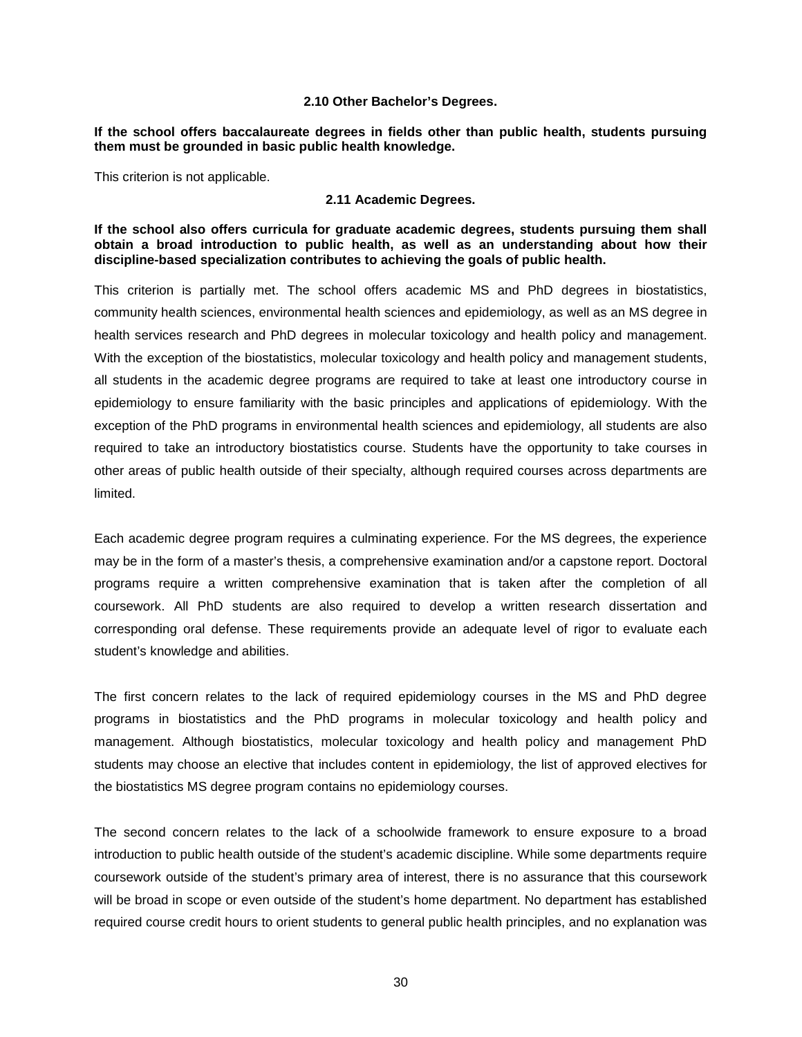### 2.10 Other Bachelor's Degrees.

**If the school offers baccalaureate degrees in fields other than public health, students pursuing them must be grounded in basic public health knowledge.**

This criterion is not applicable.

### 2.11 Academic Degrees.

**If the school also offers curricula for graduate academic degrees, students pursuing them shall obtain a broad introduction to public health, as well as an understanding about how their discipline-based specialization contributes to achieving the goals of public health.**

This criterion is partially met. The school offers academic MS and PhD degrees in biostatistics, community health sciences, environmental health sciences and epidemiology, as well as an MS degree in health services research and PhD degrees in molecular toxicology and health policy and management. With the exception of the biostatistics, molecular toxicology and health policy and management students, all students in the academic degree programs are required to take at least one introductory course in epidemiology to ensure familiarity with the basic principles and applications of epidemiology. With the exception of the PhD programs in environmental health sciences and epidemiology, all students are also required to take an introductory biostatistics course. Students have the opportunity to take courses in other areas of public health outside of their specialty, although required courses across departments are limited.

Each academic degree program requires a culminating experience. For the MS degrees, the experience may be in the form of a master's thesis, a comprehensive examination and/or a capstone report. Doctoral programs require a written comprehensive examination that is taken after the completion of all coursework. All PhD students are also required to develop a written research dissertation and corresponding oral defense. These requirements provide an adequate level of rigor to evaluate each student's knowledge and abilities.

The first concern relates to the lack of required epidemiology courses in the MS and PhD degree programs in biostatistics and the PhD programs in molecular toxicology and health policy and management. Although biostatistics, molecular toxicology and health policy and management PhD students may choose an elective that includes content in epidemiology, the list of approved electives for the biostatistics MS degree program contains no epidemiology courses.

The second concern relates to the lack of a schoolwide framework to ensure exposure to a broad introduction to public health outside of the student's academic discipline. While some departments require coursework outside of the student's primary area of interest, there is no assurance that this coursework will be broad in scope or even outside of the student's home department. No department has established required course credit hours to orient students to general public health principles, and no explanation was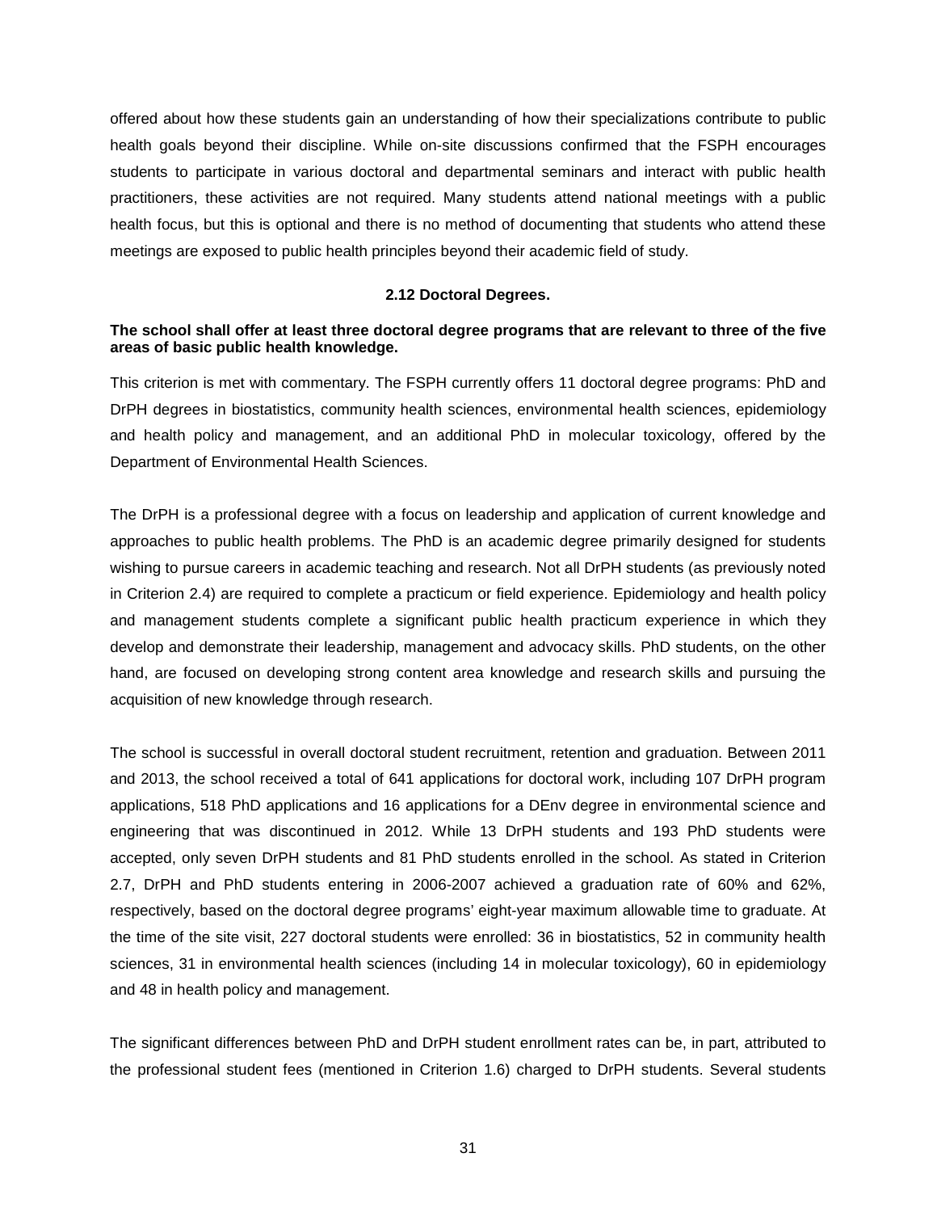offered about how these students gain an understanding of how their specializations contribute to public health goals beyond their discipline. While on-site discussions confirmed that the FSPH encourages students to participate in various doctoral and departmental seminars and interact with public health practitioners, these activities are not required. Many students attend national meetings with a public health focus, but this is optional and there is no method of documenting that students who attend these meetings are exposed to public health principles beyond their academic field of study.

## 2.12 Doctoral Degrees.

**The school shall offer at least three doctoral degree programs that are relevant to three of the five areas of basic public health knowledge.**

This criterion is met with commentary. The FSPH currently offers 11 doctoral degree programs: PhD and DrPH degrees in biostatistics, community health sciences, environmental health sciences, epidemiology and health policy and management, and an additional PhD in molecular toxicology, offered by the Department of Environmental Health Sciences.

The DrPH is a professional degree with a focus on leadership and application of current knowledge and approaches to public health problems. The PhD is an academic degree primarily designed for students wishing to pursue careers in academic teaching and research. Not all DrPH students (as previously noted in Criterion 2.4) are required to complete a practicum or field experience. Epidemiology and health policy and management students complete a significant public health practicum experience in which they develop and demonstrate their leadership, management and advocacy skills. PhD students, on the other hand, are focused on developing strong content area knowledge and research skills and pursuing the acquisition of new knowledge through research.

The school is successful in overall doctoral student recruitment, retention and graduation. Between 2011 and 2013, the school received a total of 641 applications for doctoral work, including 107 DrPH program applications, 518 PhD applications and 16 applications for a DEnv degree in environmental science and engineering that was discontinued in 2012. While 13 DrPH students and 193 PhD students were accepted, only seven DrPH students and 81 PhD students enrolled in the school. As stated in Criterion 2.7, DrPH and PhD students entering in 2006-2007 achieved a graduation rate of 60% and 62%, respectively, based on the doctoral degree programs' eight-year maximum allowable time to graduate. At the time of the site visit, 227 doctoral students were enrolled: 36 in biostatistics, 52 in community health sciences, 31 in environmental health sciences (including 14 in molecular toxicology), 60 in epidemiology and 48 in health policy and management.

The significant differences between PhD and DrPH student enrollment rates can be, in part, attributed to the professional student fees (mentioned in Criterion 1.6) charged to DrPH students. Several students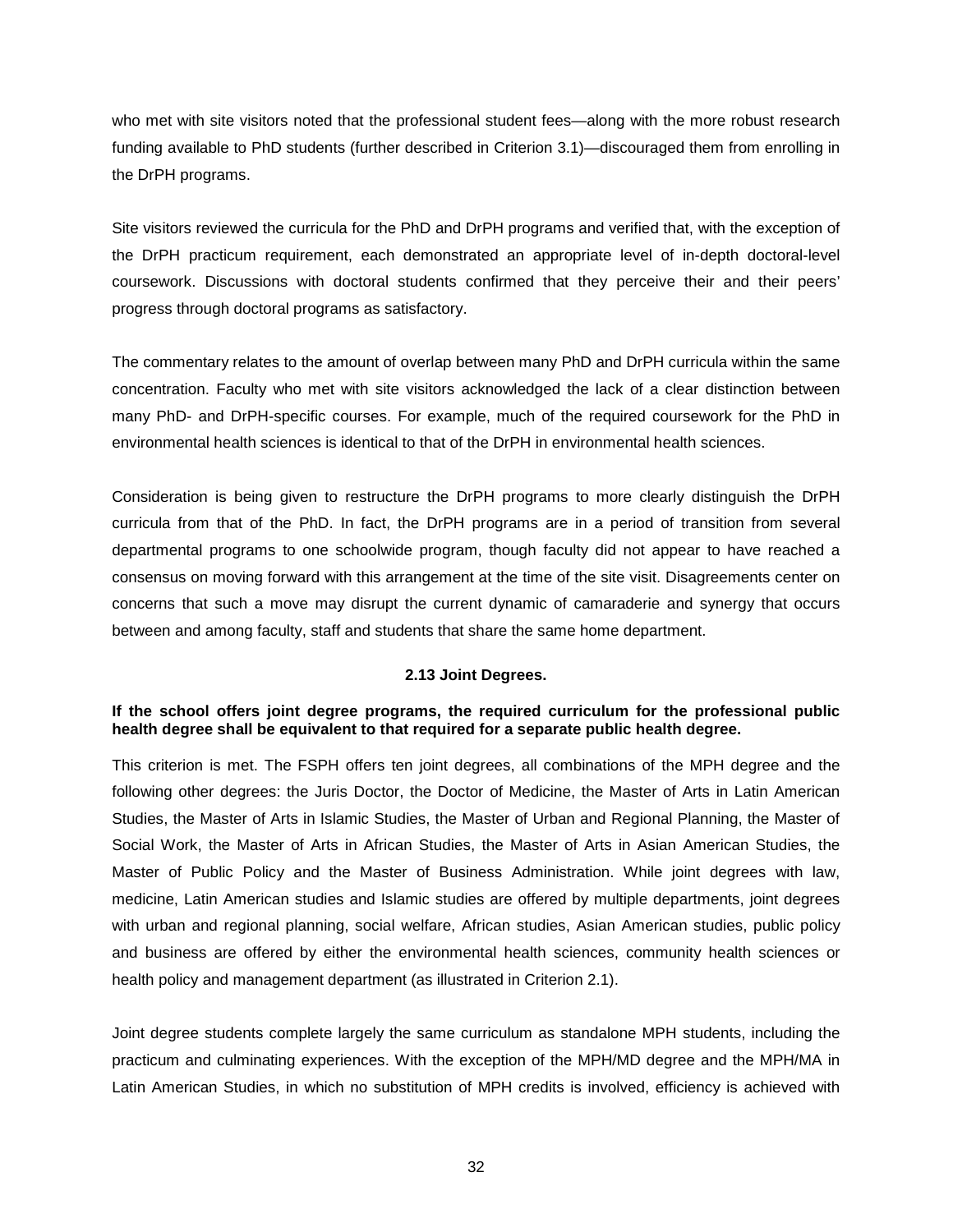who met with site visitors noted that the professional student fees—along with the more robust research funding available to PhD students (further described in Criterion 3.1)—discouraged them from enrolling in the DrPH programs.

Site visitors reviewed the curricula for the PhD and DrPH programs and verified that, with the exception of the DrPH practicum requirement, each demonstrated an appropriate level of in-depth doctoral-level coursework. Discussions with doctoral students confirmed that they perceive their and their peers' progress through doctoral programs as satisfactory.

The commentary relates to the amount of overlap between many PhD and DrPH curricula within the same concentration. Faculty who met with site visitors acknowledged the lack of a clear distinction between many PhD- and DrPH-specific courses. For example, much of the required coursework for the PhD in environmental health sciences is identical to that of the DrPH in environmental health sciences.

Consideration is being given to restructure the DrPH programs to more clearly distinguish the DrPH curricula from that of the PhD. In fact, the DrPH programs are in a period of transition from several departmental programs to one schoolwide program, though faculty did not appear to have reached a consensus on moving forward with this arrangement at the time of the site visit. Disagreements center on concerns that such a move may disrupt the current dynamic of camaraderie and synergy that occurs between and among faculty, staff and students that share the same home department.

### 2.13 Joint Degrees.

**If the school offers joint degree programs, the required curriculum for the professional public health degree shall be equivalent to that required for a separate public health degree.**

This criterion is met. The FSPH offers ten joint degrees, all combinations of the MPH degree and the following other degrees: the Juris Doctor, the Doctor of Medicine, the Master of Arts in Latin American Studies, the Master of Arts in Islamic Studies, the Master of Urban and Regional Planning, the Master of Social Work, the Master of Arts in African Studies, the Master of Arts in Asian American Studies, the Master of Public Policy and the Master of Business Administration. While joint degrees with law, medicine, Latin American studies and Islamic studies are offered by multiple departments, joint degrees with urban and regional planning, social welfare, African studies, Asian American studies, public policy and business are offered by either the environmental health sciences, community health sciences or health policy and management department (as illustrated in Criterion 2.1).

Joint degree students complete largely the same curriculum as standalone MPH students, including the practicum and culminating experiences. With the exception of the MPH/MD degree and the MPH/MA in Latin American Studies, in which no substitution of MPH credits is involved, efficiency is achieved with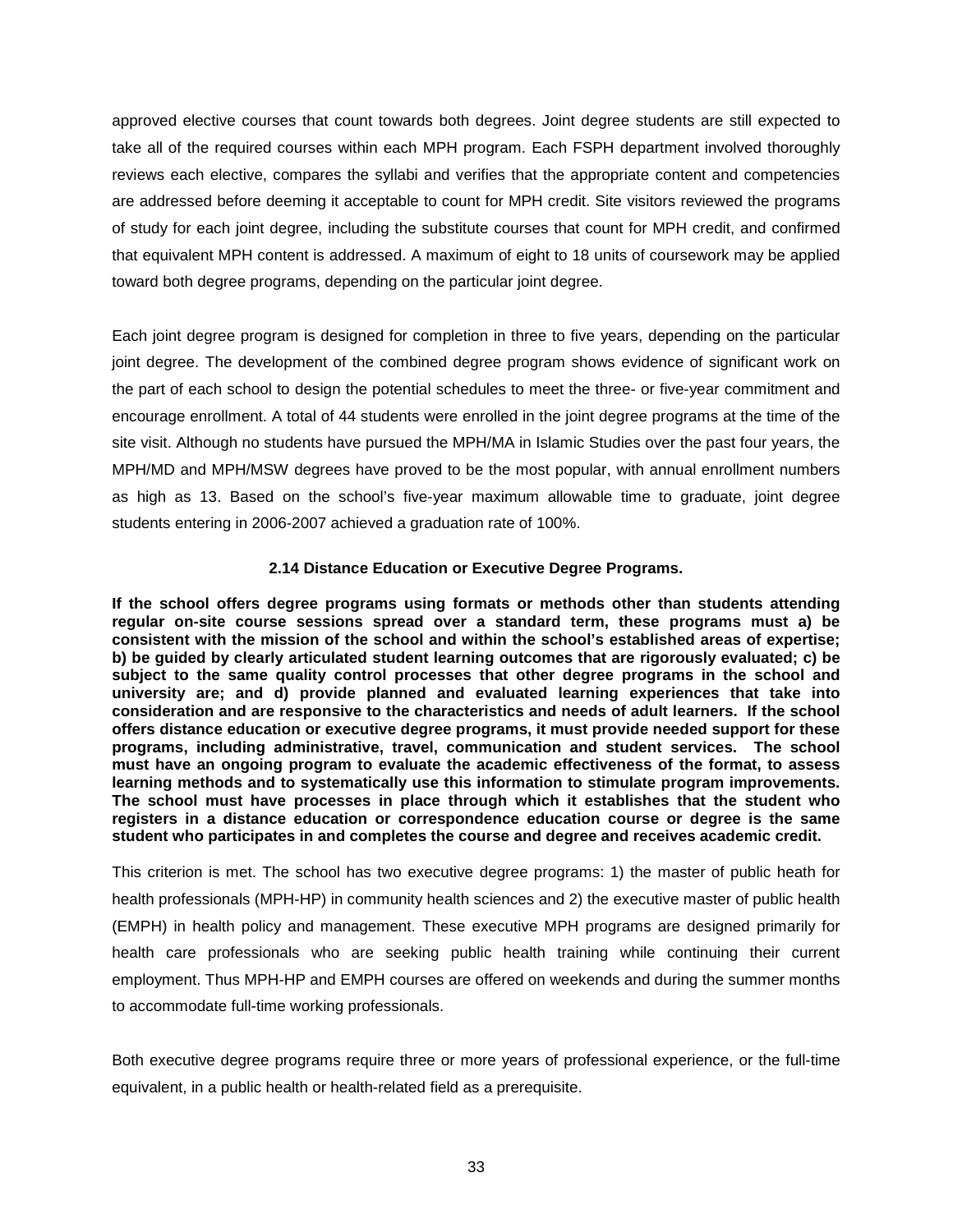approved elective courses that count towards both degrees. Joint degree students are still expected to take all of the required courses within each MPH program. Each FSPH department involved thoroughly reviews each elective, compares the syllabi and verifies that the appropriate content and competencies are addressed before deeming it acceptable to count for MPH credit. Site visitors reviewed the programs of study for each joint degree, including the substitute courses that count for MPH credit, and confirmed that equivalent MPH content is addressed. A maximum of eight to 18 units of coursework may be applied toward both degree programs, depending on the particular joint degree.

Each joint degree program is designed for completion in three to five years, depending on the particular joint degree. The development of the combined degree program shows evidence of significant work on the part of each school to design the potential schedules to meet the three- or five-year commitment and encourage enrollment. A total of 44 students were enrolled in the joint degree programs at the time of the site visit. Although no students have pursued the MPH/MA in Islamic Studies over the past four years, the MPH/MD and MPH/MSW degrees have proved to be the most popular, with annual enrollment numbers as high as 13. Based on the school's five-year maximum allowable time to graduate, joint degree students entering in 2006-2007 achieved a graduation rate of 100%.

### 2.14 Distance Education or Executive Degree Programs.

**If the school offers degree programs using formats or methods other than students attending regular on-site course sessions spread over a standard term, these programs must a) be consistent with the mission of the school and within the school's established areas of expertise; b) be guided by clearly articulated student learning outcomes that are rigorously evaluated; c) be subject to the same quality control processes that other degree programs in the school and university are; and d) provide planned and evaluated learning experiences that take into consideration and are responsive to the characteristics and needs of adult learners. If the school offers distance education or executive degree programs, it must provide needed support for these programs, including administrative, travel, communication and student services. The school must have an ongoing program to evaluate the academic effectiveness of the format, to assess learning methods and to systematically use this information to stimulate program improvements. The school must have processes in place through which it establishes that the student who registers in a distance education or correspondence education course or degree is the same student who participates in and completes the course and degree and receives academic credit.**

This criterion is met. The school has two executive degree programs: 1) the master of public heath for health professionals (MPH-HP) in community health sciences and 2) the executive master of public health (EMPH) in health policy and management. These executive MPH programs are designed primarily for health care professionals who are seeking public health training while continuing their current employment. Thus MPH-HP and EMPH courses are offered on weekends and during the summer months to accommodate full-time working professionals.

Both executive degree programs require three or more years of professional experience, or the full-time equivalent, in a public health or health-related field as a prerequisite.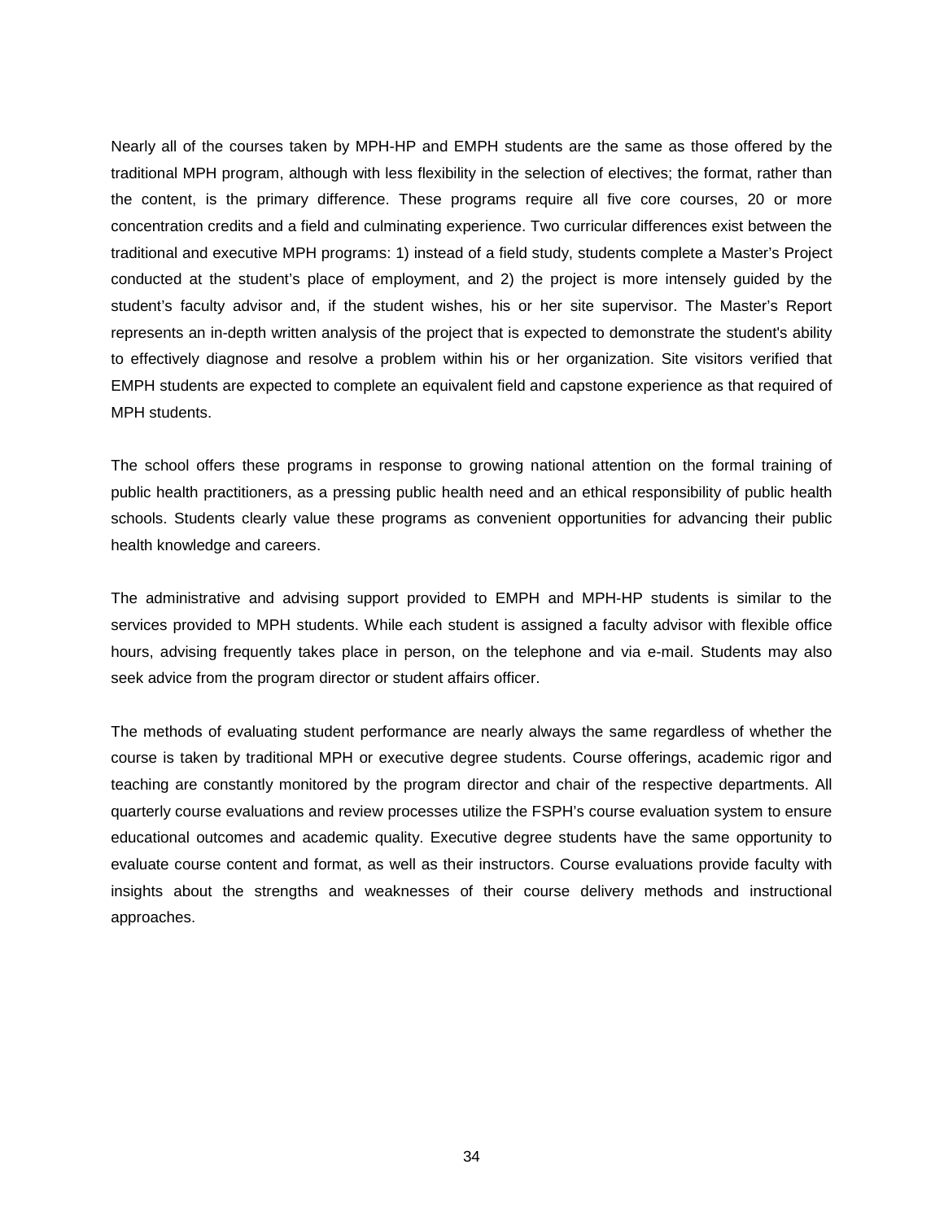Nearly all of the courses taken by MPH-HP and EMPH students are the same as those offered by the traditional MPH program, although with less flexibility in the selection of electives; the format, rather than the content, is the primary difference. These programs require all five core courses, 20 or more concentration credits and a field and culminating experience. Two curricular differences exist between the traditional and executive MPH programs: 1) instead of a field study, students complete a Master's Project conducted at the student's place of employment, and 2) the project is more intensely guided by the student's faculty advisor and, if the student wishes, his or her site supervisor. The Master's Report represents an in-depth written analysis of the project that is expected to demonstrate the student's ability to effectively diagnose and resolve a problem within his or her organization. Site visitors verified that EMPH students are expected to complete an equivalent field and capstone experience as that required of MPH students.

The school offers these programs in response to growing national attention on the formal training of public health practitioners, as a pressing public health need and an ethical responsibility of public health schools. Students clearly value these programs as convenient opportunities for advancing their public health knowledge and careers.

The administrative and advising support provided to EMPH and MPH-HP students is similar to the services provided to MPH students. While each student is assigned a faculty advisor with flexible office hours, advising frequently takes place in person, on the telephone and via e-mail. Students may also seek advice from the program director or student affairs officer.

The methods of evaluating student performance are nearly always the same regardless of whether the course is taken by traditional MPH or executive degree students. Course offerings, academic rigor and teaching are constantly monitored by the program director and chair of the respective departments. All quarterly course evaluations and review processes utilize the FSPH's course evaluation system to ensure educational outcomes and academic quality. Executive degree students have the same opportunity to evaluate course content and format, as well as their instructors. Course evaluations provide faculty with insights about the strengths and weaknesses of their course delivery methods and instructional approaches.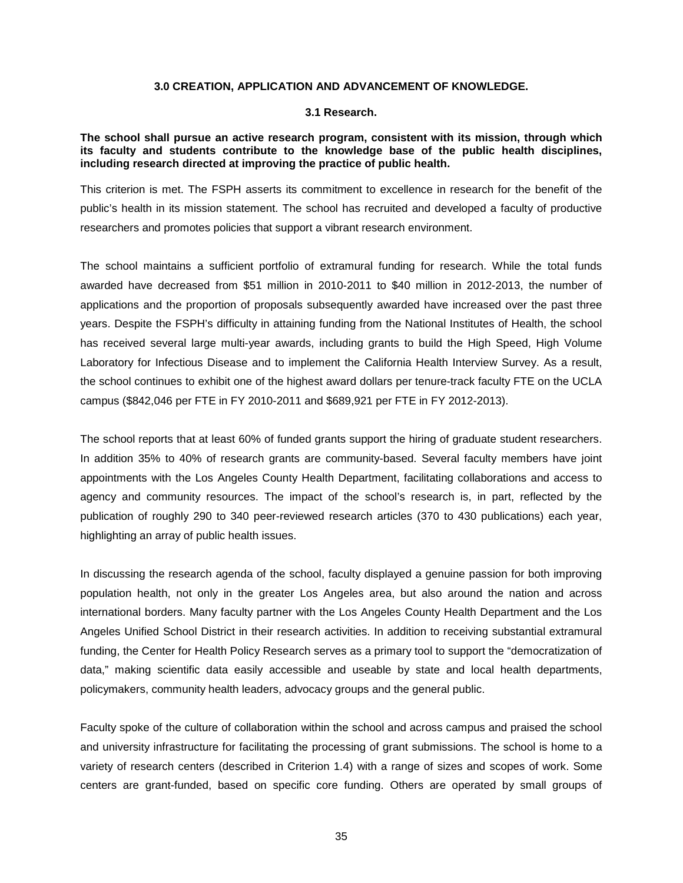## 3.0 CREATION, APPLICATION AND ADVANCEMENT OF KNOWLEDGE.

### 3.1 Research.

**The school shall pursue an active research program, consistent with its mission, through which its faculty and students contribute to the knowledge base of the public health disciplines, including research directed at improving the practice of public health.**

This criterion is met. The FSPH asserts its commitment to excellence in research for the benefit of the public's health in its mission statement. The school has recruited and developed a faculty of productive researchers and promotes policies that support a vibrant research environment.

The school maintains a sufficient portfolio of extramural funding for research. While the total funds awarded have decreased from $51 million in 2010-2011 to $40 million in 2012-2013, the number of applications and the proportion of proposals subsequently awarded have increased over the past three years. Despite the FSPH's difficulty in attaining funding from the National Institutes of Health, the school has received several large multi-year awards, including grants to build the High Speed, High Volume Laboratory for Infectious Disease and to implement the California Health Interview Survey. As a result, the school continues to exhibit one of the highest award dollars per tenure-track faculty FTE on the UCLA campus ($842,046 per FTE in FY 2010-2011 and $689,921 per FTE in FY 2012-2013).

The school reports that at least 60% of funded grants support the hiring of graduate student researchers. In addition 35% to 40% of research grants are community-based. Several faculty members have joint appointments with the Los Angeles County Health Department, facilitating collaborations and access to agency and community resources. The impact of the school's research is, in part, reflected by the publication of roughly 290 to 340 peer-reviewed research articles (370 to 430 publications) each year, highlighting an array of public health issues.

In discussing the research agenda of the school, faculty displayed a genuine passion for both improving population health, not only in the greater Los Angeles area, but also around the nation and across international borders. Many faculty partner with the Los Angeles County Health Department and the Los Angeles Unified School District in their research activities. In addition to receiving substantial extramural funding, the Center for Health Policy Research serves as a primary tool to support the "democratization of data," making scientific data easily accessible and useable by state and local health departments, policymakers, community health leaders, advocacy groups and the general public.

Faculty spoke of the culture of collaboration within the school and across campus and praised the school and university infrastructure for facilitating the processing of grant submissions. The school is home to a variety of research centers (described in Criterion 1.4) with a range of sizes and scopes of work. Some centers are grant-funded, based on specific core funding. Others are operated by small groups of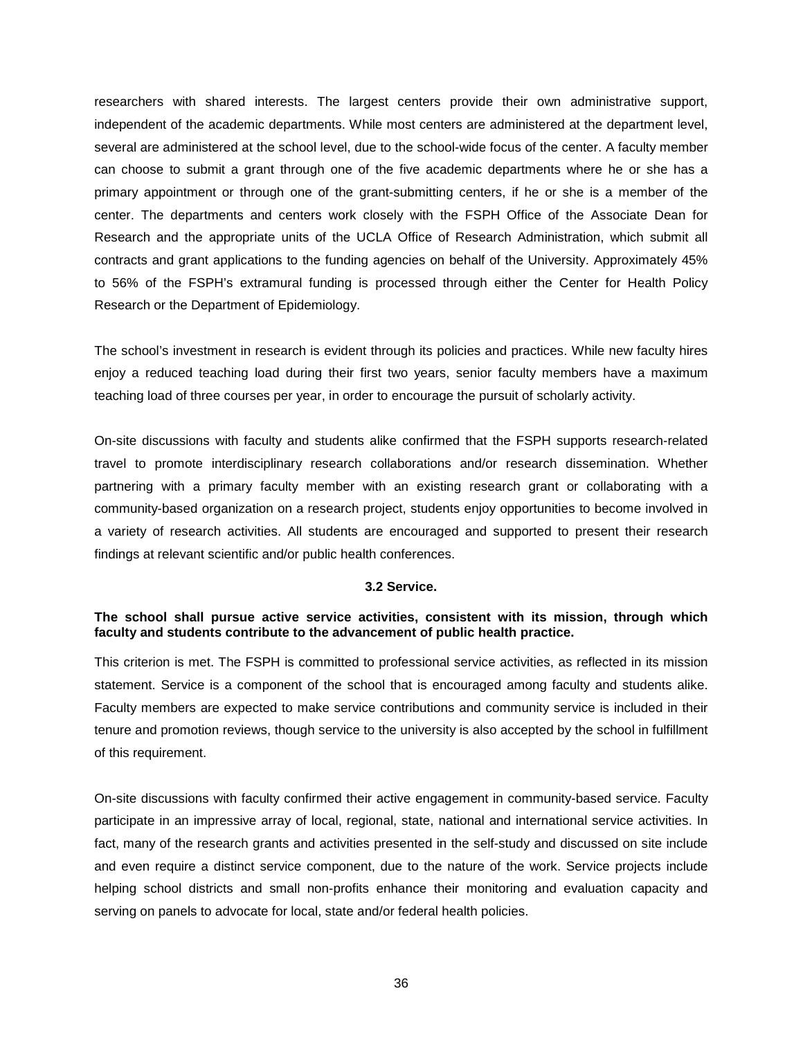researchers with shared interests. The largest centers provide their own administrative support, independent of the academic departments. While most centers are administered at the department level, several are administered at the school level, due to the school-wide focus of the center. A faculty member can choose to submit a grant through one of the five academic departments where he or she has a primary appointment or through one of the grant-submitting centers, if he or she is a member of the center. The departments and centers work closely with the FSPH Office of the Associate Dean for Research and the appropriate units of the UCLA Office of Research Administration, which submit all contracts and grant applications to the funding agencies on behalf of the University. Approximately 45% to 56% of the FSPH's extramural funding is processed through either the Center for Health Policy Research or the Department of Epidemiology.

The school's investment in research is evident through its policies and practices. While new faculty hires enjoy a reduced teaching load during their first two years, senior faculty members have a maximum teaching load of three courses per year, in order to encourage the pursuit of scholarly activity.

On-site discussions with faculty and students alike confirmed that the FSPH supports research-related travel to promote interdisciplinary research collaborations and/or research dissemination. Whether partnering with a primary faculty member with an existing research grant or collaborating with a community-based organization on a research project, students enjoy opportunities to become involved in a variety of research activities. All students are encouraged and supported to present their research findings at relevant scientific and/or public health conferences.

### 3.2 Service.

**The school shall pursue active service activities, consistent with its mission, through which faculty and students contribute to the advancement of public health practice.**

This criterion is met. The FSPH is committed to professional service activities, as reflected in its mission statement. Service is a component of the school that is encouraged among faculty and students alike. Faculty members are expected to make service contributions and community service is included in their tenure and promotion reviews, though service to the university is also accepted by the school in fulfillment of this requirement.

On-site discussions with faculty confirmed their active engagement in community-based service. Faculty participate in an impressive array of local, regional, state, national and international service activities. In fact, many of the research grants and activities presented in the self-study and discussed on site include and even require a distinct service component, due to the nature of the work. Service projects include helping school districts and small non-profits enhance their monitoring and evaluation capacity and serving on panels to advocate for local, state and/or federal health policies.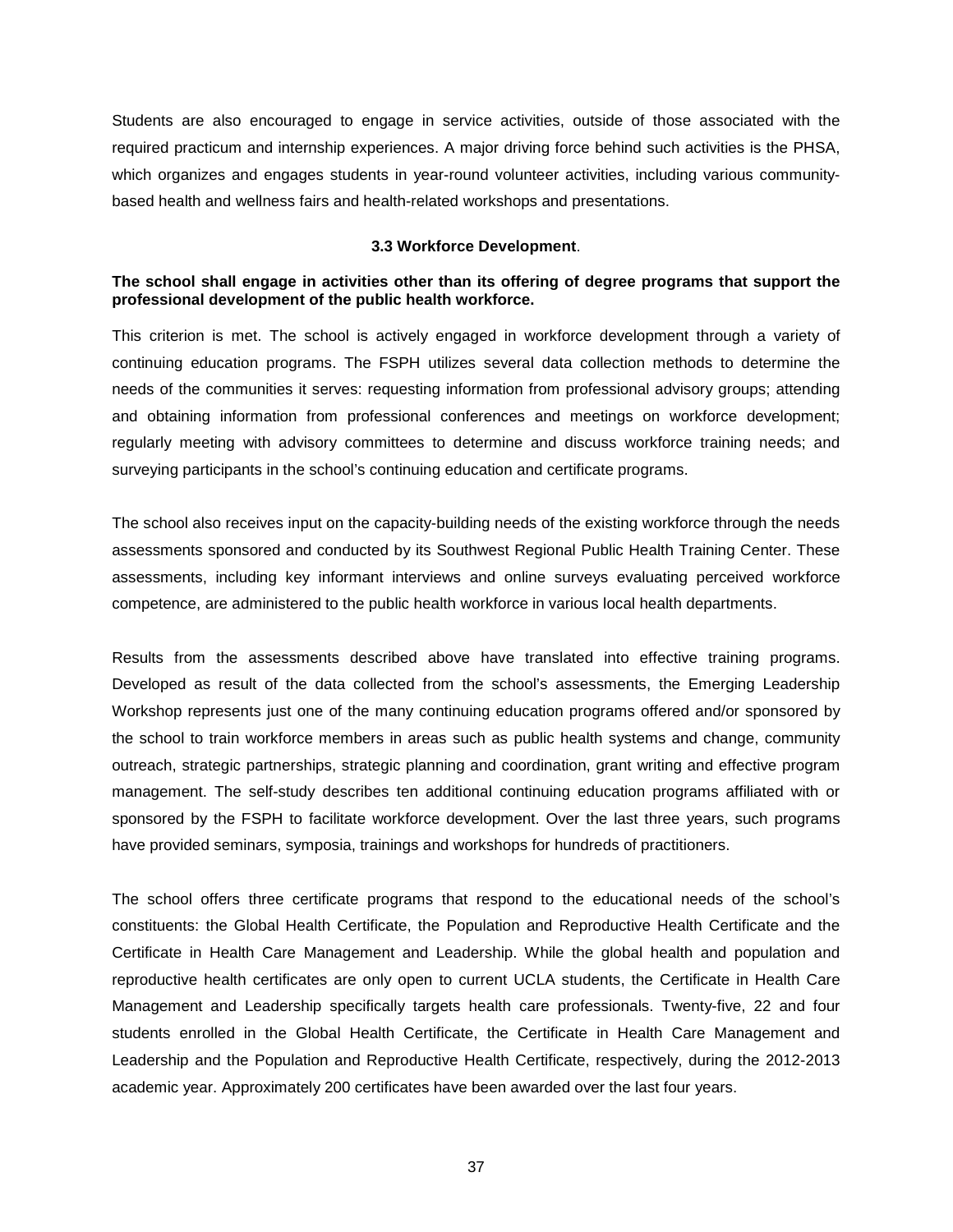Students are also encouraged to engage in service activities, outside of those associated with the required practicum and internship experiences. A major driving force behind such activities is the PHSA, which organizes and engages students in year-round volunteer activities, including various community-based health and wellness fairs and health-related workshops and presentations.

### 3.3 Workforce Development.

**The school shall engage in activities other than its offering of degree programs that support the professional development of the public health workforce.**

This criterion is met. The school is actively engaged in workforce development through a variety of continuing education programs. The FSPH utilizes several data collection methods to determine the needs of the communities it serves: requesting information from professional advisory groups; attending and obtaining information from professional conferences and meetings on workforce development; regularly meeting with advisory committees to determine and discuss workforce training needs; and surveying participants in the school's continuing education and certificate programs.

The school also receives input on the capacity-building needs of the existing workforce through the needs assessments sponsored and conducted by its Southwest Regional Public Health Training Center. These assessments, including key informant interviews and online surveys evaluating perceived workforce competence, are administered to the public health workforce in various local health departments.

Results from the assessments described above have translated into effective training programs. Developed as result of the data collected from the school's assessments, the Emerging Leadership Workshop represents just one of the many continuing education programs offered and/or sponsored by the school to train workforce members in areas such as public health systems and change, community outreach, strategic partnerships, strategic planning and coordination, grant writing and effective program management. The self-study describes ten additional continuing education programs affiliated with or sponsored by the FSPH to facilitate workforce development. Over the last three years, such programs have provided seminars, symposia, trainings and workshops for hundreds of practitioners.

The school offers three certificate programs that respond to the educational needs of the school's constituents: the Global Health Certificate, the Population and Reproductive Health Certificate and the Certificate in Health Care Management and Leadership. While the global health and population and reproductive health certificates are only open to current UCLA students, the Certificate in Health Care Management and Leadership specifically targets health care professionals. Twenty-five, 22 and four students enrolled in the Global Health Certificate, the Certificate in Health Care Management and Leadership and the Population and Reproductive Health Certificate, respectively, during the 2012-2013 academic year. Approximately 200 certificates have been awarded over the last four years.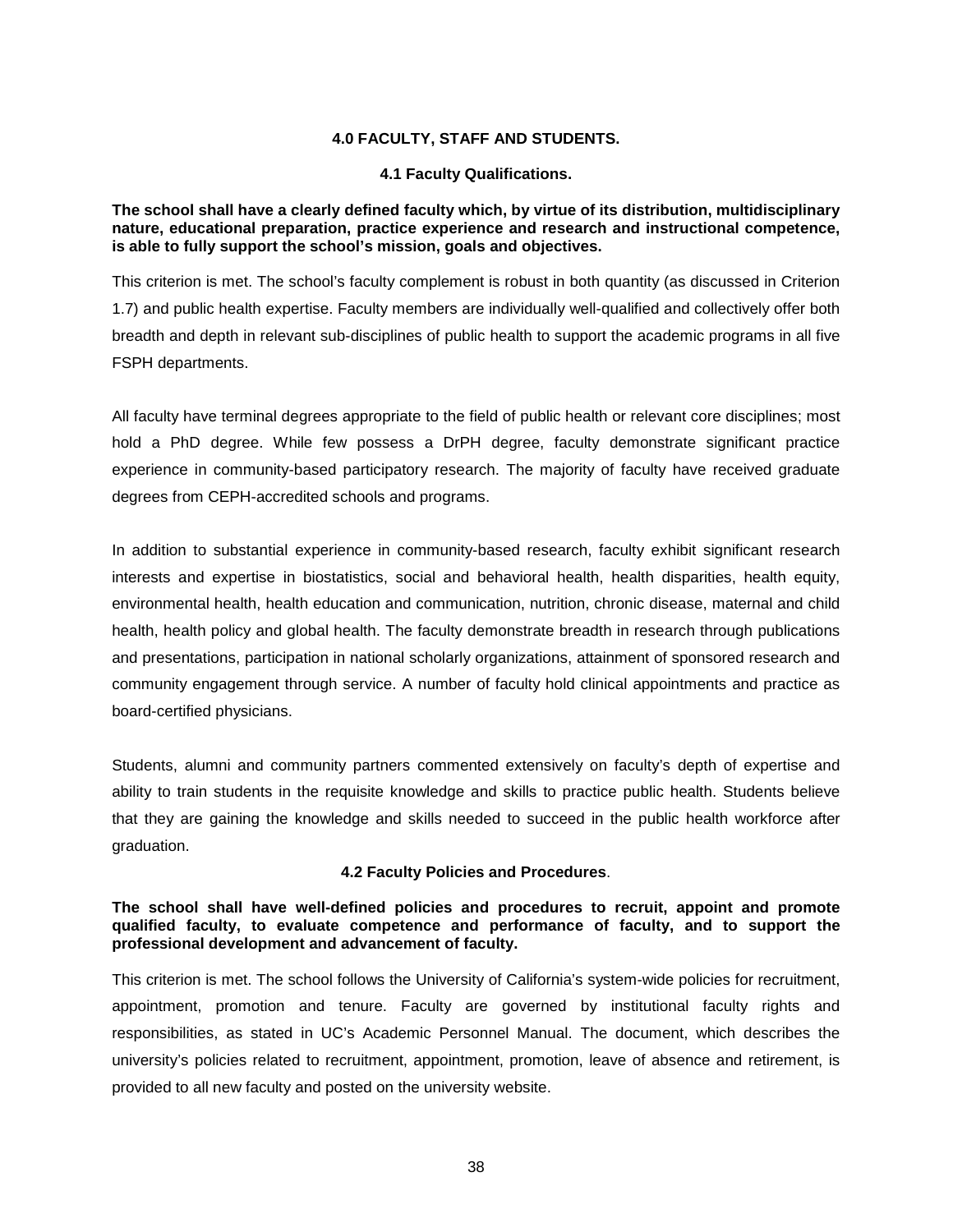## 4.0 FACULTY, STAFF AND STUDENTS.

### 4.1 Faculty Qualifications.

**The school shall have a clearly defined faculty which, by virtue of its distribution, multidisciplinary nature, educational preparation, practice experience and research and instructional competence, is able to fully support the school's mission, goals and objectives.**

This criterion is met. The school's faculty complement is robust in both quantity (as discussed in Criterion 1.7) and public health expertise. Faculty members are individually well-qualified and collectively offer both breadth and depth in relevant sub-disciplines of public health to support the academic programs in all five FSPH departments.

All faculty have terminal degrees appropriate to the field of public health or relevant core disciplines; most hold a PhD degree. While few possess a DrPH degree, faculty demonstrate significant practice experience in community-based participatory research. The majority of faculty have received graduate degrees from CEPH-accredited schools and programs.

In addition to substantial experience in community-based research, faculty exhibit significant research interests and expertise in biostatistics, social and behavioral health, health disparities, health equity, environmental health, health education and communication, nutrition, chronic disease, maternal and child health, health policy and global health. The faculty demonstrate breadth in research through publications and presentations, participation in national scholarly organizations, attainment of sponsored research and community engagement through service. A number of faculty hold clinical appointments and practice as board-certified physicians.

Students, alumni and community partners commented extensively on faculty's depth of expertise and ability to train students in the requisite knowledge and skills to practice public health. Students believe that they are gaining the knowledge and skills needed to succeed in the public health workforce after graduation.

### 4.2 Faculty Policies and Procedures.

**The school shall have well-defined policies and procedures to recruit, appoint and promote qualified faculty, to evaluate competence and performance of faculty, and to support the professional development and advancement of faculty.**

This criterion is met. The school follows the University of California's system-wide policies for recruitment, appointment, promotion and tenure. Faculty are governed by institutional faculty rights and responsibilities, as stated in UC's Academic Personnel Manual. The document, which describes the university's policies related to recruitment, appointment, promotion, leave of absence and retirement, is provided to all new faculty and posted on the university website.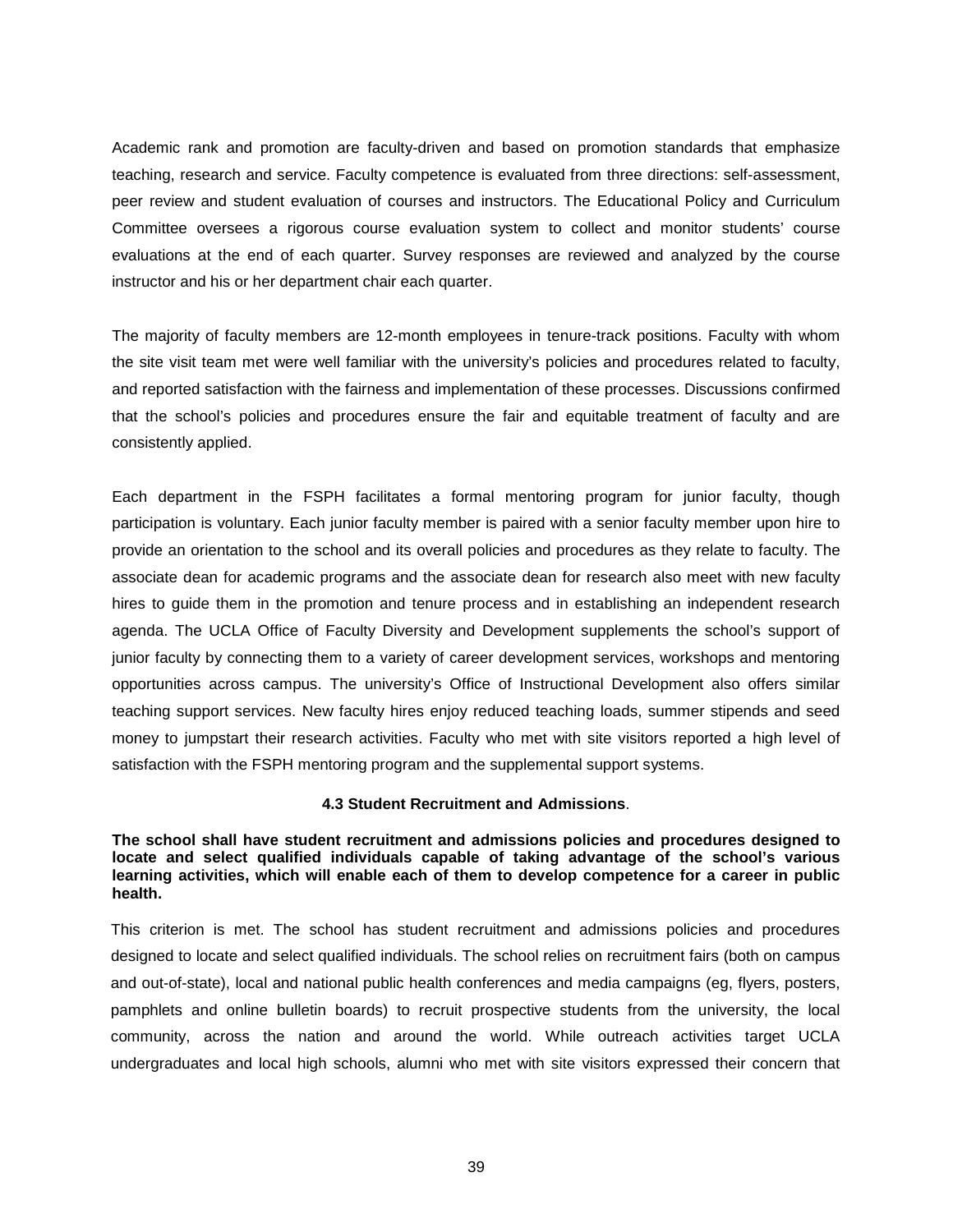Academic rank and promotion are faculty-driven and based on promotion standards that emphasize teaching, research and service. Faculty competence is evaluated from three directions: self-assessment, peer review and student evaluation of courses and instructors. The Educational Policy and Curriculum Committee oversees a rigorous course evaluation system to collect and monitor students' course evaluations at the end of each quarter. Survey responses are reviewed and analyzed by the course instructor and his or her department chair each quarter.

The majority of faculty members are 12-month employees in tenure-track positions. Faculty with whom the site visit team met were well familiar with the university's policies and procedures related to faculty, and reported satisfaction with the fairness and implementation of these processes. Discussions confirmed that the school's policies and procedures ensure the fair and equitable treatment of faculty and are consistently applied.

Each department in the FSPH facilitates a formal mentoring program for junior faculty, though participation is voluntary. Each junior faculty member is paired with a senior faculty member upon hire to provide an orientation to the school and its overall policies and procedures as they relate to faculty. The associate dean for academic programs and the associate dean for research also meet with new faculty hires to guide them in the promotion and tenure process and in establishing an independent research agenda. The UCLA Office of Faculty Diversity and Development supplements the school's support of junior faculty by connecting them to a variety of career development services, workshops and mentoring opportunities across campus. The university's Office of Instructional Development also offers similar teaching support services. New faculty hires enjoy reduced teaching loads, summer stipends and seed money to jumpstart their research activities. Faculty who met with site visitors reported a high level of satisfaction with the FSPH mentoring program and the supplemental support systems.

### 4.3 Student Recruitment and Admissions.

**The school shall have student recruitment and admissions policies and procedures designed to locate and select qualified individuals capable of taking advantage of the school's various learning activities, which will enable each of them to develop competence for a career in public health.**

This criterion is met. The school has student recruitment and admissions policies and procedures designed to locate and select qualified individuals. The school relies on recruitment fairs (both on campus and out-of-state), local and national public health conferences and media campaigns (eg, flyers, posters, pamphlets and online bulletin boards) to recruit prospective students from the university, the local community, across the nation and around the world. While outreach activities target UCLA undergraduates and local high schools, alumni who met with site visitors expressed their concern that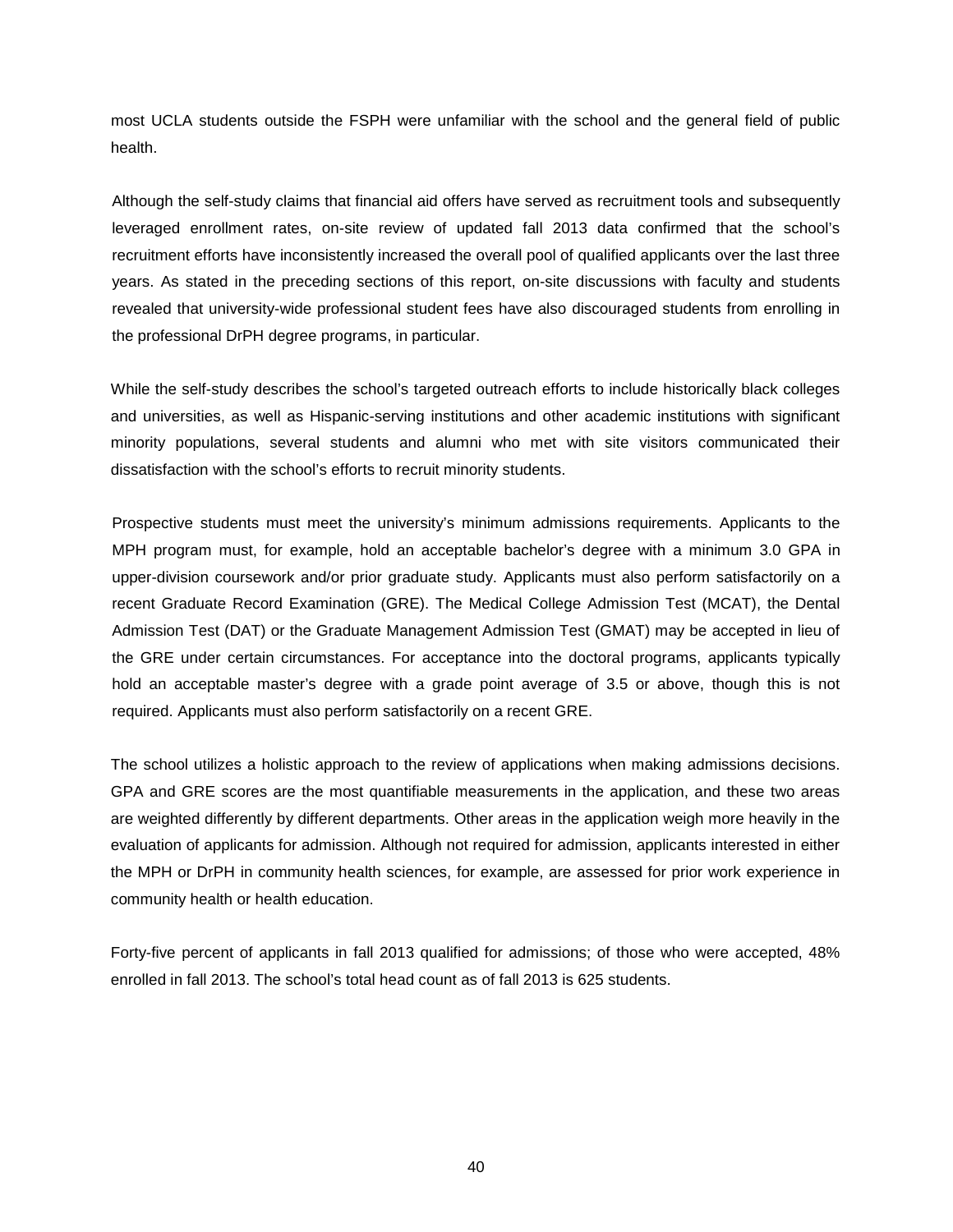most UCLA students outside the FSPH were unfamiliar with the school and the general field of public health.

Although the self-study claims that financial aid offers have served as recruitment tools and subsequently leveraged enrollment rates, on-site review of updated fall 2013 data confirmed that the school's recruitment efforts have inconsistently increased the overall pool of qualified applicants over the last three years. As stated in the preceding sections of this report, on-site discussions with faculty and students revealed that university-wide professional student fees have also discouraged students from enrolling in the professional DrPH degree programs, in particular.

While the self-study describes the school's targeted outreach efforts to include historically black colleges and universities, as well as Hispanic-serving institutions and other academic institutions with significant minority populations, several students and alumni who met with site visitors communicated their dissatisfaction with the school's efforts to recruit minority students.

Prospective students must meet the university's minimum admissions requirements. Applicants to the MPH program must, for example, hold an acceptable bachelor's degree with a minimum 3.0 GPA in upper-division coursework and/or prior graduate study. Applicants must also perform satisfactorily on a recent Graduate Record Examination (GRE). The Medical College Admission Test (MCAT), the Dental Admission Test (DAT) or the Graduate Management Admission Test (GMAT) may be accepted in lieu of the GRE under certain circumstances. For acceptance into the doctoral programs, applicants typically hold an acceptable master's degree with a grade point average of 3.5 or above, though this is not required. Applicants must also perform satisfactorily on a recent GRE.

The school utilizes a holistic approach to the review of applications when making admissions decisions. GPA and GRE scores are the most quantifiable measurements in the application, and these two areas are weighted differently by different departments. Other areas in the application weigh more heavily in the evaluation of applicants for admission. Although not required for admission, applicants interested in either the MPH or DrPH in community health sciences, for example, are assessed for prior work experience in community health or health education.

Forty-five percent of applicants in fall 2013 qualified for admissions; of those who were accepted, 48% enrolled in fall 2013. The school's total head count as of fall 2013 is 625 students.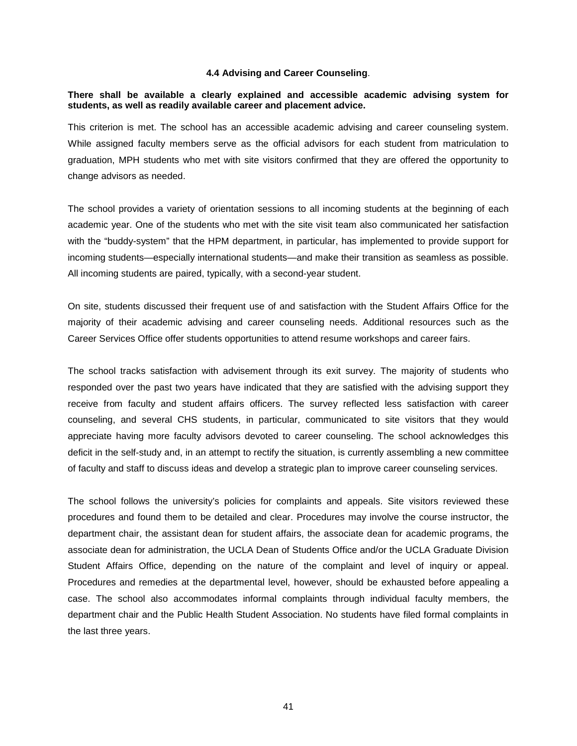### 4.4 Advising and Career Counseling.

**There shall be available a clearly explained and accessible academic advising system for students, as well as readily available career and placement advice.**

This criterion is met. The school has an accessible academic advising and career counseling system. While assigned faculty members serve as the official advisors for each student from matriculation to graduation, MPH students who met with site visitors confirmed that they are offered the opportunity to change advisors as needed.

The school provides a variety of orientation sessions to all incoming students at the beginning of each academic year. One of the students who met with the site visit team also communicated her satisfaction with the "buddy-system" that the HPM department, in particular, has implemented to provide support for incoming students—especially international students—and make their transition as seamless as possible. All incoming students are paired, typically, with a second-year student.

On site, students discussed their frequent use of and satisfaction with the Student Affairs Office for the majority of their academic advising and career counseling needs. Additional resources such as the Career Services Office offer students opportunities to attend resume workshops and career fairs.

The school tracks satisfaction with advisement through its exit survey. The majority of students who responded over the past two years have indicated that they are satisfied with the advising support they receive from faculty and student affairs officers. The survey reflected less satisfaction with career counseling, and several CHS students, in particular, communicated to site visitors that they would appreciate having more faculty advisors devoted to career counseling. The school acknowledges this deficit in the self-study and, in an attempt to rectify the situation, is currently assembling a new committee of faculty and staff to discuss ideas and develop a strategic plan to improve career counseling services.

The school follows the university's policies for complaints and appeals. Site visitors reviewed these procedures and found them to be detailed and clear. Procedures may involve the course instructor, the department chair, the assistant dean for student affairs, the associate dean for academic programs, the associate dean for administration, the UCLA Dean of Students Office and/or the UCLA Graduate Division Student Affairs Office, depending on the nature of the complaint and level of inquiry or appeal. Procedures and remedies at the departmental level, however, should be exhausted before appealing a case. The school also accommodates informal complaints through individual faculty members, the department chair and the Public Health Student Association. No students have filed formal complaints in the last three years.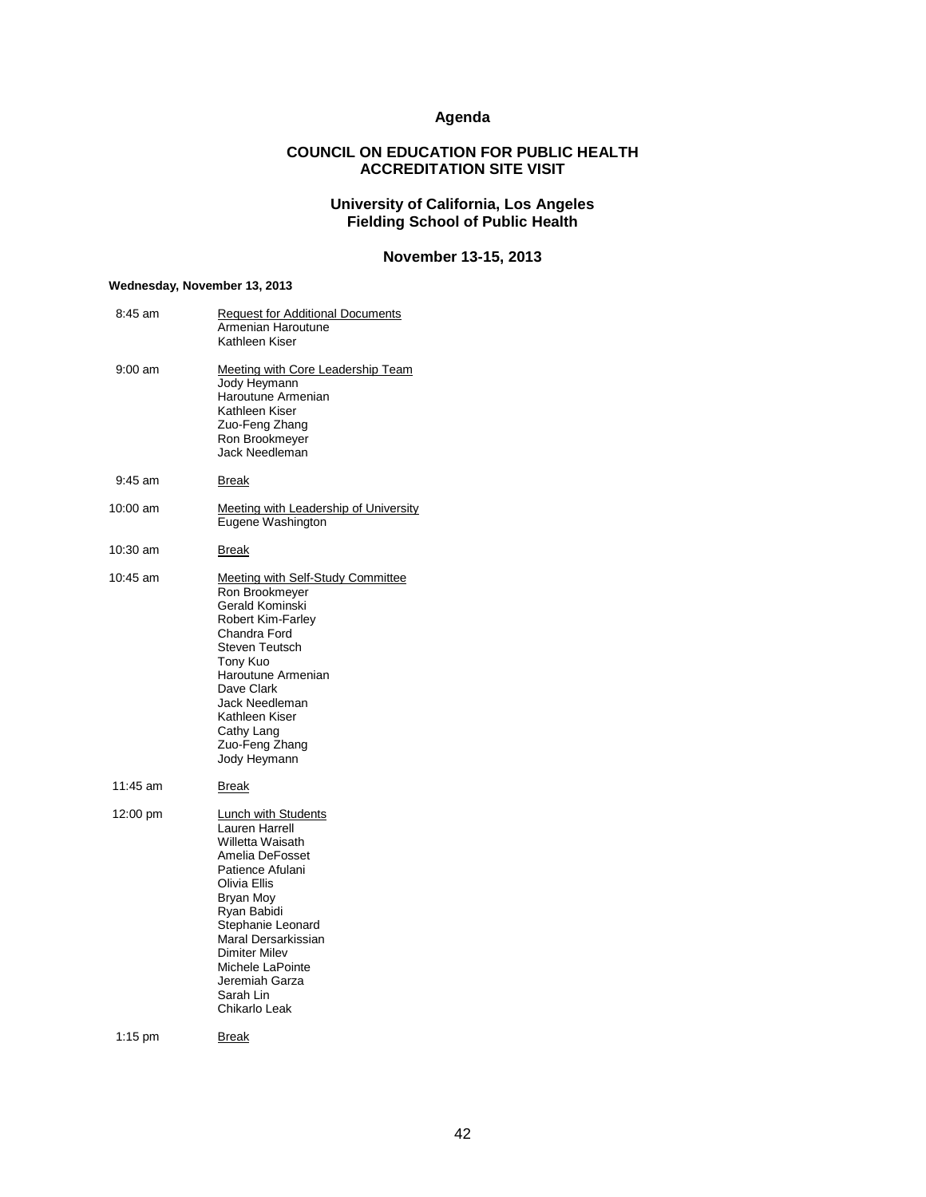# Agenda

## COUNCIL ON EDUCATION FOR PUBLIC HEALTH
## ACCREDITATION SITE VISIT

### University of California, Los Angeles
### Fielding School of Public Health

### November 13-15, 2013

**Wednesday, November 13, 2013**

8:45 am — Request for Additional Documents
- Armenian Haroutune
- Kathleen Kiser

9:00 am — Meeting with Core Leadership Team
- Jody Heymann
- Haroutune Armenian
- Kathleen Kiser
- Zuo-Feng Zhang
- Ron Brookmeyer
- Jack Needleman

9:45 am — Break

10:00 am — Meeting with Leadership of University
- Eugene Washington

10:30 am — Break

10:45 am — Meeting with Self-Study Committee
- Ron Brookmeyer
- Gerald Kominski
- Robert Kim-Farley
- Chandra Ford
- Steven Teutsch
- Tony Kuo
- Haroutune Armenian
- Dave Clark
- Jack Needleman
- Kathleen Kiser
- Cathy Lang
- Zuo-Feng Zhang
- Jody Heymann

11:45 am — Break

12:00 pm — Lunch with Students
- Lauren Harrell
- Willetta Waisath
- Amelia DeFosset
- Patience Afulani
- Olivia Ellis
- Bryan Moy
- Ryan Babidi
- Stephanie Leonard
- Maral Dersarkissian
- Dimiter Milev
- Michele LaPointe
- Jeremiah Garza
- Sarah Lin
- Chikarlo Leak

1:15 pm — Break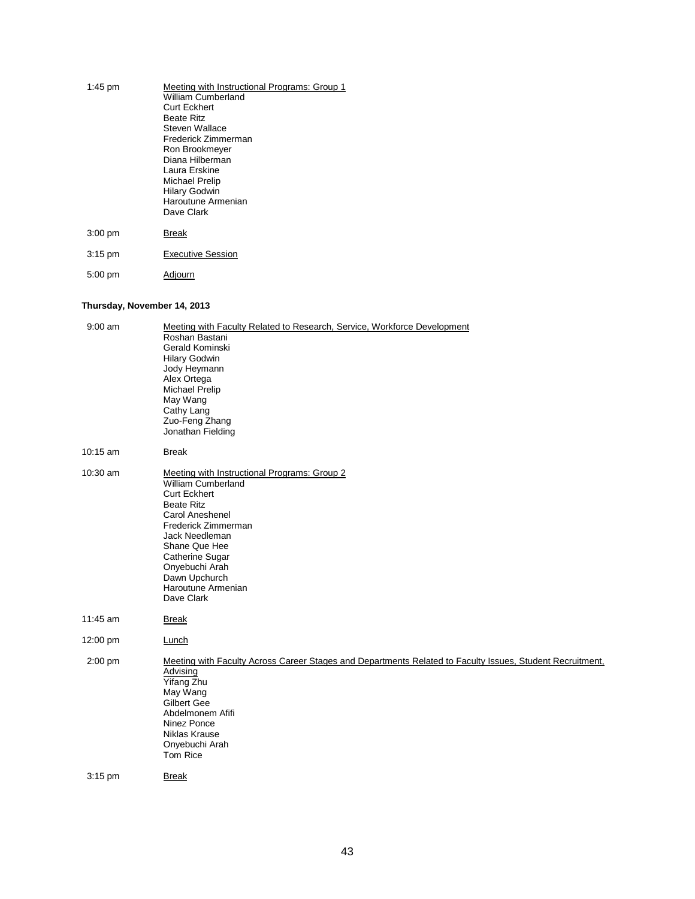1:45 pm Meeting with Instructional Programs: Group 1
- William Cumberland
- Curt Eckhert
- Beate Ritz
- Steven Wallace
- Frederick Zimmerman
- Ron Brookmeyer
- Diana Hilberman
- Laura Erskine
- Michael Prelip
- Hilary Godwin
- Haroutune Armenian
- Dave Clark

3:00 pm Break

3:15 pm Executive Session

5:00 pm Adjourn

**Thursday, November 14, 2013**

9:00 am Meeting with Faculty Related to Research, Service, Workforce Development
- Roshan Bastani
- Gerald Kominski
- Hilary Godwin
- Jody Heymann
- Alex Ortega
- Michael Prelip
- May Wang
- Cathy Lang
- Zuo-Feng Zhang
- Jonathan Fielding

10:15 am Break

10:30 am Meeting with Instructional Programs: Group 2
- William Cumberland
- Curt Eckhert
- Beate Ritz
- Carol Aneshenel
- Frederick Zimmerman
- Jack Needleman
- Shane Que Hee
- Catherine Sugar
- Onyebuchi Arah
- Dawn Upchurch
- Haroutune Armenian
- Dave Clark

11:45 am Break

12:00 pm Lunch

2:00 pm Meeting with Faculty Across Career Stages and Departments Related to Faculty Issues, Student Recruitment, Advising
- Yifang Zhu
- May Wang
- Gilbert Gee
- Abdelmonem Afifi
- Ninez Ponce
- Niklas Krause
- Onyebuchi Arah
- Tom Rice

3:15 pm Break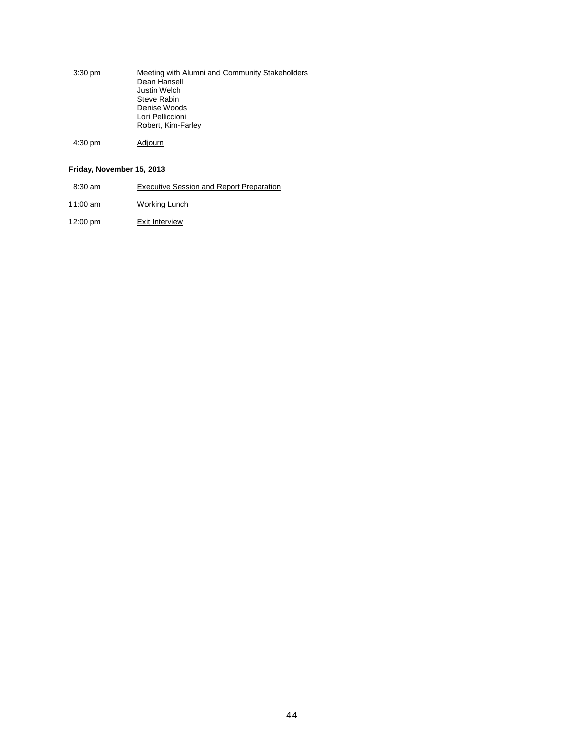3:30 pm Meeting with Alumni and Community Stakeholders
Dean Hansell
Justin Welch
Steve Rabin
Denise Woods
Lori Pelliccioni
Robert, Kim-Farley

4:30 pm Adjourn

**Friday, November 15, 2013**

8:30 am Executive Session and Report Preparation

11:00 am Working Lunch

12:00 pm Exit Interview